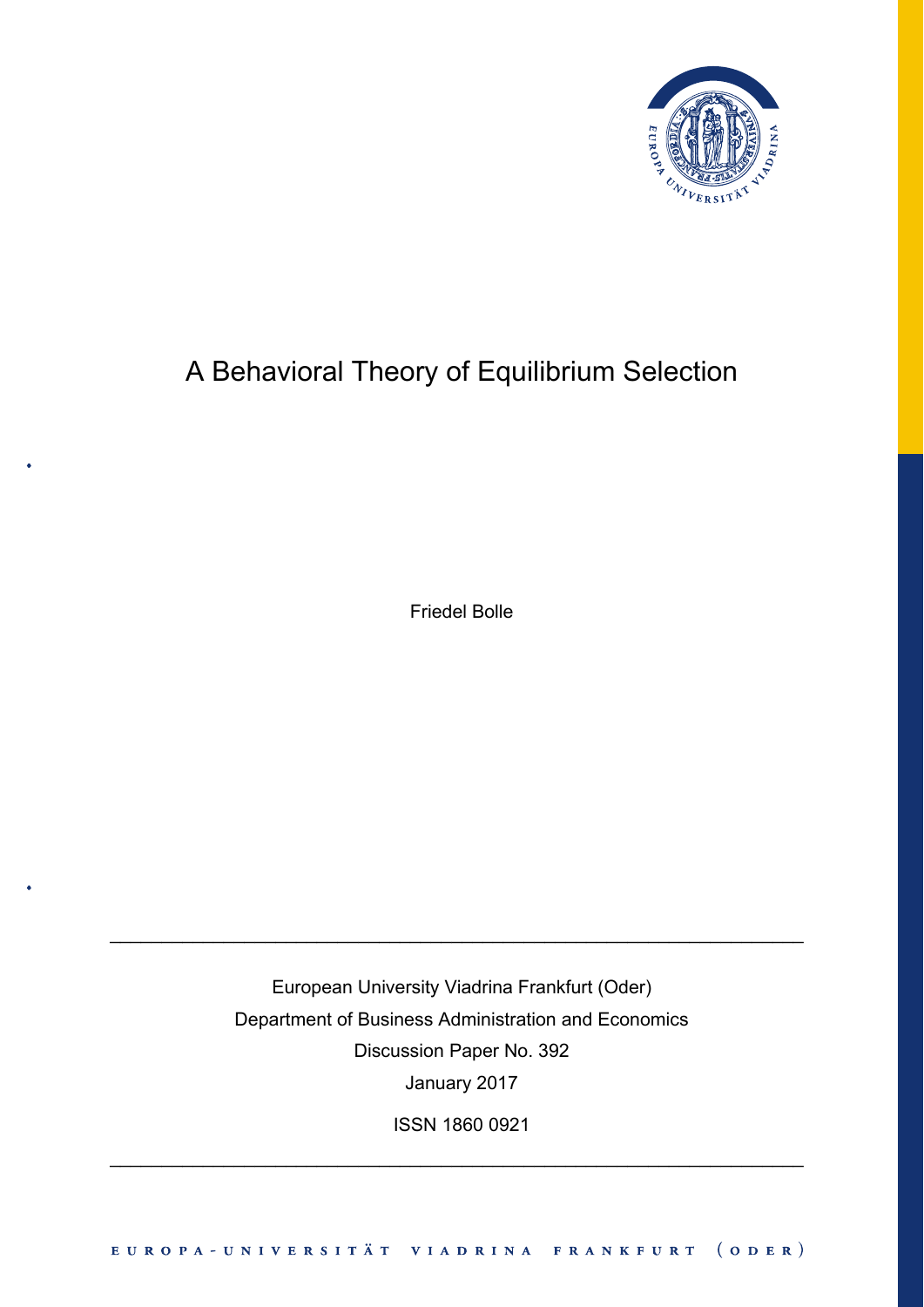# A Behavioral Theory of Equilibrium Selection

Friedel Bolle

---

European University Viadrina Frankfurt (Oder)

Department of Business Administration and Economics

Discussion Paper No. 392

January 2017

ISSN 1860 0921

---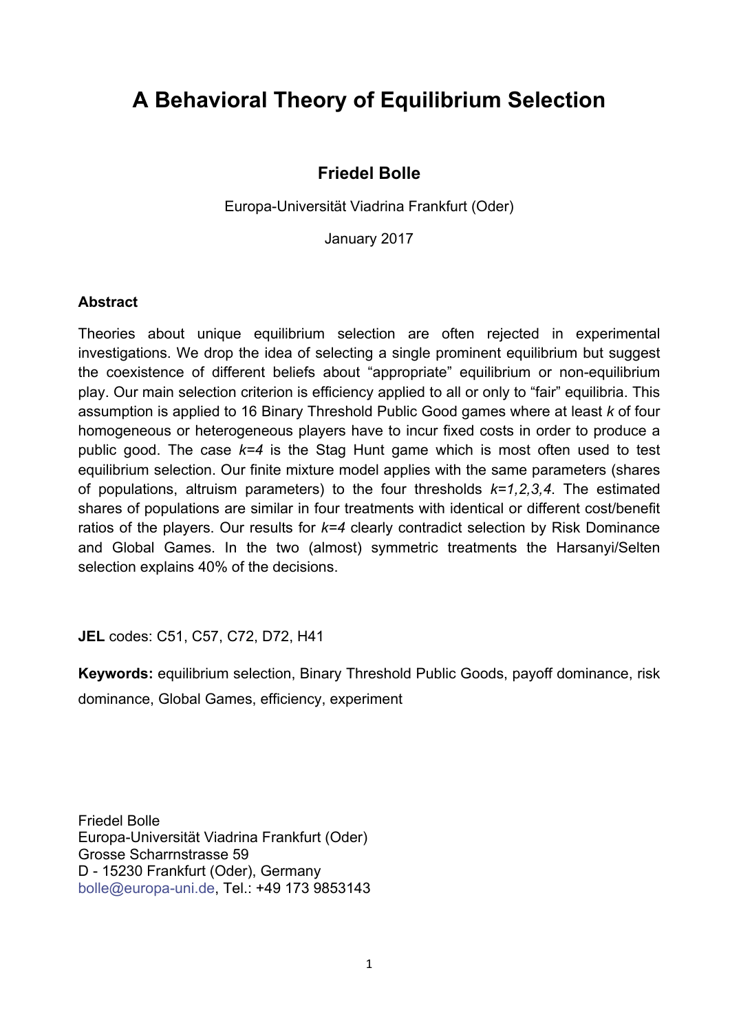# A Behavioral Theory of Equilibrium Selection

**Friedel Bolle**

Europa-Universität Viadrina Frankfurt (Oder)

January 2017

**Abstract**

Theories about unique equilibrium selection are often rejected in experimental investigations. We drop the idea of selecting a single prominent equilibrium but suggest the coexistence of different beliefs about "appropriate" equilibrium or non-equilibrium play. Our main selection criterion is efficiency applied to all or only to "fair" equilibria. This assumption is applied to 16 Binary Threshold Public Good games where at least *k* of four homogeneous or heterogeneous players have to incur fixed costs in order to produce a public good. The case *k=4* is the Stag Hunt game which is most often used to test equilibrium selection. Our finite mixture model applies with the same parameters (shares of populations, altruism parameters) to the four thresholds *k=1,2,3,4*. The estimated shares of populations are similar in four treatments with identical or different cost/benefit ratios of the players. Our results for *k=4* clearly contradict selection by Risk Dominance and Global Games. In the two (almost) symmetric treatments the Harsanyi/Selten selection explains 40% of the decisions.

**JEL** codes: C51, C57, C72, D72, H41

**Keywords:** equilibrium selection, Binary Threshold Public Goods, payoff dominance, risk dominance, Global Games, efficiency, experiment

Friedel Bolle
Europa-Universität Viadrina Frankfurt (Oder)
Grosse Scharrnstrasse 59
D - 15230 Frankfurt (Oder), Germany
bolle@europa-uni.de, Tel.: +49 173 9853143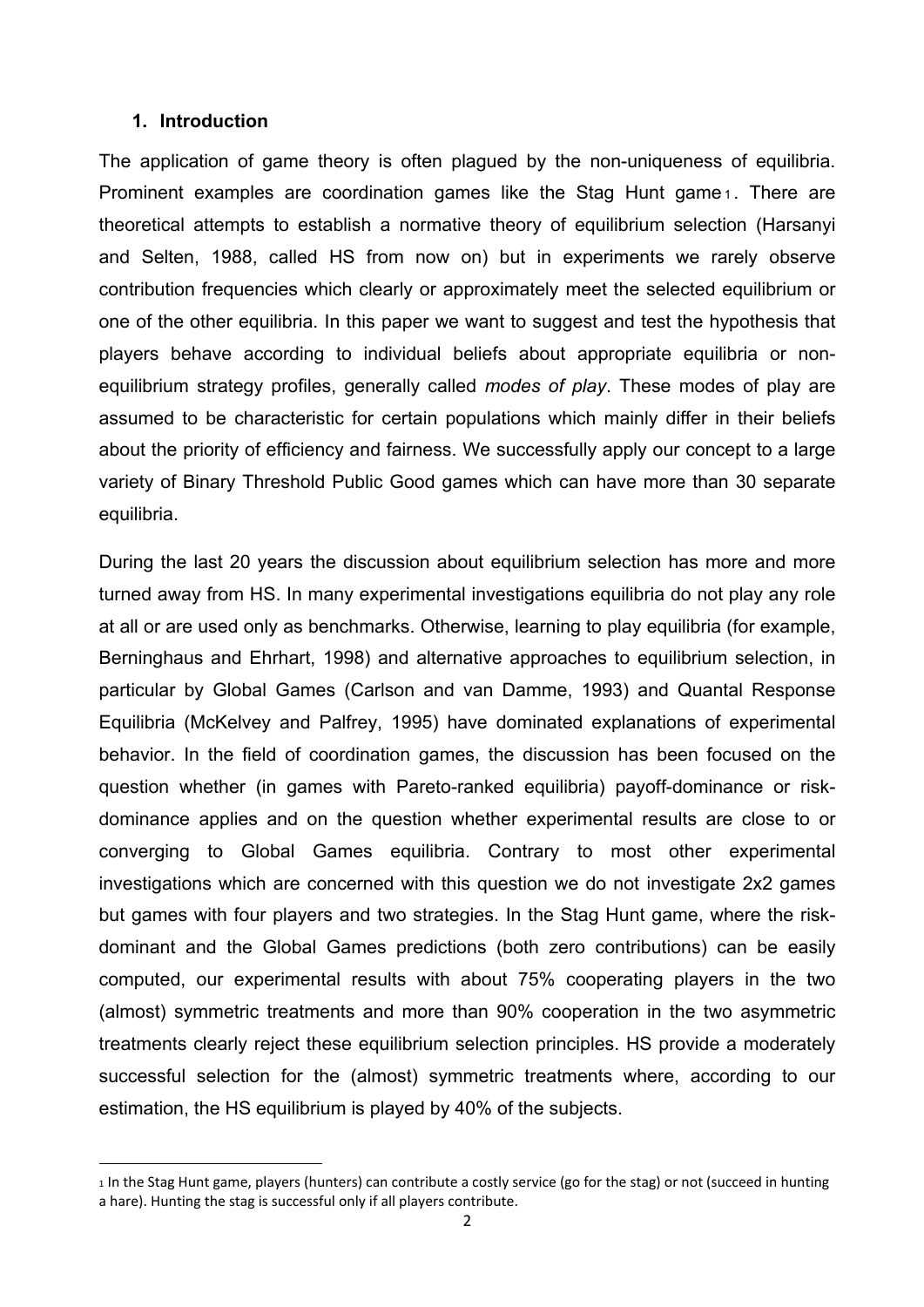## 1. Introduction

The application of game theory is often plagued by the non-uniqueness of equilibria. Prominent examples are coordination games like the Stag Hunt game[1]. There are theoretical attempts to establish a normative theory of equilibrium selection (Harsanyi and Selten, 1988, called HS from now on) but in experiments we rarely observe contribution frequencies which clearly or approximately meet the selected equilibrium or one of the other equilibria. In this paper we want to suggest and test the hypothesis that players behave according to individual beliefs about appropriate equilibria or non-equilibrium strategy profiles, generally called *modes of play*. These modes of play are assumed to be characteristic for certain populations which mainly differ in their beliefs about the priority of efficiency and fairness. We successfully apply our concept to a large variety of Binary Threshold Public Good games which can have more than 30 separate equilibria.

During the last 20 years the discussion about equilibrium selection has more and more turned away from HS. In many experimental investigations equilibria do not play any role at all or are used only as benchmarks. Otherwise, learning to play equilibria (for example, Berninghaus and Ehrhart, 1998) and alternative approaches to equilibrium selection, in particular by Global Games (Carlson and van Damme, 1993) and Quantal Response Equilibria (McKelvey and Palfrey, 1995) have dominated explanations of experimental behavior. In the field of coordination games, the discussion has been focused on the question whether (in games with Pareto-ranked equilibria) payoff-dominance or risk-dominance applies and on the question whether experimental results are close to or converging to Global Games equilibria. Contrary to most other experimental investigations which are concerned with this question we do not investigate 2x2 games but games with four players and two strategies. In the Stag Hunt game, where the risk-dominant and the Global Games predictions (both zero contributions) can be easily computed, our experimental results with about 75% cooperating players in the two (almost) symmetric treatments and more than 90% cooperation in the two asymmetric treatments clearly reject these equilibrium selection principles. HS provide a moderately successful selection for the (almost) symmetric treatments where, according to our estimation, the HS equilibrium is played by 40% of the subjects.

[1] In the Stag Hunt game, players (hunters) can contribute a costly service (go for the stag) or not (succeed in hunting a hare). Hunting the stag is successful only if all players contribute.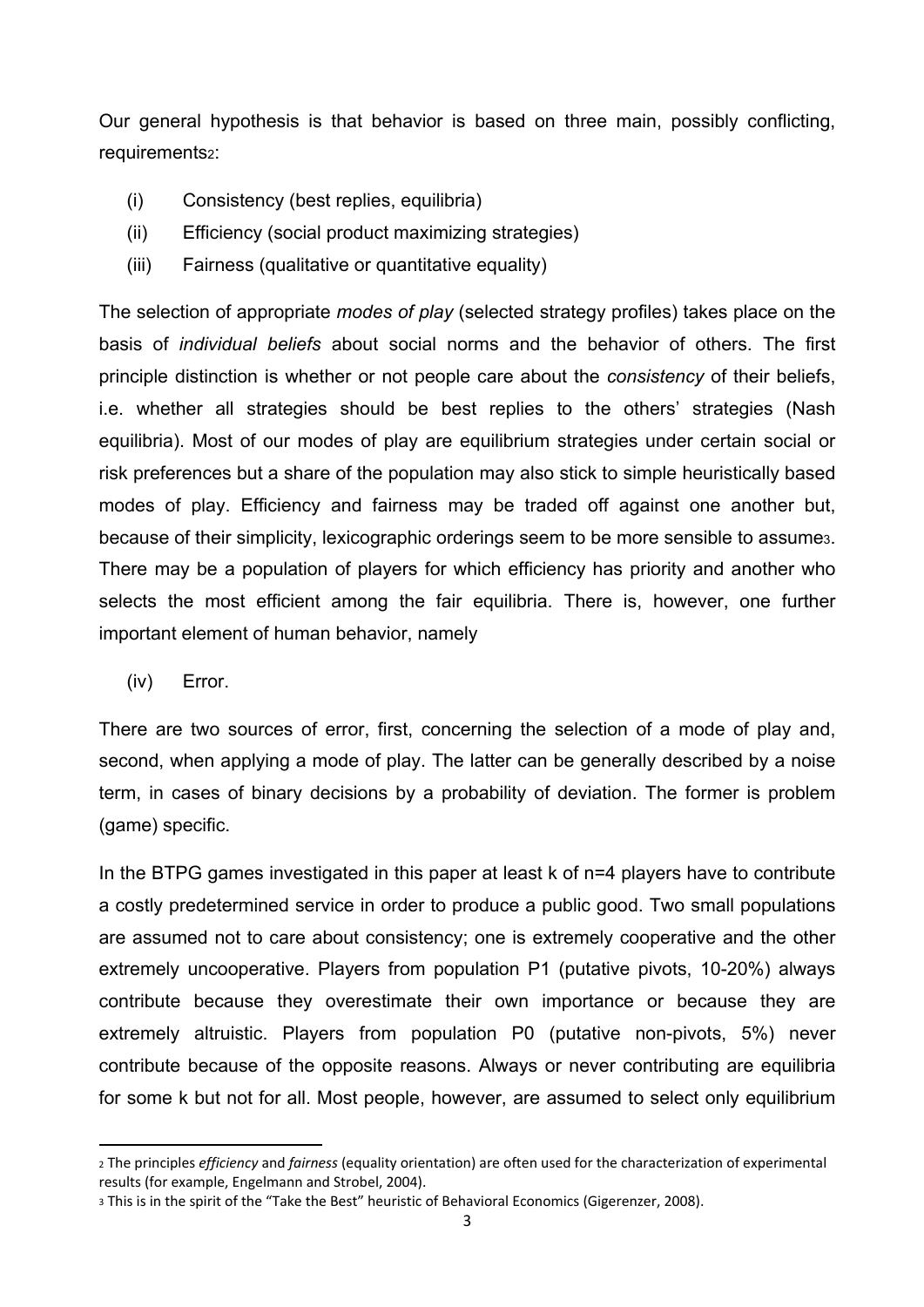Our general hypothesis is that behavior is based on three main, possibly conflicting, requirements[2]:

(i) Consistency (best replies, equilibria)

(ii) Efficiency (social product maximizing strategies)

(iii) Fairness (qualitative or quantitative equality)

The selection of appropriate *modes of play* (selected strategy profiles) takes place on the basis of *individual beliefs* about social norms and the behavior of others. The first principle distinction is whether or not people care about the *consistency* of their beliefs, i.e. whether all strategies should be best replies to the others' strategies (Nash equilibria). Most of our modes of play are equilibrium strategies under certain social or risk preferences but a share of the population may also stick to simple heuristically based modes of play. Efficiency and fairness may be traded off against one another but, because of their simplicity, lexicographic orderings seem to be more sensible to assume[3]. There may be a population of players for which efficiency has priority and another who selects the most efficient among the fair equilibria. There is, however, one further important element of human behavior, namely

(iv) Error.

There are two sources of error, first, concerning the selection of a mode of play and, second, when applying a mode of play. The latter can be generally described by a noise term, in cases of binary decisions by a probability of deviation. The former is problem (game) specific.

In the BTPG games investigated in this paper at least k of n=4 players have to contribute a costly predetermined service in order to produce a public good. Two small populations are assumed not to care about consistency; one is extremely cooperative and the other extremely uncooperative. Players from population P1 (putative pivots, 10-20%) always contribute because they overestimate their own importance or because they are extremely altruistic. Players from population P0 (putative non-pivots, 5%) never contribute because of the opposite reasons. Always or never contributing are equilibria for some k but not for all. Most people, however, are assumed to select only equilibrium

[2] The principles *efficiency* and *fairness* (equality orientation) are often used for the characterization of experimental results (for example, Engelmann and Strobel, 2004).

[3] This is in the spirit of the "Take the Best" heuristic of Behavioral Economics (Gigerenzer, 2008).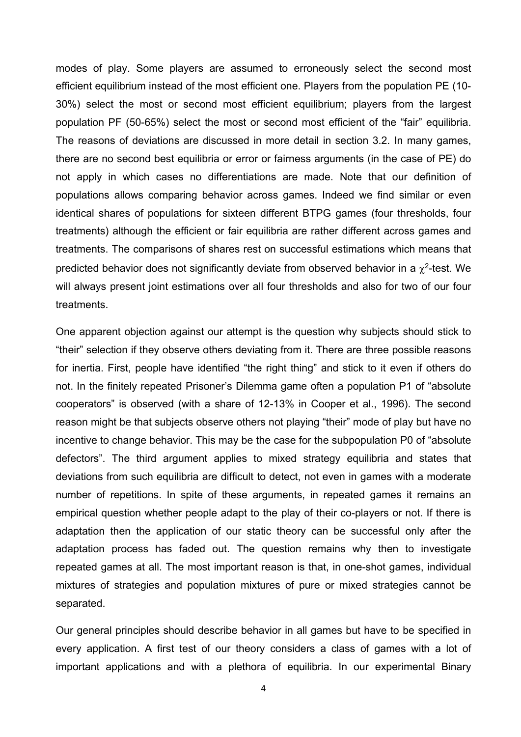modes of play. Some players are assumed to erroneously select the second most efficient equilibrium instead of the most efficient one. Players from the population PE (10-30%) select the most or second most efficient equilibrium; players from the largest population PF (50-65%) select the most or second most efficient of the "fair" equilibria. The reasons of deviations are discussed in more detail in section 3.2. In many games, there are no second best equilibria or error or fairness arguments (in the case of PE) do not apply in which cases no differentiations are made. Note that our definition of populations allows comparing behavior across games. Indeed we find similar or even identical shares of populations for sixteen different BTPG games (four thresholds, four treatments) although the efficient or fair equilibria are rather different across games and treatments. The comparisons of shares rest on successful estimations which means that predicted behavior does not significantly deviate from observed behavior in a $\chi^2$-test. We will always present joint estimations over all four thresholds and also for two of our four treatments.

One apparent objection against our attempt is the question why subjects should stick to "their" selection if they observe others deviating from it. There are three possible reasons for inertia. First, people have identified "the right thing" and stick to it even if others do not. In the finitely repeated Prisoner's Dilemma game often a population P1 of "absolute cooperators" is observed (with a share of 12-13% in Cooper et al., 1996). The second reason might be that subjects observe others not playing "their" mode of play but have no incentive to change behavior. This may be the case for the subpopulation P0 of "absolute defectors". The third argument applies to mixed strategy equilibria and states that deviations from such equilibria are difficult to detect, not even in games with a moderate number of repetitions. In spite of these arguments, in repeated games it remains an empirical question whether people adapt to the play of their co-players or not. If there is adaptation then the application of our static theory can be successful only after the adaptation process has faded out. The question remains why then to investigate repeated games at all. The most important reason is that, in one-shot games, individual mixtures of strategies and population mixtures of pure or mixed strategies cannot be separated.

Our general principles should describe behavior in all games but have to be specified in every application. A first test of our theory considers a class of games with a lot of important applications and with a plethora of equilibria. In our experimental Binary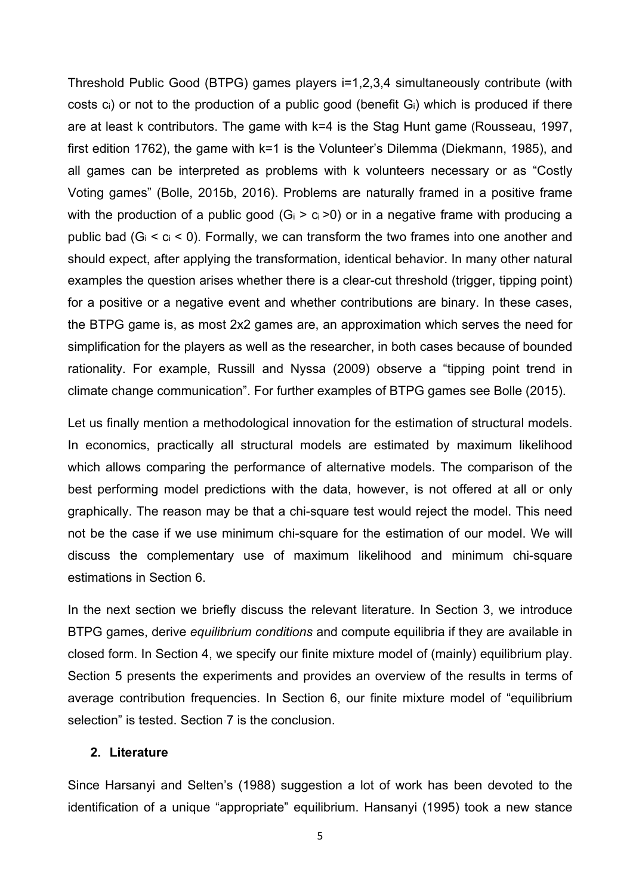Threshold Public Good (BTPG) games players i=1,2,3,4 simultaneously contribute (with costs $c_i$) or not to the production of a public good (benefit $G_i$) which is produced if there are at least k contributors. The game with k=4 is the Stag Hunt game (Rousseau, 1997, first edition 1762), the game with k=1 is the Volunteer's Dilemma (Diekmann, 1985), and all games can be interpreted as problems with k volunteers necessary or as "Costly Voting games" (Bolle, 2015b, 2016). Problems are naturally framed in a positive frame with the production of a public good ($G_i > c_i > 0$) or in a negative frame with producing a public bad ($G_i < c_i < 0$). Formally, we can transform the two frames into one another and should expect, after applying the transformation, identical behavior. In many other natural examples the question arises whether there is a clear-cut threshold (trigger, tipping point) for a positive or a negative event and whether contributions are binary. In these cases, the BTPG game is, as most 2x2 games are, an approximation which serves the need for simplification for the players as well as the researcher, in both cases because of bounded rationality. For example, Russill and Nyssa (2009) observe a "tipping point trend in climate change communication". For further examples of BTPG games see Bolle (2015).

Let us finally mention a methodological innovation for the estimation of structural models. In economics, practically all structural models are estimated by maximum likelihood which allows comparing the performance of alternative models. The comparison of the best performing model predictions with the data, however, is not offered at all or only graphically. The reason may be that a chi-square test would reject the model. This need not be the case if we use minimum chi-square for the estimation of our model. We will discuss the complementary use of maximum likelihood and minimum chi-square estimations in Section 6.

In the next section we briefly discuss the relevant literature. In Section 3, we introduce BTPG games, derive *equilibrium conditions* and compute equilibria if they are available in closed form. In Section 4, we specify our finite mixture model of (mainly) equilibrium play. Section 5 presents the experiments and provides an overview of the results in terms of average contribution frequencies. In Section 6, our finite mixture model of "equilibrium selection" is tested. Section 7 is the conclusion.

## 2. Literature

Since Harsanyi and Selten's (1988) suggestion a lot of work has been devoted to the identification of a unique "appropriate" equilibrium. Hansanyi (1995) took a new stance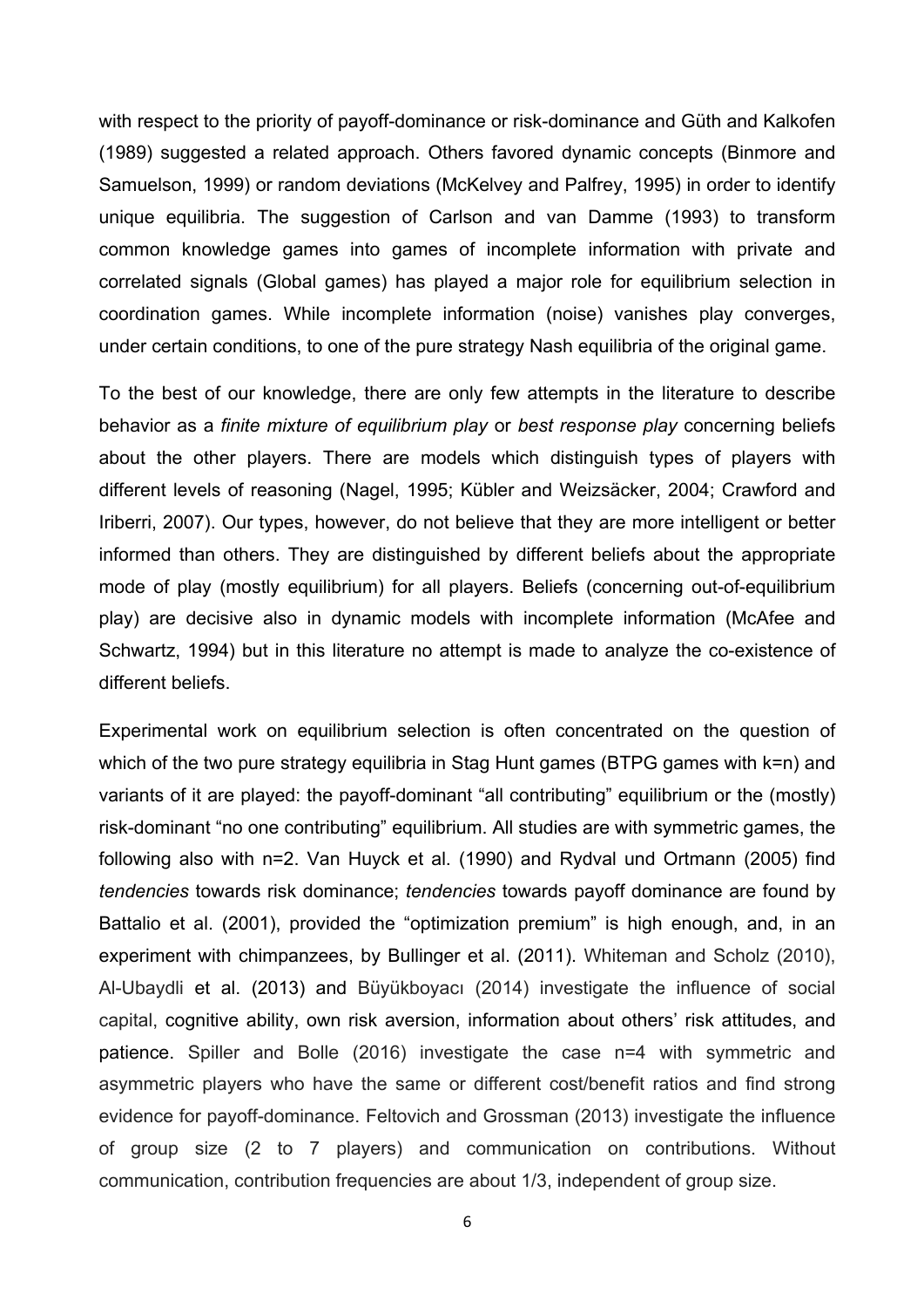with respect to the priority of payoff-dominance or risk-dominance and Güth and Kalkofen (1989) suggested a related approach. Others favored dynamic concepts (Binmore and Samuelson, 1999) or random deviations (McKelvey and Palfrey, 1995) in order to identify unique equilibria. The suggestion of Carlson and van Damme (1993) to transform common knowledge games into games of incomplete information with private and correlated signals (Global games) has played a major role for equilibrium selection in coordination games. While incomplete information (noise) vanishes play converges, under certain conditions, to one of the pure strategy Nash equilibria of the original game.

To the best of our knowledge, there are only few attempts in the literature to describe behavior as a *finite mixture of equilibrium play* or *best response play* concerning beliefs about the other players. There are models which distinguish types of players with different levels of reasoning (Nagel, 1995; Kübler and Weizsäcker, 2004; Crawford and Iriberri, 2007). Our types, however, do not believe that they are more intelligent or better informed than others. They are distinguished by different beliefs about the appropriate mode of play (mostly equilibrium) for all players. Beliefs (concerning out-of-equilibrium play) are decisive also in dynamic models with incomplete information (McAfee and Schwartz, 1994) but in this literature no attempt is made to analyze the co-existence of different beliefs.

Experimental work on equilibrium selection is often concentrated on the question of which of the two pure strategy equilibria in Stag Hunt games (BTPG games with k=n) and variants of it are played: the payoff-dominant "all contributing" equilibrium or the (mostly) risk-dominant "no one contributing" equilibrium. All studies are with symmetric games, the following also with n=2. Van Huyck et al. (1990) and Rydval und Ortmann (2005) find *tendencies* towards risk dominance; *tendencies* towards payoff dominance are found by Battalio et al. (2001), provided the "optimization premium" is high enough, and, in an experiment with chimpanzees, by Bullinger et al. (2011). Whiteman and Scholz (2010), Al-Ubaydli et al. (2013) and Büyükboyacı (2014) investigate the influence of social capital, cognitive ability, own risk aversion, information about others' risk attitudes, and patience. Spiller and Bolle (2016) investigate the case n=4 with symmetric and asymmetric players who have the same or different cost/benefit ratios and find strong evidence for payoff-dominance. Feltovich and Grossman (2013) investigate the influence of group size (2 to 7 players) and communication on contributions. Without communication, contribution frequencies are about 1/3, independent of group size.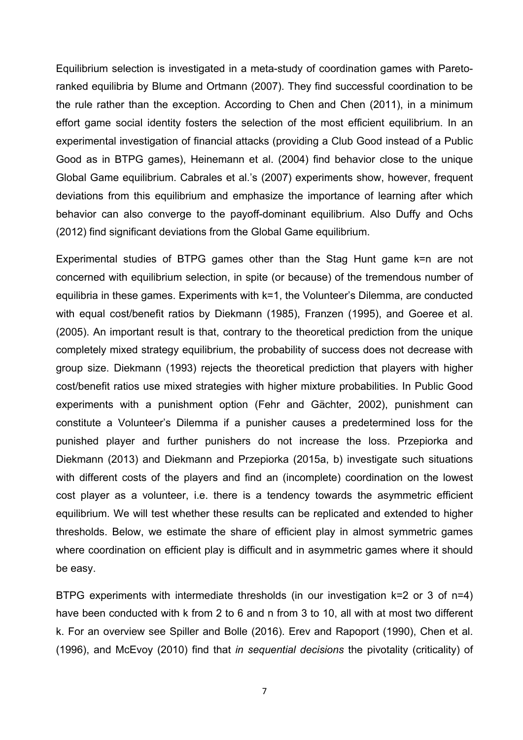Equilibrium selection is investigated in a meta-study of coordination games with Pareto-ranked equilibria by Blume and Ortmann (2007). They find successful coordination to be the rule rather than the exception. According to Chen and Chen (2011), in a minimum effort game social identity fosters the selection of the most efficient equilibrium. In an experimental investigation of financial attacks (providing a Club Good instead of a Public Good as in BTPG games), Heinemann et al. (2004) find behavior close to the unique Global Game equilibrium. Cabrales et al.'s (2007) experiments show, however, frequent deviations from this equilibrium and emphasize the importance of learning after which behavior can also converge to the payoff-dominant equilibrium. Also Duffy and Ochs (2012) find significant deviations from the Global Game equilibrium.

Experimental studies of BTPG games other than the Stag Hunt game $k=n$ are not concerned with equilibrium selection, in spite (or because) of the tremendous number of equilibria in these games. Experiments with $k=1$, the Volunteer's Dilemma, are conducted with equal cost/benefit ratios by Diekmann (1985), Franzen (1995), and Goeree et al. (2005). An important result is that, contrary to the theoretical prediction from the unique completely mixed strategy equilibrium, the probability of success does not decrease with group size. Diekmann (1993) rejects the theoretical prediction that players with higher cost/benefit ratios use mixed strategies with higher mixture probabilities. In Public Good experiments with a punishment option (Fehr and Gächter, 2002), punishment can constitute a Volunteer's Dilemma if a punisher causes a predetermined loss for the punished player and further punishers do not increase the loss. Przepiorka and Diekmann (2013) and Diekmann and Przepiorka (2015a, b) investigate such situations with different costs of the players and find an (incomplete) coordination on the lowest cost player as a volunteer, i.e. there is a tendency towards the asymmetric efficient equilibrium. We will test whether these results can be replicated and extended to higher thresholds. Below, we estimate the share of efficient play in almost symmetric games where coordination on efficient play is difficult and in asymmetric games where it should be easy.

BTPG experiments with intermediate thresholds (in our investigation $k=2$ or 3 of $n=4$) have been conducted with $k$ from 2 to 6 and $n$ from 3 to 10, all with at most two different $k$. For an overview see Spiller and Bolle (2016). Erev and Rapoport (1990), Chen et al. (1996), and McEvoy (2010) find that *in sequential decisions* the pivotality (criticality) of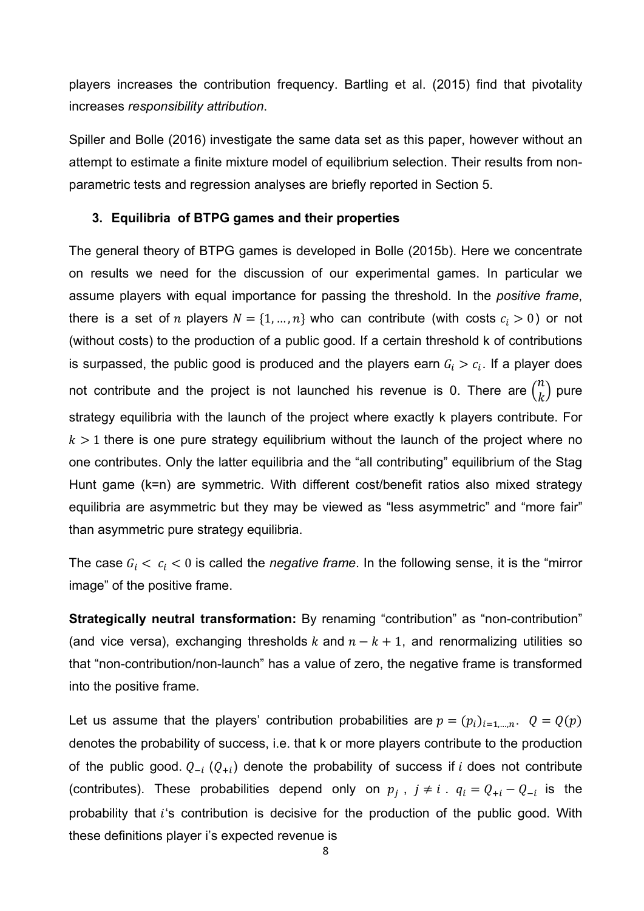players increases the contribution frequency. Bartling et al. (2015) find that pivotality increases *responsibility attribution*.

Spiller and Bolle (2016) investigate the same data set as this paper, however without an attempt to estimate a finite mixture model of equilibrium selection. Their results from non-parametric tests and regression analyses are briefly reported in Section 5.

### 3. Equilibria of BTPG games and their properties

The general theory of BTPG games is developed in Bolle (2015b). Here we concentrate on results we need for the discussion of our experimental games. In particular we assume players with equal importance for passing the threshold. In the *positive frame*, there is a set of $n$ players $N = \{1, \ldots, n\}$ who can contribute (with costs $c_i > 0$) or not (without costs) to the production of a public good. If a certain threshold k of contributions is surpassed, the public good is produced and the players earn $G_i > c_i$. If a player does not contribute and the project is not launched his revenue is 0. There are $\binom{n}{k}$ pure strategy equilibria with the launch of the project where exactly k players contribute. For $k > 1$ there is one pure strategy equilibrium without the launch of the project where no one contributes. Only the latter equilibria and the "all contributing" equilibrium of the Stag Hunt game (k=n) are symmetric. With different cost/benefit ratios also mixed strategy equilibria are asymmetric but they may be viewed as "less asymmetric" and "more fair" than asymmetric pure strategy equilibria.

The case $G_i < c_i < 0$ is called the *negative frame*. In the following sense, it is the "mirror image" of the positive frame.

**Strategically neutral transformation:** By renaming "contribution" as "non-contribution" (and vice versa), exchanging thresholds $k$ and $n - k + 1$, and renormalizing utilities so that "non-contribution/non-launch" has a value of zero, the negative frame is transformed into the positive frame.

Let us assume that the players' contribution probabilities are $p = (p_i)_{i=1,\ldots,n}$. $Q = Q(p)$ denotes the probability of success, i.e. that k or more players contribute to the production of the public good. $Q_{-i}$ ($Q_{+i}$) denote the probability of success if $i$ does not contribute (contributes). These probabilities depend only on $p_j$ , $j \neq i$ . $q_i = Q_{+i} - Q_{-i}$ is the probability that $i$'s contribution is decisive for the production of the public good. With these definitions player i's expected revenue is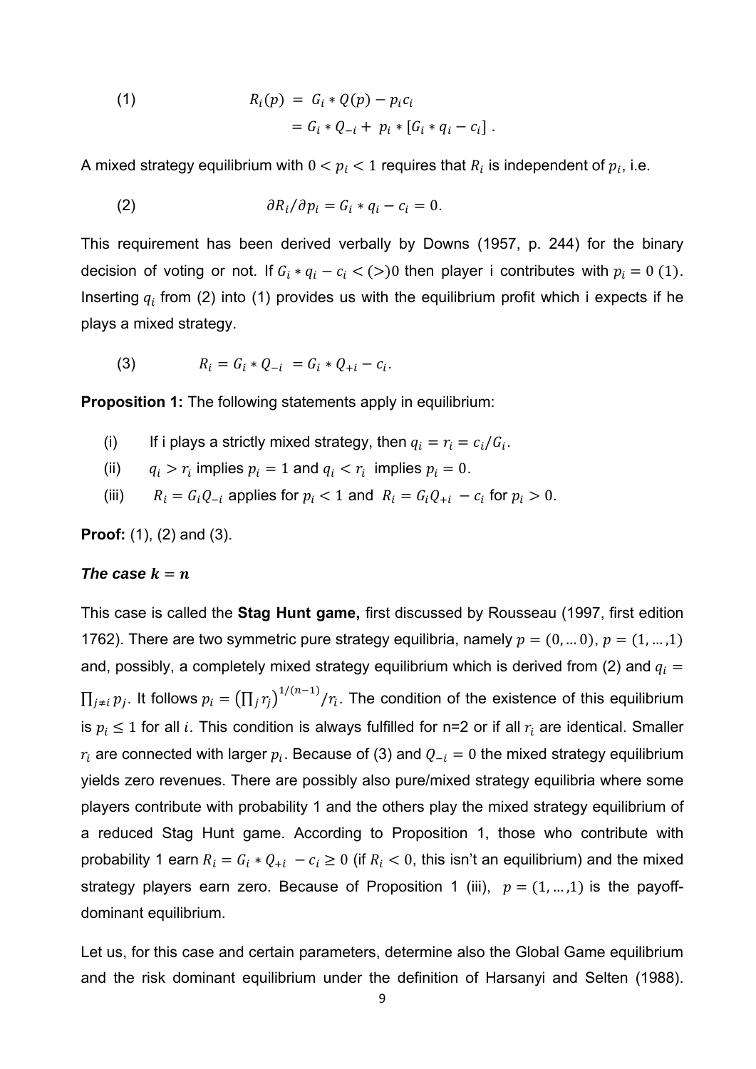$$(1) \qquad R_i(p) = G_i * Q(p) - p_i c_i$$
$$= G_i * Q_{-i} + p_i * [G_i * q_i - c_i] .$$

A mixed strategy equilibrium with $0 < p_i < 1$ requires that $R_i$ is independent of $p_i$, i.e.

$$(2) \qquad \partial R_i / \partial p_i = G_i * q_i - c_i = 0.$$

This requirement has been derived verbally by Downs (1957, p. 244) for the binary decision of voting or not. If $G_i * q_i - c_i < (>) 0$ then player i contributes with $p_i = 0\ (1)$. Inserting $q_i$ from (2) into (1) provides us with the equilibrium profit which i expects if he plays a mixed strategy.

$$(3) \qquad R_i = G_i * Q_{-i} = G_i * Q_{+i} - c_i.$$

**Proposition 1:** The following statements apply in equilibrium:

(i) If i plays a strictly mixed strategy, then $q_i = r_i = c_i / G_i$.

(ii) $q_i > r_i$ implies $p_i = 1$ and $q_i < r_i$ implies $p_i = 0$.

(iii) $R_i = G_i Q_{-i}$ applies for $p_i < 1$ and $R_i = G_i Q_{+i} - c_i$ for $p_i > 0$.

**Proof:** (1), (2) and (3).

***The case $k = n$***

This case is called the **Stag Hunt game,** first discussed by Rousseau (1997, first edition 1762). There are two symmetric pure strategy equilibria, namely $p = (0, \ldots 0)$, $p = (1, \ldots, 1)$ and, possibly, a completely mixed strategy equilibrium which is derived from (2) and $q_i = \prod_{j \neq i} p_j$. It follows $p_i = \left(\prod_j r_j\right)^{1/(n-1)} / r_i$. The condition of the existence of this equilibrium is $p_i \leq 1$ for all $i$. This condition is always fulfilled for n=2 or if all $r_i$ are identical. Smaller $r_i$ are connected with larger $p_i$. Because of (3) and $Q_{-i} = 0$ the mixed strategy equilibrium yields zero revenues. There are possibly also pure/mixed strategy equilibria where some players contribute with probability 1 and the others play the mixed strategy equilibrium of a reduced Stag Hunt game. According to Proposition 1, those who contribute with probability 1 earn $R_i = G_i * Q_{+i} - c_i \geq 0$ (if $R_i < 0$, this isn't an equilibrium) and the mixed strategy players earn zero. Because of Proposition 1 (iii), $p = (1, \ldots, 1)$ is the payoff-dominant equilibrium.

Let us, for this case and certain parameters, determine also the Global Game equilibrium and the risk dominant equilibrium under the definition of Harsanyi and Selten (1988).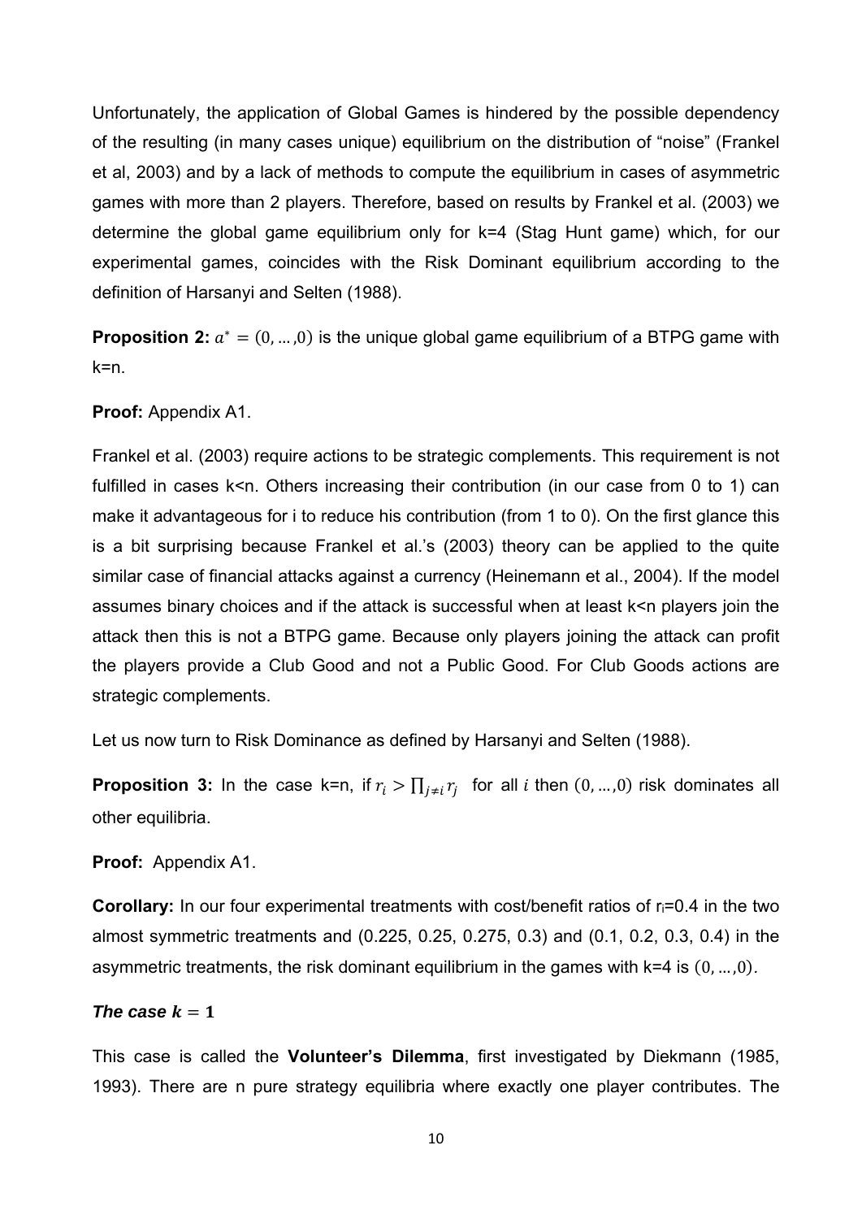Unfortunately, the application of Global Games is hindered by the possible dependency of the resulting (in many cases unique) equilibrium on the distribution of "noise" (Frankel et al, 2003) and by a lack of methods to compute the equilibrium in cases of asymmetric games with more than 2 players. Therefore, based on results by Frankel et al. (2003) we determine the global game equilibrium only for k=4 (Stag Hunt game) which, for our experimental games, coincides with the Risk Dominant equilibrium according to the definition of Harsanyi and Selten (1988).

**Proposition 2:** $a^* = (0, \dots, 0)$ is the unique global game equilibrium of a BTPG game with k=n.

**Proof:** Appendix A1.

Frankel et al. (2003) require actions to be strategic complements. This requirement is not fulfilled in cases k<n. Others increasing their contribution (in our case from 0 to 1) can make it advantageous for i to reduce his contribution (from 1 to 0). On the first glance this is a bit surprising because Frankel et al.'s (2003) theory can be applied to the quite similar case of financial attacks against a currency (Heinemann et al., 2004). If the model assumes binary choices and if the attack is successful when at least k<n players join the attack then this is not a BTPG game. Because only players joining the attack can profit the players provide a Club Good and not a Public Good. For Club Goods actions are strategic complements.

Let us now turn to Risk Dominance as defined by Harsanyi and Selten (1988).

**Proposition 3:** In the case k=n, if $r_i > \prod_{j \neq i} r_j$ for all $i$ then $(0, \dots, 0)$ risk dominates all other equilibria.

**Proof:** Appendix A1.

**Corollary:** In our four experimental treatments with cost/benefit ratios of $r_i$=0.4 in the two almost symmetric treatments and (0.225, 0.25, 0.275, 0.3) and (0.1, 0.2, 0.3, 0.4) in the asymmetric treatments, the risk dominant equilibrium in the games with k=4 is $(0, \dots, 0)$.

### *The case $k = 1$*

This case is called the **Volunteer's Dilemma**, first investigated by Diekmann (1985, 1993). There are n pure strategy equilibria where exactly one player contributes. The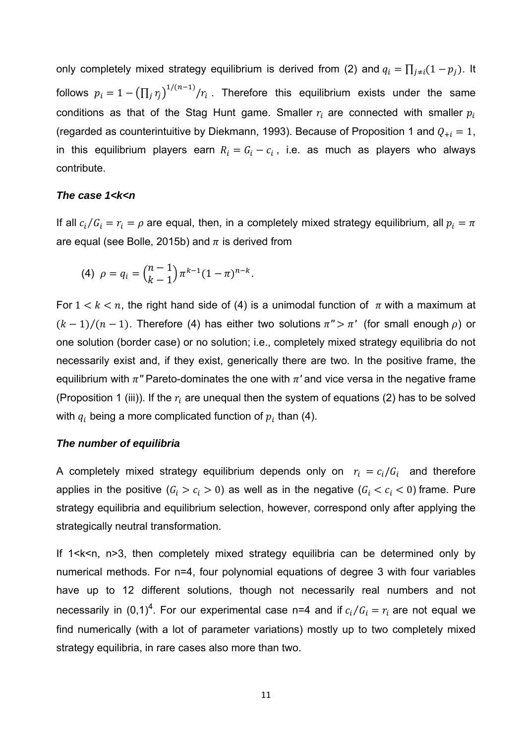only completely mixed strategy equilibrium is derived from (2) and $q_i = \prod_{j \neq i}(1 - p_j)$. It follows $p_i = 1 - \left(\prod_j r_j\right)^{1/(n-1)}/r_i$. Therefore this equilibrium exists under the same conditions as that of the Stag Hunt game. Smaller $r_i$ are connected with smaller $p_i$ (regarded as counterintuitive by Diekmann, 1993). Because of Proposition 1 and $Q_{+i} = 1$, in this equilibrium players earn $R_i = G_i - c_i$, i.e. as much as players who always contribute.

### *The case 1<k<n*

If all $c_i/G_i = r_i = \rho$ are equal, then, in a completely mixed strategy equilibrium, all $p_i = \pi$ are equal (see Bolle, 2015b) and $\pi$ is derived from

$$(4)\ \ \rho = q_i = \binom{n-1}{k-1}\pi^{k-1}(1-\pi)^{n-k}.$$

For $1 < k < n$, the right hand side of (4) is a unimodal function of $\pi$ with a maximum at $(k-1)/(n-1)$. Therefore (4) has either two solutions $\pi'' > \pi'$ (for small enough $\rho$) or one solution (border case) or no solution; i.e., completely mixed strategy equilibria do not necessarily exist and, if they exist, generically there are two. In the positive frame, the equilibrium with $\pi''$ Pareto-dominates the one with $\pi'$ and vice versa in the negative frame (Proposition 1 (iii)). If the $r_i$ are unequal then the system of equations (2) has to be solved with $q_i$ being a more complicated function of $p_i$ than (4).

### *The number of equilibria*

A completely mixed strategy equilibrium depends only on $r_i = c_i/G_i$ and therefore applies in the positive ($G_i > c_i > 0$) as well as in the negative ($G_i < c_i < 0$) frame. Pure strategy equilibria and equilibrium selection, however, correspond only after applying the strategically neutral transformation.

If 1<k<n, n>3, then completely mixed strategy equilibria can be determined only by numerical methods. For n=4, four polynomial equations of degree 3 with four variables have up to 12 different solutions, though not necessarily real numbers and not necessarily in $(0,1)^4$. For our experimental case n=4 and if $c_i/G_i = r_i$ are not equal we find numerically (with a lot of parameter variations) mostly up to two completely mixed strategy equilibria, in rare cases also more than two.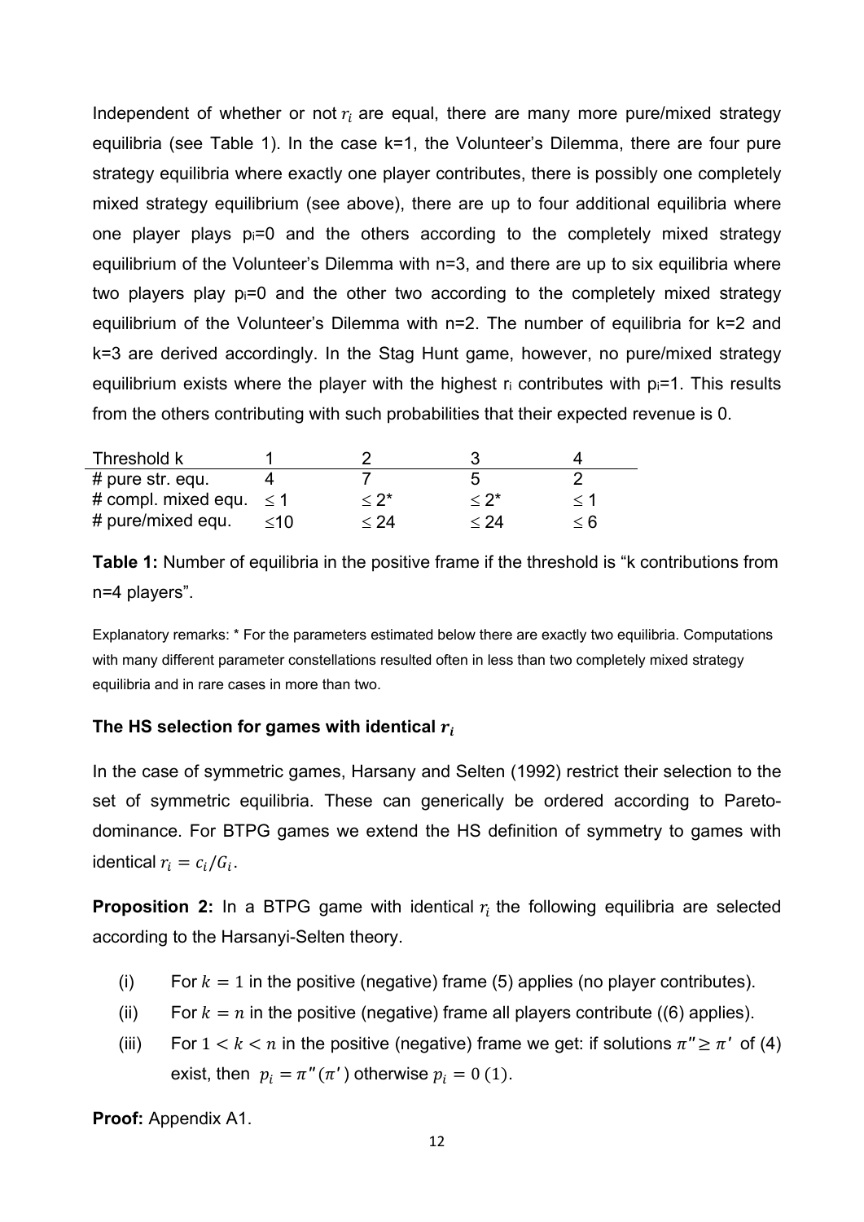Independent of whether or not $r_i$ are equal, there are many more pure/mixed strategy equilibria (see Table 1). In the case k=1, the Volunteer's Dilemma, there are four pure strategy equilibria where exactly one player contributes, there is possibly one completely mixed strategy equilibrium (see above), there are up to four additional equilibria where one player plays $p_i$=0 and the others according to the completely mixed strategy equilibrium of the Volunteer's Dilemma with n=3, and there are up to six equilibria where two players play $p_i$=0 and the other two according to the completely mixed strategy equilibrium of the Volunteer's Dilemma with n=2. The number of equilibria for k=2 and k=3 are derived accordingly. In the Stag Hunt game, however, no pure/mixed strategy equilibrium exists where the player with the highest $r_i$ contributes with $p_i$=1. This results from the others contributing with such probabilities that their expected revenue is 0.

| Threshold k | 1 | 2 | 3 | 4 |
|---|---|---|---|---|
| # pure str. equ. | 4 | 7 | 5 | 2 |
| # compl. mixed equ. | ≤ 1 | ≤ 2* | ≤ 2* | ≤ 1 |
| # pure/mixed equ. | ≤10 | ≤ 24 | ≤ 24 | ≤ 6 |

**Table 1:** Number of equilibria in the positive frame if the threshold is "k contributions from n=4 players".

Explanatory remarks: * For the parameters estimated below there are exactly two equilibria. Computations with many different parameter constellations resulted often in less than two completely mixed strategy equilibria and in rare cases in more than two.

### The HS selection for games with identical $r_i$

In the case of symmetric games, Harsany and Selten (1992) restrict their selection to the set of symmetric equilibria. These can generically be ordered according to Pareto-dominance. For BTPG games we extend the HS definition of symmetry to games with identical $r_i = c_i/G_i$.

**Proposition 2:** In a BTPG game with identical $r_i$ the following equilibria are selected according to the Harsanyi-Selten theory.

(i) For $k = 1$ in the positive (negative) frame (5) applies (no player contributes).

(ii) For $k = n$ in the positive (negative) frame all players contribute ((6) applies).

(iii) For $1 < k < n$ in the positive (negative) frame we get: if solutions $\pi'' \geq \pi'$ of (4) exist, then $p_i = \pi''(\pi')$ otherwise $p_i = 0\ (1)$.

**Proof:** Appendix A1.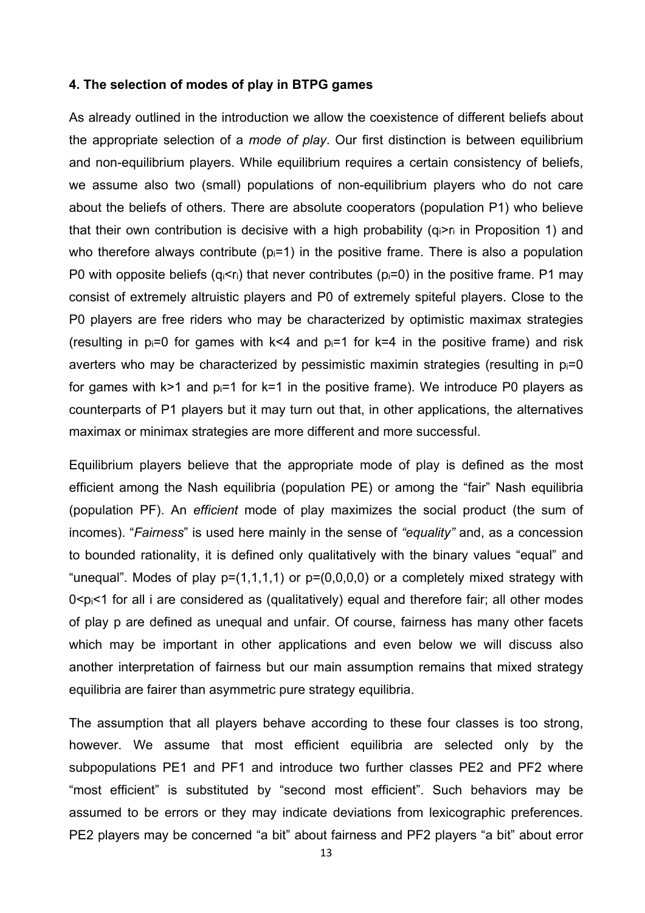### 4. The selection of modes of play in BTPG games

As already outlined in the introduction we allow the coexistence of different beliefs about the appropriate selection of a *mode of play*. Our first distinction is between equilibrium and non-equilibrium players. While equilibrium requires a certain consistency of beliefs, we assume also two (small) populations of non-equilibrium players who do not care about the beliefs of others. There are absolute cooperators (population P1) who believe that their own contribution is decisive with a high probability ($q_i > r_i$ in Proposition 1) and who therefore always contribute ($p_i = 1$) in the positive frame. There is also a population P0 with opposite beliefs ($q_i < r_i$) that never contributes ($p_i = 0$) in the positive frame. P1 may consist of extremely altruistic players and P0 of extremely spiteful players. Close to the P0 players are free riders who may be characterized by optimistic maximax strategies (resulting in $p_i = 0$ for games with $k < 4$ and $p_i = 1$ for $k = 4$ in the positive frame) and risk averters who may be characterized by pessimistic maximin strategies (resulting in $p_i = 0$ for games with $k > 1$ and $p_i = 1$ for $k = 1$ in the positive frame). We introduce P0 players as counterparts of P1 players but it may turn out that, in other applications, the alternatives maximax or minimax strategies are more different and more successful.

Equilibrium players believe that the appropriate mode of play is defined as the most efficient among the Nash equilibria (population PE) or among the "fair" Nash equilibria (population PF). An *efficient* mode of play maximizes the social product (the sum of incomes). "*Fairness*" is used here mainly in the sense of *"equality"* and, as a concession to bounded rationality, it is defined only qualitatively with the binary values "equal" and "unequal". Modes of play $p=(1,1,1,1)$ or $p=(0,0,0,0)$ or a completely mixed strategy with $0<p_i<1$ for all i are considered as (qualitatively) equal and therefore fair; all other modes of play p are defined as unequal and unfair. Of course, fairness has many other facets which may be important in other applications and even below we will discuss also another interpretation of fairness but our main assumption remains that mixed strategy equilibria are fairer than asymmetric pure strategy equilibria.

The assumption that all players behave according to these four classes is too strong, however. We assume that most efficient equilibria are selected only by the subpopulations PE1 and PF1 and introduce two further classes PE2 and PF2 where "most efficient" is substituted by "second most efficient". Such behaviors may be assumed to be errors or they may indicate deviations from lexicographic preferences. PE2 players may be concerned "a bit" about fairness and PF2 players "a bit" about error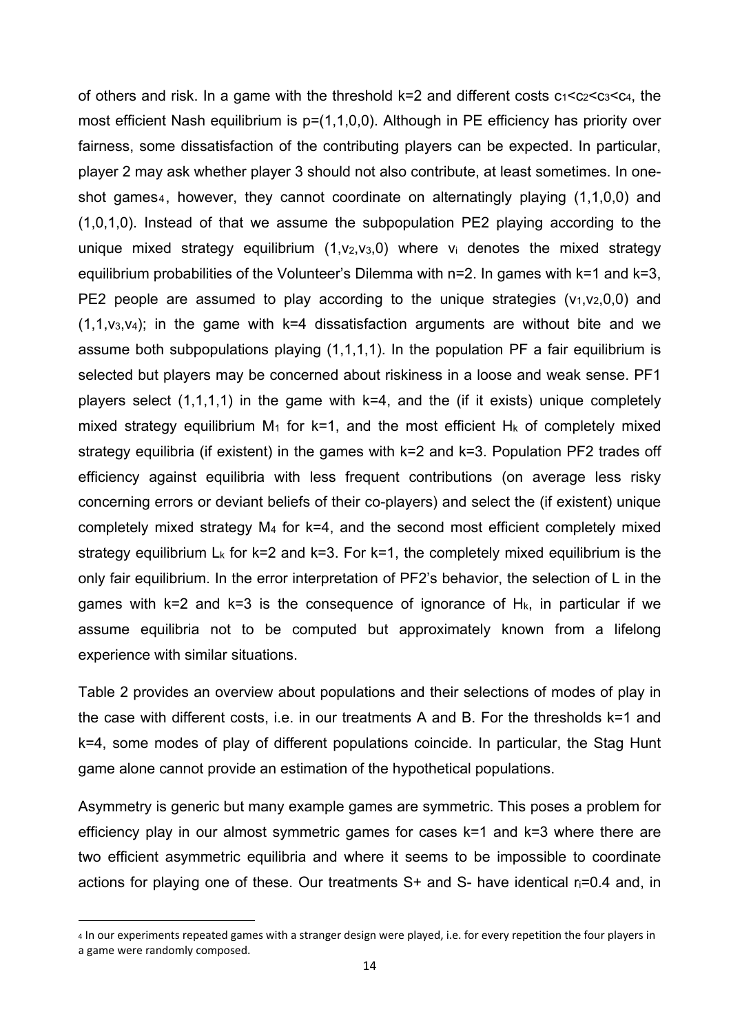of others and risk. In a game with the threshold k=2 and different costs $c_1<c_2<c_3<c_4$, the most efficient Nash equilibrium is p=(1,1,0,0). Although in PE efficiency has priority over fairness, some dissatisfaction of the contributing players can be expected. In particular, player 2 may ask whether player 3 should not also contribute, at least sometimes. In one-shot games[4], however, they cannot coordinate on alternatingly playing (1,1,0,0) and (1,0,1,0). Instead of that we assume the subpopulation PE2 playing according to the unique mixed strategy equilibrium $(1,v_2,v_3,0)$ where $v_i$ denotes the mixed strategy equilibrium probabilities of the Volunteer's Dilemma with n=2. In games with k=1 and k=3, PE2 people are assumed to play according to the unique strategies $(v_1,v_2,0,0)$ and $(1,1,v_3,v_4)$; in the game with k=4 dissatisfaction arguments are without bite and we assume both subpopulations playing (1,1,1,1). In the population PF a fair equilibrium is selected but players may be concerned about riskiness in a loose and weak sense. PF1 players select (1,1,1,1) in the game with k=4, and the (if it exists) unique completely mixed strategy equilibrium $M_1$ for k=1, and the most efficient $H_k$ of completely mixed strategy equilibria (if existent) in the games with k=2 and k=3. Population PF2 trades off efficiency against equilibria with less frequent contributions (on average less risky concerning errors or deviant beliefs of their co-players) and select the (if existent) unique completely mixed strategy $M_4$ for k=4, and the second most efficient completely mixed strategy equilibrium $L_k$ for k=2 and k=3. For k=1, the completely mixed equilibrium is the only fair equilibrium. In the error interpretation of PF2's behavior, the selection of L in the games with k=2 and k=3 is the consequence of ignorance of $H_k$, in particular if we assume equilibria not to be computed but approximately known from a lifelong experience with similar situations.

Table 2 provides an overview about populations and their selections of modes of play in the case with different costs, i.e. in our treatments A and B. For the thresholds k=1 and k=4, some modes of play of different populations coincide. In particular, the Stag Hunt game alone cannot provide an estimation of the hypothetical populations.

Asymmetry is generic but many example games are symmetric. This poses a problem for efficiency play in our almost symmetric games for cases k=1 and k=3 where there are two efficient asymmetric equilibria and where it seems to be impossible to coordinate actions for playing one of these. Our treatments S+ and S- have identical $r_i$=0.4 and, in

[4] In our experiments repeated games with a stranger design were played, i.e. for every repetition the four players in a game were randomly composed.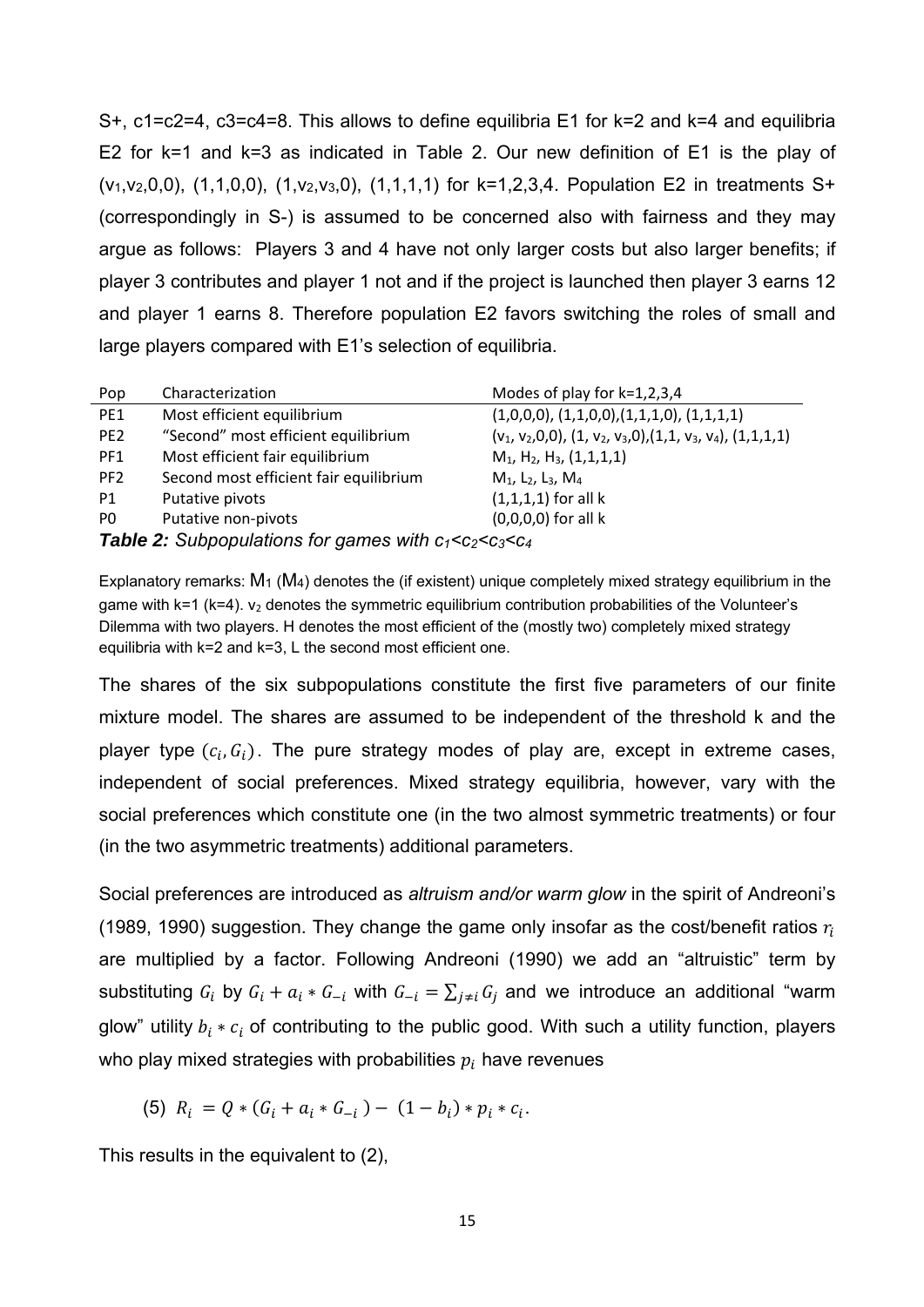S+, c1=c2=4, c3=c4=8. This allows to define equilibria E1 for k=2 and k=4 and equilibria E2 for k=1 and k=3 as indicated in Table 2. Our new definition of E1 is the play of $(v_1,v_2,0,0)$, (1,1,0,0), $(1,v_2,v_3,0)$, (1,1,1,1) for k=1,2,3,4. Population E2 in treatments S+ (correspondingly in S-) is assumed to be concerned also with fairness and they may argue as follows: Players 3 and 4 have not only larger costs but also larger benefits; if player 3 contributes and player 1 not and if the project is launched then player 3 earns 12 and player 1 earns 8. Therefore population E2 favors switching the roles of small and large players compared with E1's selection of equilibria.

| Pop | Characterization | Modes of play for k=1,2,3,4 |
| --- | --- | --- |
| PE1 | Most efficient equilibrium | (1,0,0,0), (1,1,0,0),(1,1,1,0), (1,1,1,1) |
| PE2 | "Second" most efficient equilibrium | $(v_1, v_2,0,0)$, $(1, v_2, v_3,0)$,$(1,1, v_3, v_4)$, (1,1,1,1) |
| PF1 | Most efficient fair equilibrium | $M_1$, $H_2$, $H_3$, (1,1,1,1) |
| PF2 | Second most efficient fair equilibrium | $M_1$, $L_2$, $L_3$, $M_4$ |
| P1 | Putative pivots | (1,1,1,1) for all k |
| P0 | Putative non-pivots | (0,0,0,0) for all k |

***Table 2:*** *Subpopulations for games with* $c_1<c_2<c_3<c_4$

Explanatory remarks: $M_1$ ($M_4$) denotes the (if existent) unique completely mixed strategy equilibrium in the game with k=1 (k=4). $v_2$ denotes the symmetric equilibrium contribution probabilities of the Volunteer's Dilemma with two players. H denotes the most efficient of the (mostly two) completely mixed strategy equilibria with k=2 and k=3, L the second most efficient one.

The shares of the six subpopulations constitute the first five parameters of our finite mixture model. The shares are assumed to be independent of the threshold k and the player type $(c_i, G_i)$. The pure strategy modes of play are, except in extreme cases, independent of social preferences. Mixed strategy equilibria, however, vary with the social preferences which constitute one (in the two almost symmetric treatments) or four (in the two asymmetric treatments) additional parameters.

Social preferences are introduced as *altruism and/or warm glow* in the spirit of Andreoni's (1989, 1990) suggestion. They change the game only insofar as the cost/benefit ratios $r_i$ are multiplied by a factor. Following Andreoni (1990) we add an "altruistic" term by substituting $G_i$ by $G_i + a_i * G_{-i}$ with $G_{-i} = \sum_{j\neq i} G_j$ and we introduce an additional "warm glow" utility $b_i * c_i$ of contributing to the public good. With such a utility function, players who play mixed strategies with probabilities $p_i$ have revenues

$$(5)\quad R_i = Q * (G_i + a_i * G_{-i}) - (1 - b_i) * p_i * c_i.$$

This results in the equivalent to (2),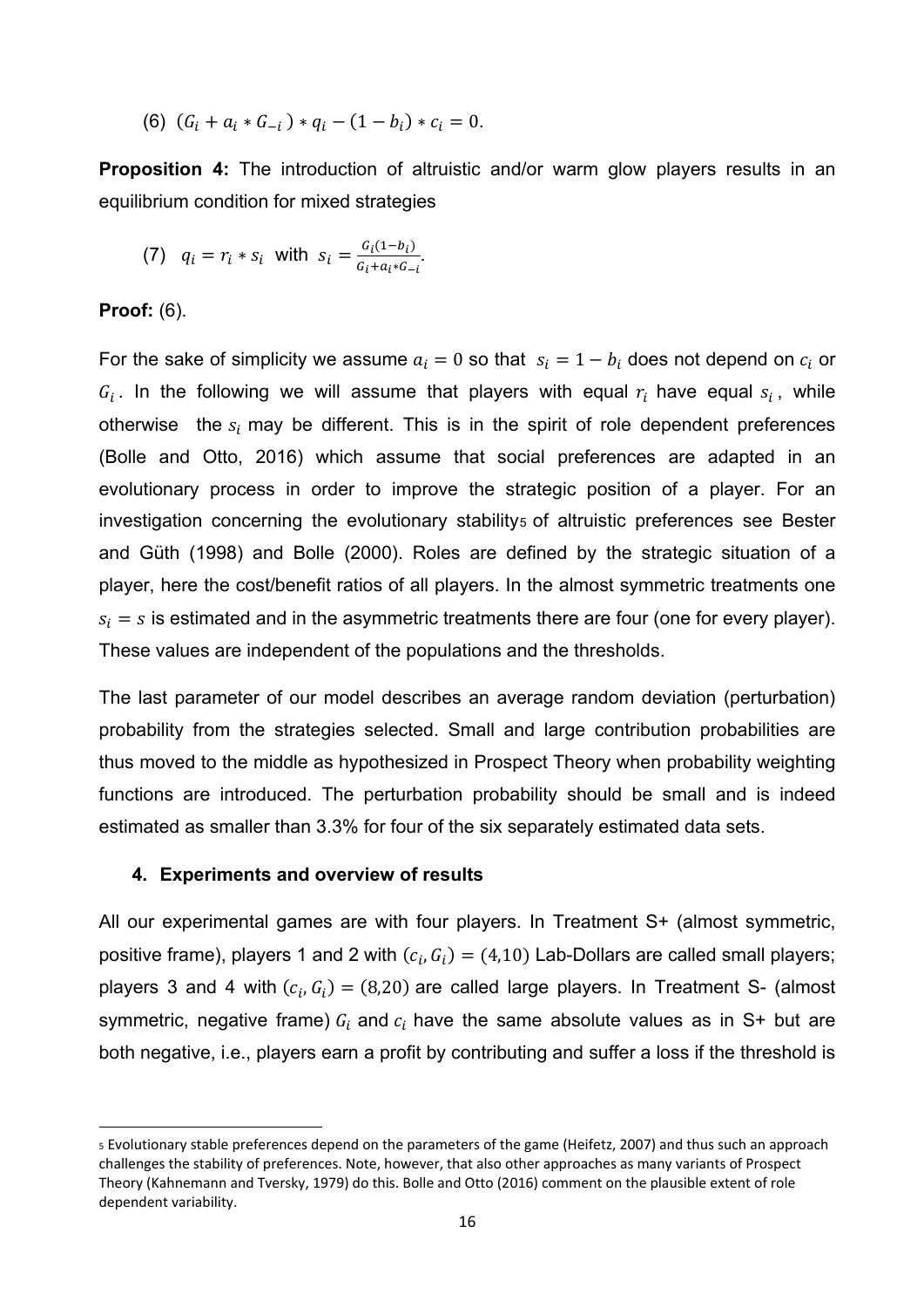(6) $(G_i + a_i * G_{-i}) * q_i - (1 - b_i) * c_i = 0.$

**Proposition 4:** The introduction of altruistic and/or warm glow players results in an equilibrium condition for mixed strategies

(7) $q_i = r_i * s_i$ with $s_i = \frac{G_i(1-b_i)}{G_i + a_i * G_{-i}}$.

**Proof:** (6).

For the sake of simplicity we assume $a_i = 0$ so that $s_i = 1 - b_i$ does not depend on $c_i$ or $G_i$. In the following we will assume that players with equal $r_i$ have equal $s_i$, while otherwise the $s_i$ may be different. This is in the spirit of role dependent preferences (Bolle and Otto, 2016) which assume that social preferences are adapted in an evolutionary process in order to improve the strategic position of a player. For an investigation concerning the evolutionary stability[5] of altruistic preferences see Bester and Güth (1998) and Bolle (2000). Roles are defined by the strategic situation of a player, here the cost/benefit ratios of all players. In the almost symmetric treatments one $s_i = s$ is estimated and in the asymmetric treatments there are four (one for every player). These values are independent of the populations and the thresholds.

The last parameter of our model describes an average random deviation (perturbation) probability from the strategies selected. Small and large contribution probabilities are thus moved to the middle as hypothesized in Prospect Theory when probability weighting functions are introduced. The perturbation probability should be small and is indeed estimated as smaller than 3.3% for four of the six separately estimated data sets.

## 4. Experiments and overview of results

All our experimental games are with four players. In Treatment S+ (almost symmetric, positive frame), players 1 and 2 with $(c_i, G_i) = (4,10)$ Lab-Dollars are called small players; players 3 and 4 with $(c_i, G_i) = (8,20)$ are called large players. In Treatment S- (almost symmetric, negative frame) $G_i$ and $c_i$ have the same absolute values as in S+ but are both negative, i.e., players earn a profit by contributing and suffer a loss if the threshold is

[5] Evolutionary stable preferences depend on the parameters of the game (Heifetz, 2007) and thus such an approach challenges the stability of preferences. Note, however, that also other approaches as many variants of Prospect Theory (Kahnemann and Tversky, 1979) do this. Bolle and Otto (2016) comment on the plausible extent of role dependent variability.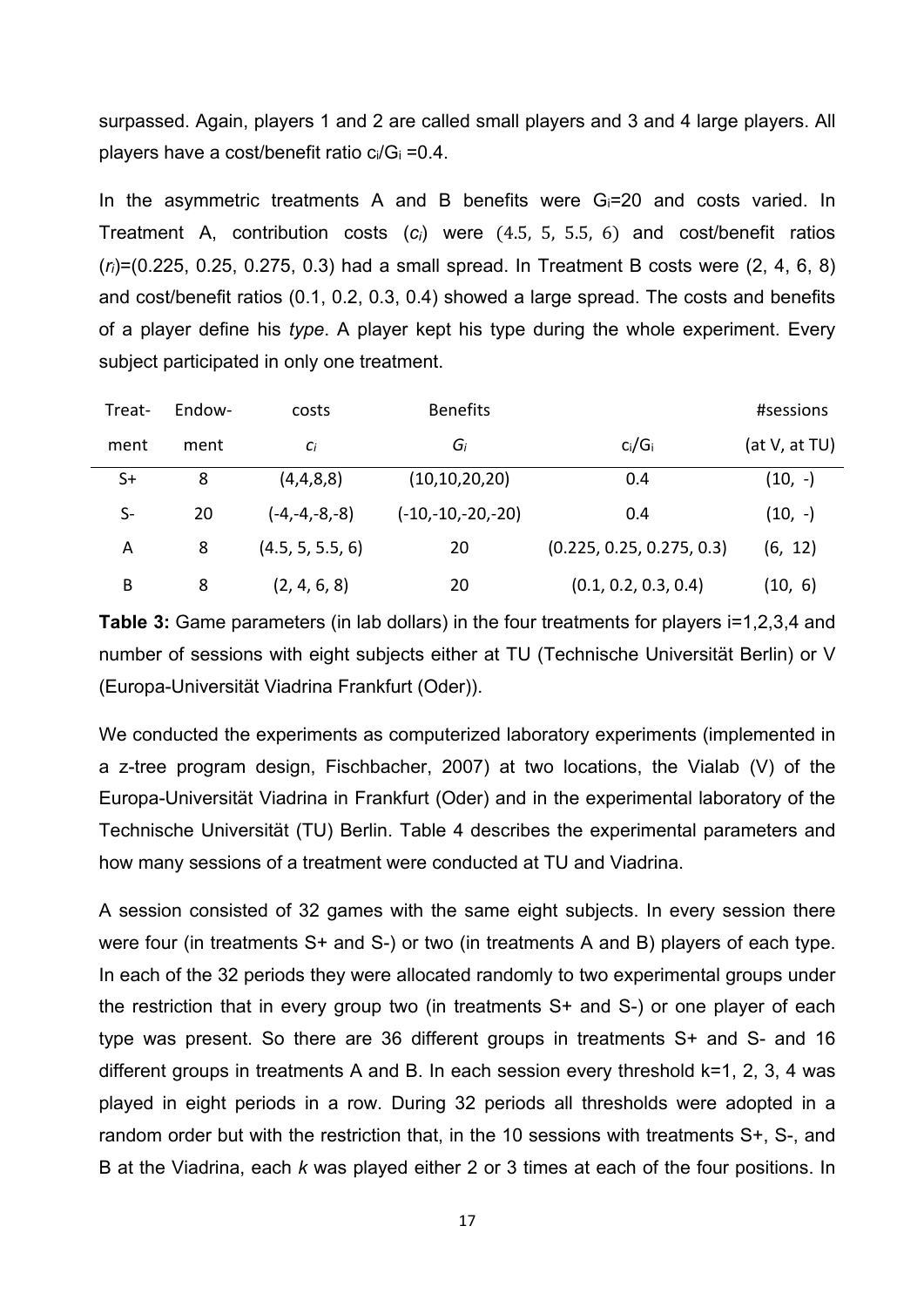surpassed. Again, players 1 and 2 are called small players and 3 and 4 large players. All players have a cost/benefit ratio $c_i/G_i = 0.4$.

In the asymmetric treatments A and B benefits were $G_i = 20$ and costs varied. In Treatment A, contribution costs ($c_i$) were (4.5, 5, 5.5, 6) and cost/benefit ratios ($r_i$)=(0.225, 0.25, 0.275, 0.3) had a small spread. In Treatment B costs were (2, 4, 6, 8) and cost/benefit ratios (0.1, 0.2, 0.3, 0.4) showed a large spread. The costs and benefits of a player define his *type*. A player kept his type during the whole experiment. Every subject participated in only one treatment.

| Treat-ment | Endow-ment | costs $c_i$ | Benefits $G_i$ | $c_i/G_i$ | #sessions (at V, at TU) |
|---|---|---|---|---|---|
| S+ | 8 | (4,4,8,8) | (10,10,20,20) | 0.4 | (10, -) |
| S- | 20 | (-4,-4,-8,-8) | (-10,-10,-20,-20) | 0.4 | (10, -) |
| A | 8 | (4.5, 5, 5.5, 6) | 20 | (0.225, 0.25, 0.275, 0.3) | (6, 12) |
| B | 8 | (2, 4, 6, 8) | 20 | (0.1, 0.2, 0.3, 0.4) | (10, 6) |

**Table 3:** Game parameters (in lab dollars) in the four treatments for players i=1,2,3,4 and number of sessions with eight subjects either at TU (Technische Universität Berlin) or V (Europa-Universität Viadrina Frankfurt (Oder)).

We conducted the experiments as computerized laboratory experiments (implemented in a z-tree program design, Fischbacher, 2007) at two locations, the Vialab (V) of the Europa-Universität Viadrina in Frankfurt (Oder) and in the experimental laboratory of the Technische Universität (TU) Berlin. Table 4 describes the experimental parameters and how many sessions of a treatment were conducted at TU and Viadrina.

A session consisted of 32 games with the same eight subjects. In every session there were four (in treatments S+ and S-) or two (in treatments A and B) players of each type. In each of the 32 periods they were allocated randomly to two experimental groups under the restriction that in every group two (in treatments S+ and S-) or one player of each type was present. So there are 36 different groups in treatments S+ and S- and 16 different groups in treatments A and B. In each session every threshold k=1, 2, 3, 4 was played in eight periods in a row. During 32 periods all thresholds were adopted in a random order but with the restriction that, in the 10 sessions with treatments S+, S-, and B at the Viadrina, each *k* was played either 2 or 3 times at each of the four positions. In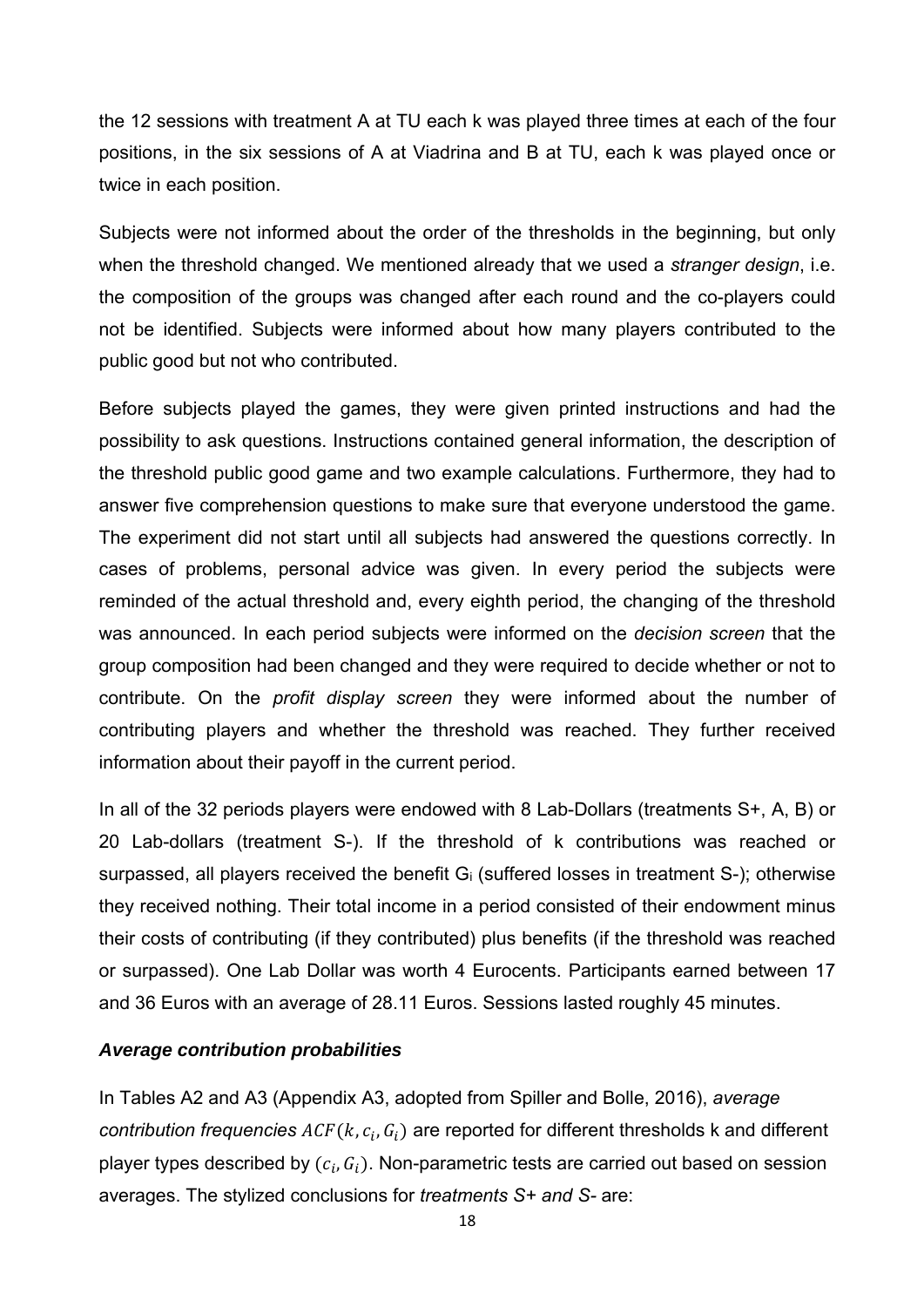the 12 sessions with treatment A at TU each k was played three times at each of the four positions, in the six sessions of A at Viadrina and B at TU, each k was played once or twice in each position.

Subjects were not informed about the order of the thresholds in the beginning, but only when the threshold changed. We mentioned already that we used a *stranger design*, i.e. the composition of the groups was changed after each round and the co-players could not be identified. Subjects were informed about how many players contributed to the public good but not who contributed.

Before subjects played the games, they were given printed instructions and had the possibility to ask questions. Instructions contained general information, the description of the threshold public good game and two example calculations. Furthermore, they had to answer five comprehension questions to make sure that everyone understood the game. The experiment did not start until all subjects had answered the questions correctly. In cases of problems, personal advice was given. In every period the subjects were reminded of the actual threshold and, every eighth period, the changing of the threshold was announced. In each period subjects were informed on the *decision screen* that the group composition had been changed and they were required to decide whether or not to contribute. On the *profit display screen* they were informed about the number of contributing players and whether the threshold was reached. They further received information about their payoff in the current period.

In all of the 32 periods players were endowed with 8 Lab-Dollars (treatments S+, A, B) or 20 Lab-dollars (treatment S-). If the threshold of k contributions was reached or surpassed, all players received the benefit $G_i$ (suffered losses in treatment S-); otherwise they received nothing. Their total income in a period consisted of their endowment minus their costs of contributing (if they contributed) plus benefits (if the threshold was reached or surpassed). One Lab Dollar was worth 4 Eurocents. Participants earned between 17 and 36 Euros with an average of 28.11 Euros. Sessions lasted roughly 45 minutes.

### *Average contribution probabilities*

In Tables A2 and A3 (Appendix A3, adopted from Spiller and Bolle, 2016), *average contribution frequencies* $ACF(k, c_i, G_i)$ are reported for different thresholds k and different player types described by $(c_i, G_i)$. Non-parametric tests are carried out based on session averages. The stylized conclusions for *treatments S+ and S-* are: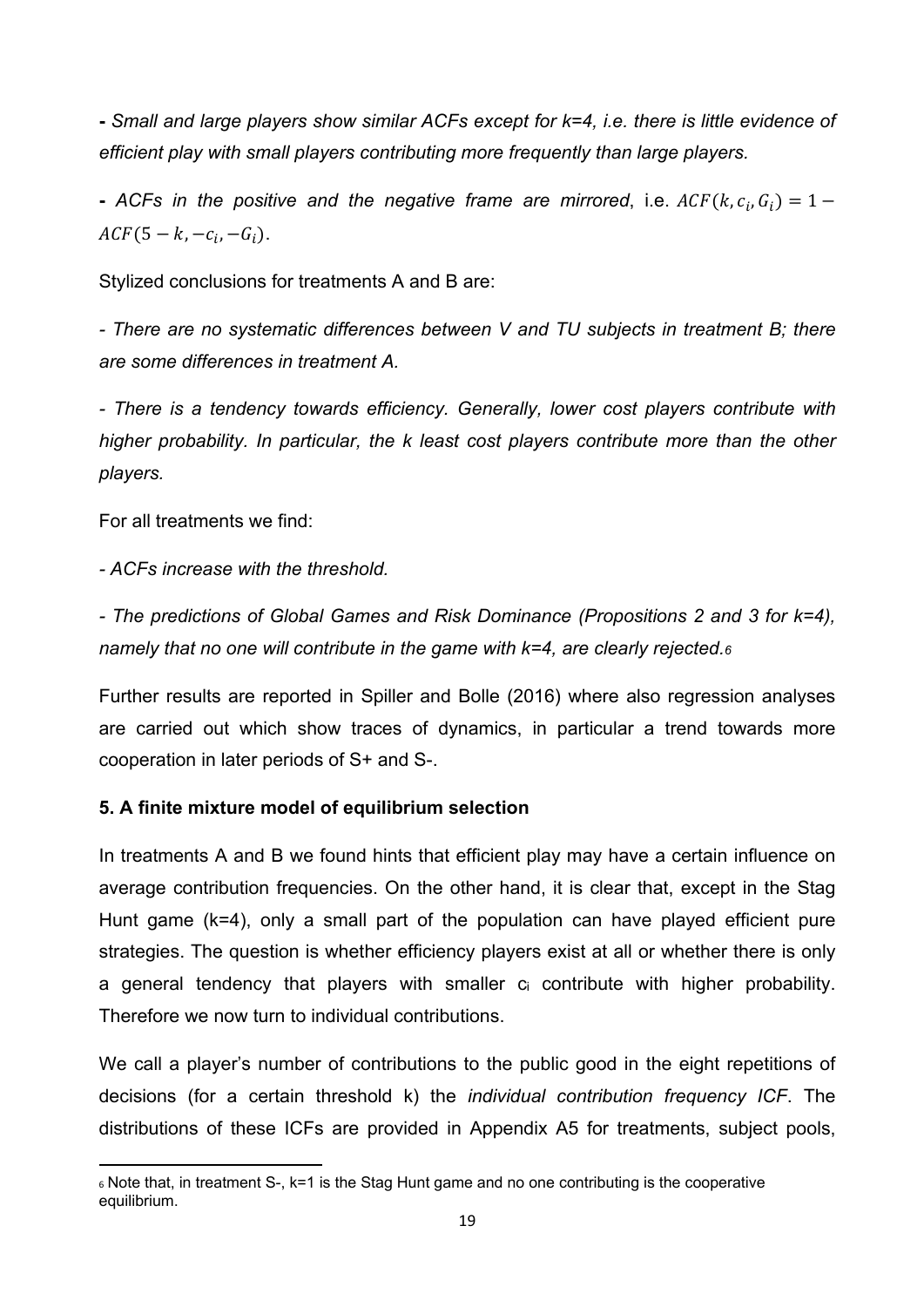- *Small and large players show similar ACFs except for k=4, i.e. there is little evidence of efficient play with small players contributing more frequently than large players.*

- *ACFs in the positive and the negative frame are mirrored*, i.e. $ACF(k, c_i, G_i) = 1 - ACF(5 - k, -c_i, -G_i)$.

Stylized conclusions for treatments A and B are:

*- There are no systematic differences between V and TU subjects in treatment B; there are some differences in treatment A.*

*- There is a tendency towards efficiency. Generally, lower cost players contribute with higher probability. In particular, the k least cost players contribute more than the other players.*

For all treatments we find:

*- ACFs increase with the threshold.*

*- The predictions of Global Games and Risk Dominance (Propositions 2 and 3 for k=4), namely that no one will contribute in the game with k=4, are clearly rejected.*[6]

Further results are reported in Spiller and Bolle (2016) where also regression analyses are carried out which show traces of dynamics, in particular a trend towards more cooperation in later periods of S+ and S-.

## 5. A finite mixture model of equilibrium selection

In treatments A and B we found hints that efficient play may have a certain influence on average contribution frequencies. On the other hand, it is clear that, except in the Stag Hunt game (k=4), only a small part of the population can have played efficient pure strategies. The question is whether efficiency players exist at all or whether there is only a general tendency that players with smaller $c_i$ contribute with higher probability. Therefore we now turn to individual contributions.

We call a player's number of contributions to the public good in the eight repetitions of decisions (for a certain threshold k) the *individual contribution frequency ICF*. The distributions of these ICFs are provided in Appendix A5 for treatments, subject pools,

[6] Note that, in treatment S-, k=1 is the Stag Hunt game and no one contributing is the cooperative equilibrium.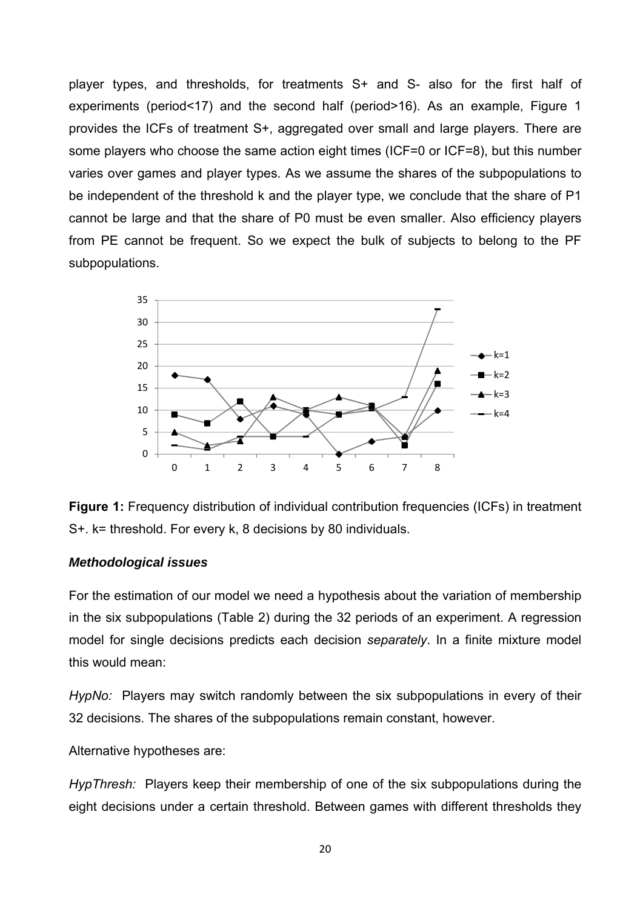player types, and thresholds, for treatments S+ and S- also for the first half of experiments (period<17) and the second half (period>16). As an example, Figure 1 provides the ICFs of treatment S+, aggregated over small and large players. There are some players who choose the same action eight times (ICF=0 or ICF=8), but this number varies over games and player types. As we assume the shares of the subpopulations to be independent of the threshold k and the player type, we conclude that the share of P1 cannot be large and that the share of P0 must be even smaller. Also efficiency players from PE cannot be frequent. So we expect the bulk of subjects to belong to the PF subpopulations.

**Figure 1:** Frequency distribution of individual contribution frequencies (ICFs) in treatment S+. k= threshold. For every k, 8 decisions by 80 individuals.

### *Methodological issues*

For the estimation of our model we need a hypothesis about the variation of membership in the six subpopulations (Table 2) during the 32 periods of an experiment. A regression model for single decisions predicts each decision *separately*. In a finite mixture model this would mean:

*HypNo:* Players may switch randomly between the six subpopulations in every of their 32 decisions. The shares of the subpopulations remain constant, however.

Alternative hypotheses are:

*HypThresh:* Players keep their membership of one of the six subpopulations during the eight decisions under a certain threshold. Between games with different thresholds they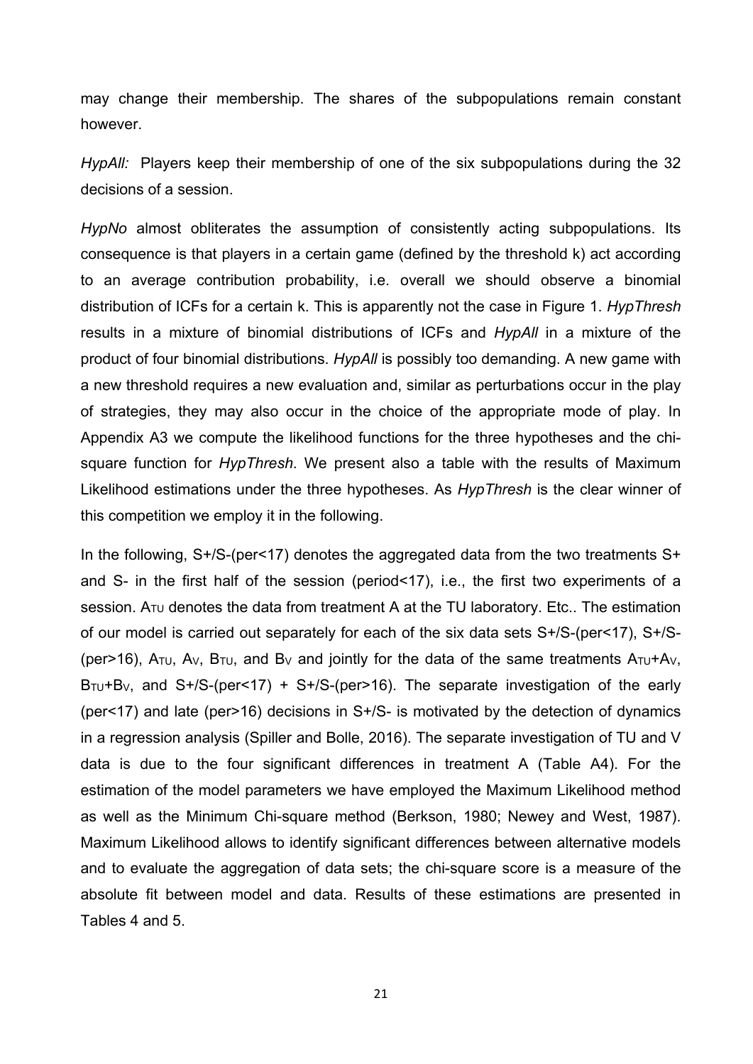may change their membership. The shares of the subpopulations remain constant however.

*HypAll:* Players keep their membership of one of the six subpopulations during the 32 decisions of a session.

*HypNo* almost obliterates the assumption of consistently acting subpopulations. Its consequence is that players in a certain game (defined by the threshold k) act according to an average contribution probability, i.e. overall we should observe a binomial distribution of ICFs for a certain k. This is apparently not the case in Figure 1. *HypThresh* results in a mixture of binomial distributions of ICFs and *HypAll* in a mixture of the product of four binomial distributions. *HypAll* is possibly too demanding. A new game with a new threshold requires a new evaluation and, similar as perturbations occur in the play of strategies, they may also occur in the choice of the appropriate mode of play. In Appendix A3 we compute the likelihood functions for the three hypotheses and the chi-square function for *HypThresh*. We present also a table with the results of Maximum Likelihood estimations under the three hypotheses. As *HypThresh* is the clear winner of this competition we employ it in the following.

In the following, S+/S-(per<17) denotes the aggregated data from the two treatments S+ and S- in the first half of the session (period<17), i.e., the first two experiments of a session. $A_{TU}$ denotes the data from treatment A at the TU laboratory. Etc.. The estimation of our model is carried out separately for each of the six data sets S+/S-(per<17), S+/S-(per>16), $A_{TU}$, $A_V$, $B_{TU}$, and $B_V$ and jointly for the data of the same treatments $A_{TU}$+$A_V$, $B_{TU}$+$B_V$, and S+/S-(per<17) + S+/S-(per>16). The separate investigation of the early (per<17) and late (per>16) decisions in S+/S- is motivated by the detection of dynamics in a regression analysis (Spiller and Bolle, 2016). The separate investigation of TU and V data is due to the four significant differences in treatment A (Table A4). For the estimation of the model parameters we have employed the Maximum Likelihood method as well as the Minimum Chi-square method (Berkson, 1980; Newey and West, 1987). Maximum Likelihood allows to identify significant differences between alternative models and to evaluate the aggregation of data sets; the chi-square score is a measure of the absolute fit between model and data. Results of these estimations are presented in Tables 4 and 5.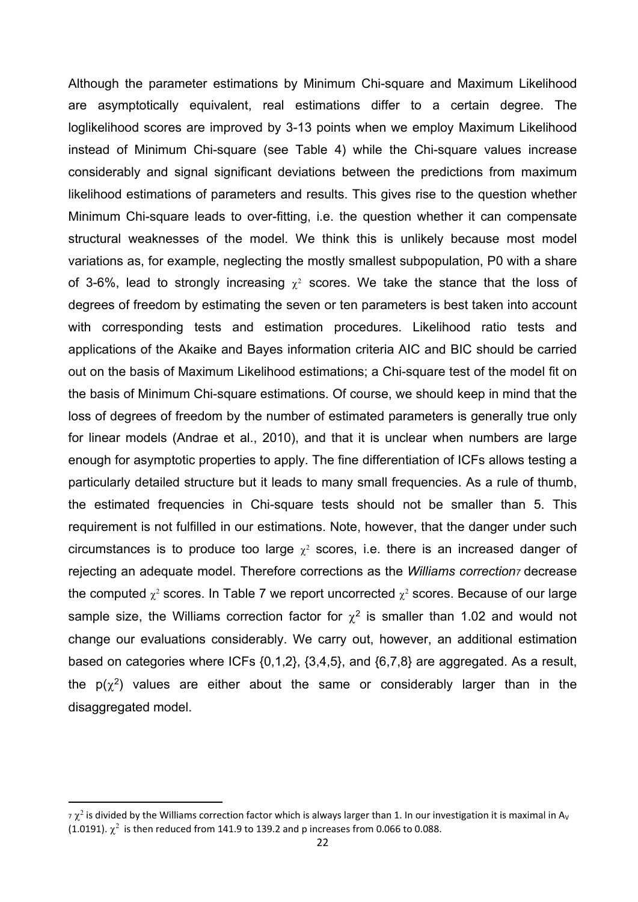Although the parameter estimations by Minimum Chi-square and Maximum Likelihood are asymptotically equivalent, real estimations differ to a certain degree. The loglikelihood scores are improved by 3-13 points when we employ Maximum Likelihood instead of Minimum Chi-square (see Table 4) while the Chi-square values increase considerably and signal significant deviations between the predictions from maximum likelihood estimations of parameters and results. This gives rise to the question whether Minimum Chi-square leads to over-fitting, i.e. the question whether it can compensate structural weaknesses of the model. We think this is unlikely because most model variations as, for example, neglecting the mostly smallest subpopulation, P0 with a share of 3-6%, lead to strongly increasing $\chi^2$ scores. We take the stance that the loss of degrees of freedom by estimating the seven or ten parameters is best taken into account with corresponding tests and estimation procedures. Likelihood ratio tests and applications of the Akaike and Bayes information criteria AIC and BIC should be carried out on the basis of Maximum Likelihood estimations; a Chi-square test of the model fit on the basis of Minimum Chi-square estimations. Of course, we should keep in mind that the loss of degrees of freedom by the number of estimated parameters is generally true only for linear models (Andrae et al., 2010), and that it is unclear when numbers are large enough for asymptotic properties to apply. The fine differentiation of ICFs allows testing a particularly detailed structure but it leads to many small frequencies. As a rule of thumb, the estimated frequencies in Chi-square tests should not be smaller than 5. This requirement is not fulfilled in our estimations. Note, however, that the danger under such circumstances is to produce too large $\chi^2$ scores, i.e. there is an increased danger of rejecting an adequate model. Therefore corrections as the *Williams correction*[7] decrease the computed $\chi^2$ scores. In Table 7 we report uncorrected $\chi^2$ scores. Because of our large sample size, the Williams correction factor for $\chi^2$ is smaller than 1.02 and would not change our evaluations considerably. We carry out, however, an additional estimation based on categories where ICFs {0,1,2}, {3,4,5}, and {6,7,8} are aggregated. As a result, the $p(\chi^2)$ values are either about the same or considerably larger than in the disaggregated model.

---

[7] $\chi^2$ is divided by the Williams correction factor which is always larger than 1. In our investigation it is maximal in $A_V$ (1.0191). $\chi^2$ is then reduced from 141.9 to 139.2 and p increases from 0.066 to 0.088.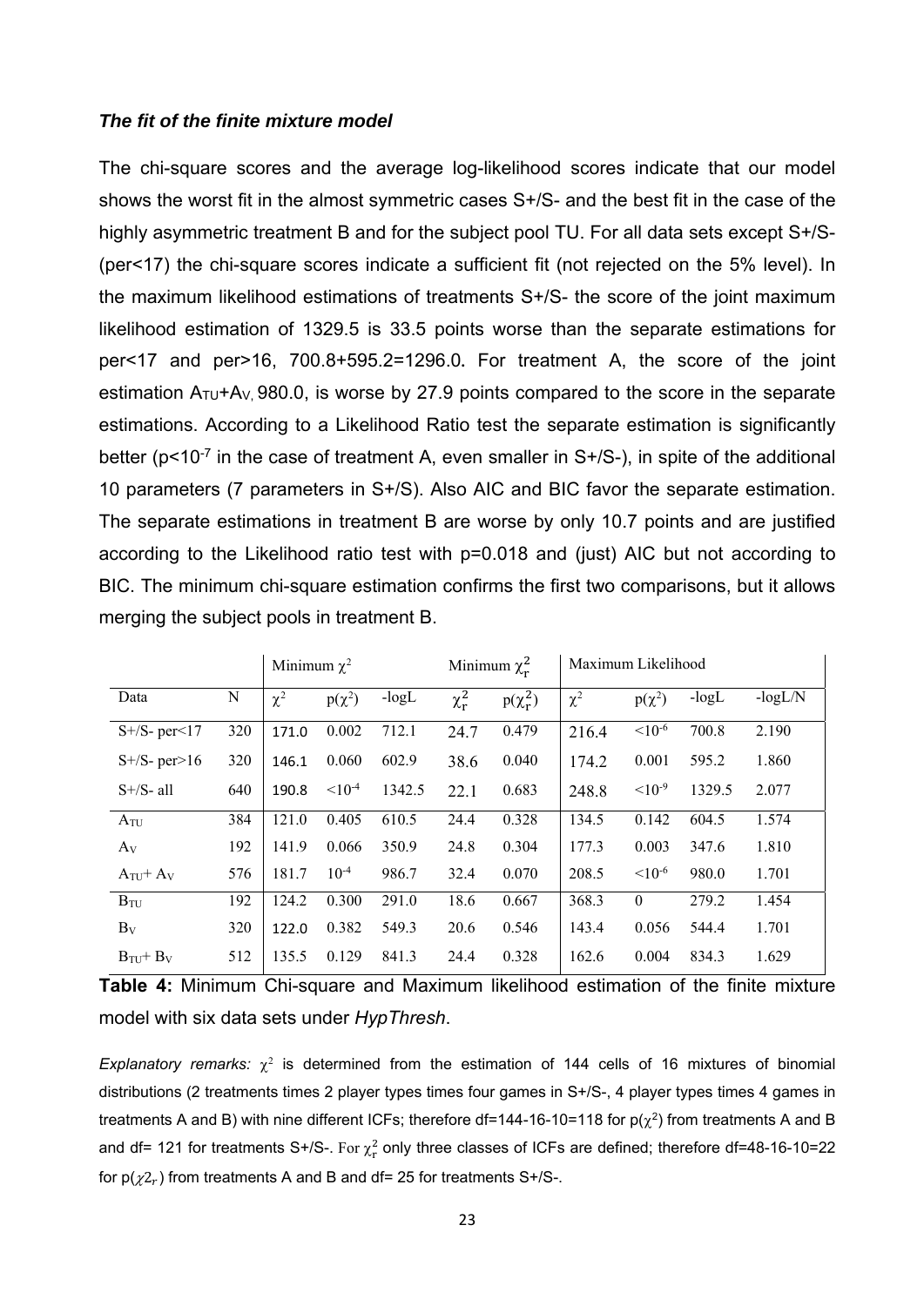### *The fit of the finite mixture model*

The chi-square scores and the average log-likelihood scores indicate that our model shows the worst fit in the almost symmetric cases S+/S- and the best fit in the case of the highly asymmetric treatment B and for the subject pool TU. For all data sets except S+/S- (per<17) the chi-square scores indicate a sufficient fit (not rejected on the 5% level). In the maximum likelihood estimations of treatments S+/S- the score of the joint maximum likelihood estimation of 1329.5 is 33.5 points worse than the separate estimations for per<17 and per>16, 700.8+595.2=1296.0. For treatment A, the score of the joint estimation $A_{TU}$+$A_V$, 980.0, is worse by 27.9 points compared to the score in the separate estimations. According to a Likelihood Ratio test the separate estimation is significantly better ($p<10^{-7}$ in the case of treatment A, even smaller in S+/S-), in spite of the additional 10 parameters (7 parameters in S+/S). Also AIC and BIC favor the separate estimation. The separate estimations in treatment B are worse by only 10.7 points and are justified according to the Likelihood ratio test with p=0.018 and (just) AIC but not according to BIC. The minimum chi-square estimation confirms the first two comparisons, but it allows merging the subject pools in treatment B.

| | | Minimum $\chi^2$ | | | Minimum $\chi^2_r$ | | Maximum Likelihood | | | |
|---|---|---|---|---|---|---|---|---|---|---|
| Data | N | $\chi^2$ | $p(\chi^2)$ | -logL | $\chi^2_r$ | $p(\chi^2_r)$ | $\chi^2$ | $p(\chi^2)$ | -logL | -logL/N |
| S+/S- per<17 | 320 | 171.0 | 0.002 | 712.1 | 24.7 | 0.479 | 216.4 | $<10^{-6}$ | 700.8 | 2.190 |
| S+/S- per>16 | 320 | 146.1 | 0.060 | 602.9 | 38.6 | 0.040 | 174.2 | 0.001 | 595.2 | 1.860 |
| S+/S- all | 640 | 190.8 | $<10^{-4}$ | 1342.5 | 22.1 | 0.683 | 248.8 | $<10^{-9}$ | 1329.5 | 2.077 |
| $A_{TU}$ | 384 | 121.0 | 0.405 | 610.5 | 24.4 | 0.328 | 134.5 | 0.142 | 604.5 | 1.574 |
| $A_V$ | 192 | 141.9 | 0.066 | 350.9 | 24.8 | 0.304 | 177.3 | 0.003 | 347.6 | 1.810 |
| $A_{TU}$+ $A_V$ | 576 | 181.7 | $10^{-4}$ | 986.7 | 32.4 | 0.070 | 208.5 | $<10^{-6}$ | 980.0 | 1.701 |
| $B_{TU}$ | 192 | 124.2 | 0.300 | 291.0 | 18.6 | 0.667 | 368.3 | 0 | 279.2 | 1.454 |
| $B_V$ | 320 | 122.0 | 0.382 | 549.3 | 20.6 | 0.546 | 143.4 | 0.056 | 544.4 | 1.701 |
| $B_{TU}$+ $B_V$ | 512 | 135.5 | 0.129 | 841.3 | 24.4 | 0.328 | 162.6 | 0.004 | 834.3 | 1.629 |

**Table 4:** Minimum Chi-square and Maximum likelihood estimation of the finite mixture model with six data sets under *HypThresh*.

*Explanatory remarks:* $\chi^2$ is determined from the estimation of 144 cells of 16 mixtures of binomial distributions (2 treatments times 2 player types times four games in S+/S-, 4 player types times 4 games in treatments A and B) with nine different ICFs; therefore df=144-16-10=118 for $p(\chi^2)$ from treatments A and B and df= 121 for treatments S+/S-. For $\chi^2_r$ only three classes of ICFs are defined; therefore df=48-16-10=22 for $p(\chi 2_r)$ from treatments A and B and df= 25 for treatments S+/S-.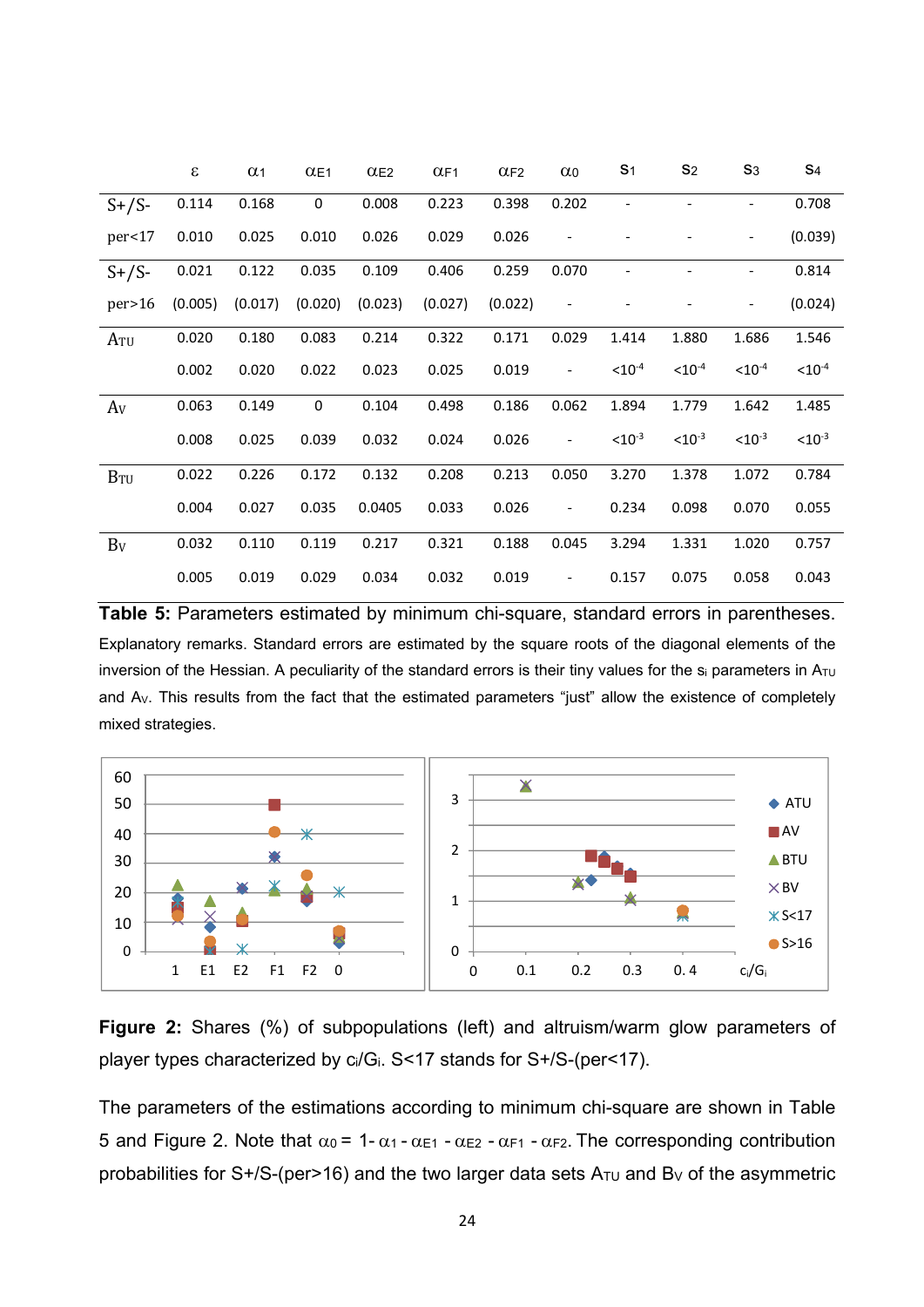| | $\varepsilon$ | $\alpha_1$ | $\alpha_{E1}$ | $\alpha_{E2}$ | $\alpha_{F1}$ | $\alpha_{F2}$ | $\alpha_0$ | $s_1$ | $s_2$ | $s_3$ | $s_4$ |
|---|---|---|---|---|---|---|---|---|---|---|---|
| S+/S- | 0.114 | 0.168 | 0 | 0.008 | 0.223 | 0.398 | 0.202 | - | - | - | 0.708 |
| per<17 | 0.010 | 0.025 | 0.010 | 0.026 | 0.029 | 0.026 | - | - | - | - | (0.039) |
| S+/S- | 0.021 | 0.122 | 0.035 | 0.109 | 0.406 | 0.259 | 0.070 | - | - | - | 0.814 |
| per>16 | (0.005) | (0.017) | (0.020) | (0.023) | (0.027) | (0.022) | - | - | - | - | (0.024) |
| $A_{TU}$ | 0.020 | 0.180 | 0.083 | 0.214 | 0.322 | 0.171 | 0.029 | 1.414 | 1.880 | 1.686 | 1.546 |
| | 0.002 | 0.020 | 0.022 | 0.023 | 0.025 | 0.019 | - | $<10^{-4}$ | $<10^{-4}$ | $<10^{-4}$ | $<10^{-4}$ |
| $A_V$ | 0.063 | 0.149 | 0 | 0.104 | 0.498 | 0.186 | 0.062 | 1.894 | 1.779 | 1.642 | 1.485 |
| | 0.008 | 0.025 | 0.039 | 0.032 | 0.024 | 0.026 | - | $<10^{-3}$ | $<10^{-3}$ | $<10^{-3}$ | $<10^{-3}$ |
| $B_{TU}$ | 0.022 | 0.226 | 0.172 | 0.132 | 0.208 | 0.213 | 0.050 | 3.270 | 1.378 | 1.072 | 0.784 |
| | 0.004 | 0.027 | 0.035 | 0.0405 | 0.033 | 0.026 | - | 0.234 | 0.098 | 0.070 | 0.055 |
| $B_V$ | 0.032 | 0.110 | 0.119 | 0.217 | 0.321 | 0.188 | 0.045 | 3.294 | 1.331 | 1.020 | 0.757 |
| | 0.005 | 0.019 | 0.029 | 0.034 | 0.032 | 0.019 | - | 0.157 | 0.075 | 0.058 | 0.043 |

**Table 5:** Parameters estimated by minimum chi-square, standard errors in parentheses. Explanatory remarks. Standard errors are estimated by the square roots of the diagonal elements of the inversion of the Hessian. A peculiarity of the standard errors is their tiny values for the $s_i$ parameters in $A_{TU}$ and $A_V$. This results from the fact that the estimated parameters "just" allow the existence of completely mixed strategies.

**Figure 2:** Shares (%) of subpopulations (left) and altruism/warm glow parameters of player types characterized by $c_i/G_i$. S<17 stands for S+/S-(per<17).

The parameters of the estimations according to minimum chi-square are shown in Table 5 and Figure 2. Note that $\alpha_0 = 1 - \alpha_1 - \alpha_{E1} - \alpha_{E2} - \alpha_{F1} - \alpha_{F2}$. The corresponding contribution probabilities for S+/S-(per>16) and the two larger data sets $A_{TU}$ and $B_V$ of the asymmetric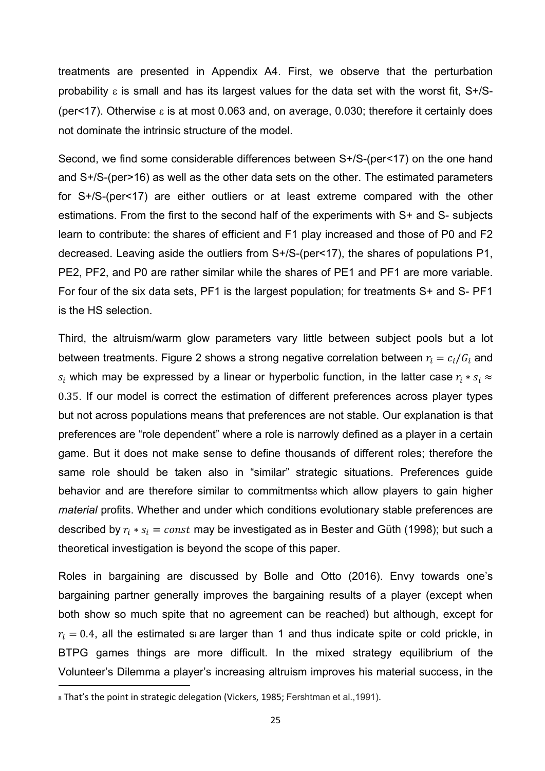treatments are presented in Appendix A4. First, we observe that the perturbation probability $\varepsilon$ is small and has its largest values for the data set with the worst fit, S+/S-(per<17). Otherwise $\varepsilon$ is at most 0.063 and, on average, 0.030; therefore it certainly does not dominate the intrinsic structure of the model.

Second, we find some considerable differences between S+/S-(per<17) on the one hand and S+/S-(per>16) as well as the other data sets on the other. The estimated parameters for S+/S-(per<17) are either outliers or at least extreme compared with the other estimations. From the first to the second half of the experiments with S+ and S- subjects learn to contribute: the shares of efficient and F1 play increased and those of P0 and F2 decreased. Leaving aside the outliers from S+/S-(per<17), the shares of populations P1, PE2, PF2, and P0 are rather similar while the shares of PE1 and PF1 are more variable. For four of the six data sets, PF1 is the largest population; for treatments S+ and S- PF1 is the HS selection.

Third, the altruism/warm glow parameters vary little between subject pools but a lot between treatments. Figure 2 shows a strong negative correlation between $r_i = c_i/G_i$ and $s_i$ which may be expressed by a linear or hyperbolic function, in the latter case $r_i * s_i \approx 0.35$. If our model is correct the estimation of different preferences across player types but not across populations means that preferences are not stable. Our explanation is that preferences are "role dependent" where a role is narrowly defined as a player in a certain game. But it does not make sense to define thousands of different roles; therefore the same role should be taken also in "similar" strategic situations. Preferences guide behavior and are therefore similar to commitments[8] which allow players to gain higher *material* profits. Whether and under which conditions evolutionary stable preferences are described by $r_i * s_i = const$ may be investigated as in Bester and Güth (1998); but such a theoretical investigation is beyond the scope of this paper.

Roles in bargaining are discussed by Bolle and Otto (2016). Envy towards one's bargaining partner generally improves the bargaining results of a player (except when both show so much spite that no agreement can be reached) but although, except for $r_i = 0.4$, all the estimated $s_i$ are larger than 1 and thus indicate spite or cold prickle, in BTPG games things are more difficult. In the mixed strategy equilibrium of the Volunteer's Dilemma a player's increasing altruism improves his material success, in the

[8] That's the point in strategic delegation (Vickers, 1985; Fershtman et al.,1991).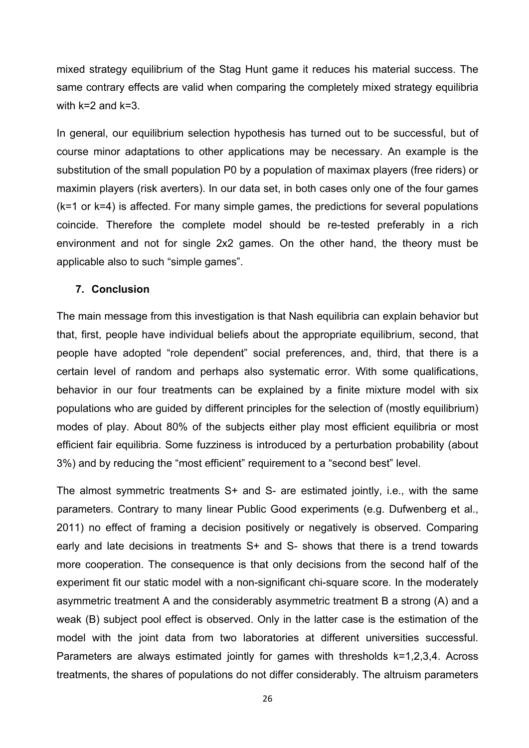mixed strategy equilibrium of the Stag Hunt game it reduces his material success. The same contrary effects are valid when comparing the completely mixed strategy equilibria with k=2 and k=3.

In general, our equilibrium selection hypothesis has turned out to be successful, but of course minor adaptations to other applications may be necessary. An example is the substitution of the small population P0 by a population of maximax players (free riders) or maximin players (risk averters). In our data set, in both cases only one of the four games (k=1 or k=4) is affected. For many simple games, the predictions for several populations coincide. Therefore the complete model should be re-tested preferably in a rich environment and not for single 2x2 games. On the other hand, the theory must be applicable also to such "simple games".

## 7. Conclusion

The main message from this investigation is that Nash equilibria can explain behavior but that, first, people have individual beliefs about the appropriate equilibrium, second, that people have adopted "role dependent" social preferences, and, third, that there is a certain level of random and perhaps also systematic error. With some qualifications, behavior in our four treatments can be explained by a finite mixture model with six populations who are guided by different principles for the selection of (mostly equilibrium) modes of play. About 80% of the subjects either play most efficient equilibria or most efficient fair equilibria. Some fuzziness is introduced by a perturbation probability (about 3%) and by reducing the "most efficient" requirement to a "second best" level.

The almost symmetric treatments S+ and S- are estimated jointly, i.e., with the same parameters. Contrary to many linear Public Good experiments (e.g. Dufwenberg et al., 2011) no effect of framing a decision positively or negatively is observed. Comparing early and late decisions in treatments S+ and S- shows that there is a trend towards more cooperation. The consequence is that only decisions from the second half of the experiment fit our static model with a non-significant chi-square score. In the moderately asymmetric treatment A and the considerably asymmetric treatment B a strong (A) and a weak (B) subject pool effect is observed. Only in the latter case is the estimation of the model with the joint data from two laboratories at different universities successful. Parameters are always estimated jointly for games with thresholds k=1,2,3,4. Across treatments, the shares of populations do not differ considerably. The altruism parameters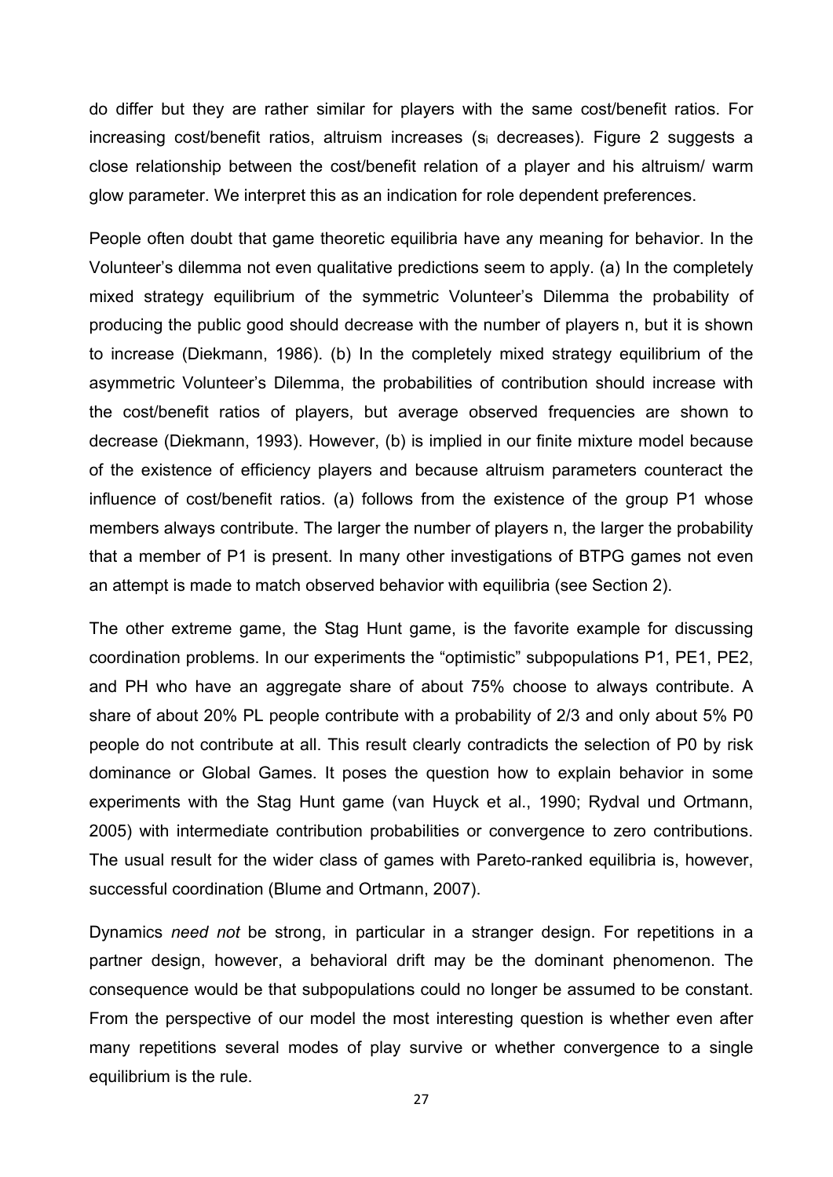do differ but they are rather similar for players with the same cost/benefit ratios. For increasing cost/benefit ratios, altruism increases ($s_i$ decreases). Figure 2 suggests a close relationship between the cost/benefit relation of a player and his altruism/ warm glow parameter. We interpret this as an indication for role dependent preferences.

People often doubt that game theoretic equilibria have any meaning for behavior. In the Volunteer's dilemma not even qualitative predictions seem to apply. (a) In the completely mixed strategy equilibrium of the symmetric Volunteer's Dilemma the probability of producing the public good should decrease with the number of players n, but it is shown to increase (Diekmann, 1986). (b) In the completely mixed strategy equilibrium of the asymmetric Volunteer's Dilemma, the probabilities of contribution should increase with the cost/benefit ratios of players, but average observed frequencies are shown to decrease (Diekmann, 1993). However, (b) is implied in our finite mixture model because of the existence of efficiency players and because altruism parameters counteract the influence of cost/benefit ratios. (a) follows from the existence of the group P1 whose members always contribute. The larger the number of players n, the larger the probability that a member of P1 is present. In many other investigations of BTPG games not even an attempt is made to match observed behavior with equilibria (see Section 2).

The other extreme game, the Stag Hunt game, is the favorite example for discussing coordination problems. In our experiments the "optimistic" subpopulations P1, PE1, PE2, and PH who have an aggregate share of about 75% choose to always contribute. A share of about 20% PL people contribute with a probability of 2/3 and only about 5% P0 people do not contribute at all. This result clearly contradicts the selection of P0 by risk dominance or Global Games. It poses the question how to explain behavior in some experiments with the Stag Hunt game (van Huyck et al., 1990; Rydval und Ortmann, 2005) with intermediate contribution probabilities or convergence to zero contributions. The usual result for the wider class of games with Pareto-ranked equilibria is, however, successful coordination (Blume and Ortmann, 2007).

Dynamics *need not* be strong, in particular in a stranger design. For repetitions in a partner design, however, a behavioral drift may be the dominant phenomenon. The consequence would be that subpopulations could no longer be assumed to be constant. From the perspective of our model the most interesting question is whether even after many repetitions several modes of play survive or whether convergence to a single equilibrium is the rule.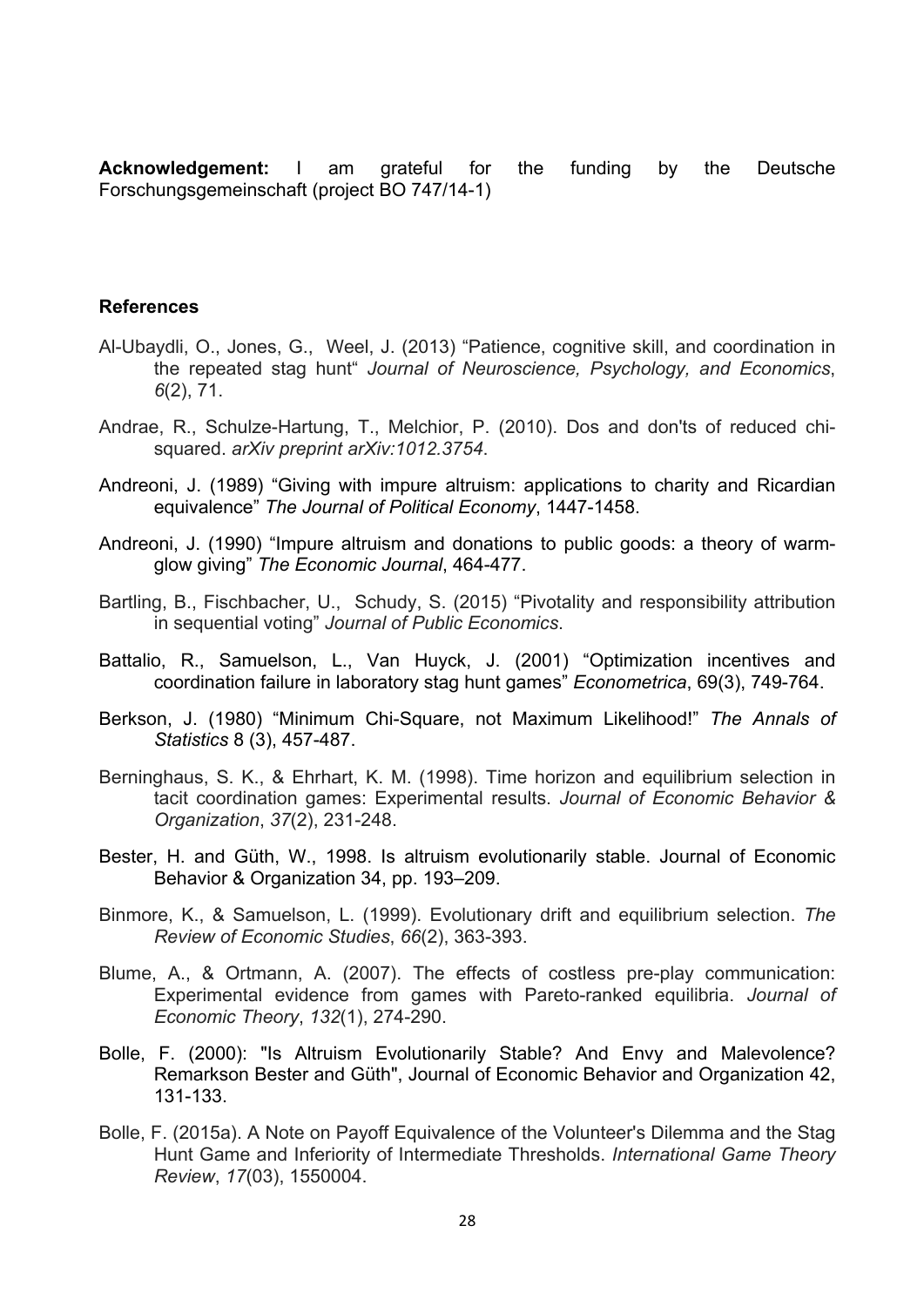**Acknowledgement:** I am grateful for the funding by the Deutsche Forschungsgemeinschaft (project BO 747/14-1)

**References**

Al-Ubaydli, O., Jones, G., Weel, J. (2013) "Patience, cognitive skill, and coordination in the repeated stag hunt" *Journal of Neuroscience, Psychology, and Economics*, *6*(2), 71.

Andrae, R., Schulze-Hartung, T., Melchior, P. (2010). Dos and don'ts of reduced chi-squared. *arXiv preprint arXiv:1012.3754*.

Andreoni, J. (1989) "Giving with impure altruism: applications to charity and Ricardian equivalence" *The Journal of Political Economy*, 1447-1458.

Andreoni, J. (1990) "Impure altruism and donations to public goods: a theory of warm-glow giving" *The Economic Journal*, 464-477.

Bartling, B., Fischbacher, U., Schudy, S. (2015) "Pivotality and responsibility attribution in sequential voting" *Journal of Public Economics*.

Battalio, R., Samuelson, L., Van Huyck, J. (2001) "Optimization incentives and coordination failure in laboratory stag hunt games" *Econometrica*, 69(3), 749-764.

Berkson, J. (1980) "Minimum Chi-Square, not Maximum Likelihood!" *The Annals of Statistics* 8 (3), 457-487.

Berninghaus, S. K., & Ehrhart, K. M. (1998). Time horizon and equilibrium selection in tacit coordination games: Experimental results. *Journal of Economic Behavior & Organization*, *37*(2), 231-248.

Bester, H. and Güth, W., 1998. Is altruism evolutionarily stable. Journal of Economic Behavior & Organization 34, pp. 193–209.

Binmore, K., & Samuelson, L. (1999). Evolutionary drift and equilibrium selection. *The Review of Economic Studies*, *66*(2), 363-393.

Blume, A., & Ortmann, A. (2007). The effects of costless pre-play communication: Experimental evidence from games with Pareto-ranked equilibria. *Journal of Economic Theory*, *132*(1), 274-290.

Bolle, F. (2000): "Is Altruism Evolutionarily Stable? And Envy and Malevolence? Remarkson Bester and Güth", Journal of Economic Behavior and Organization 42, 131-133.

Bolle, F. (2015a). A Note on Payoff Equivalence of the Volunteer's Dilemma and the Stag Hunt Game and Inferiority of Intermediate Thresholds. *International Game Theory Review*, *17*(03), 1550004.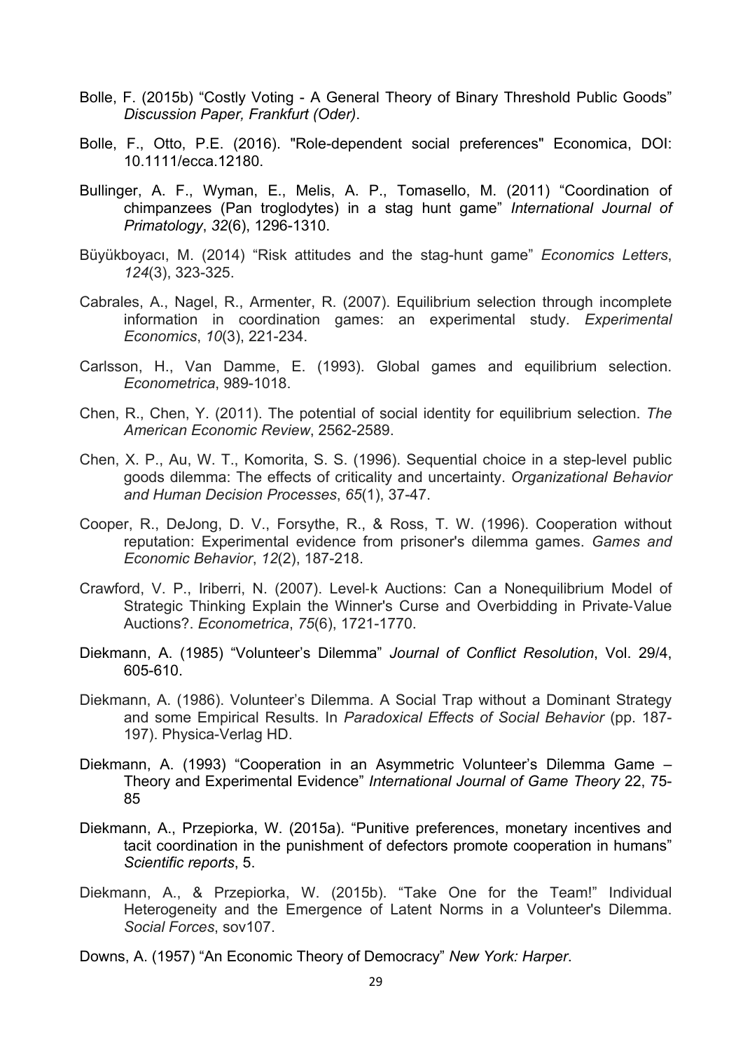Bolle, F. (2015b) “Costly Voting - A General Theory of Binary Threshold Public Goods” *Discussion Paper, Frankfurt (Oder)*.

Bolle, F., Otto, P.E. (2016). "Role-dependent social preferences" Economica, DOI: 10.1111/ecca.12180.

Bullinger, A. F., Wyman, E., Melis, A. P., Tomasello, M. (2011) “Coordination of chimpanzees (Pan troglodytes) in a stag hunt game” *International Journal of Primatology*, *32*(6), 1296-1310.

Büyükboyacı, M. (2014) “Risk attitudes and the stag-hunt game” *Economics Letters*, *124*(3), 323-325.

Cabrales, A., Nagel, R., Armenter, R. (2007). Equilibrium selection through incomplete information in coordination games: an experimental study. *Experimental Economics*, *10*(3), 221-234.

Carlsson, H., Van Damme, E. (1993). Global games and equilibrium selection. *Econometrica*, 989-1018.

Chen, R., Chen, Y. (2011). The potential of social identity for equilibrium selection. *The American Economic Review*, 2562-2589.

Chen, X. P., Au, W. T., Komorita, S. S. (1996). Sequential choice in a step-level public goods dilemma: The effects of criticality and uncertainty. *Organizational Behavior and Human Decision Processes*, *65*(1), 37-47.

Cooper, R., DeJong, D. V., Forsythe, R., & Ross, T. W. (1996). Cooperation without reputation: Experimental evidence from prisoner's dilemma games. *Games and Economic Behavior*, *12*(2), 187-218.

Crawford, V. P., Iriberri, N. (2007). Level-k Auctions: Can a Nonequilibrium Model of Strategic Thinking Explain the Winner's Curse and Overbidding in Private-Value Auctions?. *Econometrica*, *75*(6), 1721-1770.

Diekmann, A. (1985) “Volunteer’s Dilemma” *Journal of Conflict Resolution*, Vol. 29/4, 605-610.

Diekmann, A. (1986). Volunteer’s Dilemma. A Social Trap without a Dominant Strategy and some Empirical Results. In *Paradoxical Effects of Social Behavior* (pp. 187-197). Physica-Verlag HD.

Diekmann, A. (1993) “Cooperation in an Asymmetric Volunteer’s Dilemma Game – Theory and Experimental Evidence” *International Journal of Game Theory* 22, 75-85

Diekmann, A., Przepiorka, W. (2015a). “Punitive preferences, monetary incentives and tacit coordination in the punishment of defectors promote cooperation in humans” *Scientific reports*, 5.

Diekmann, A., & Przepiorka, W. (2015b). “Take One for the Team!” Individual Heterogeneity and the Emergence of Latent Norms in a Volunteer's Dilemma. *Social Forces*, sov107.

Downs, A. (1957) “An Economic Theory of Democracy” *New York: Harper*.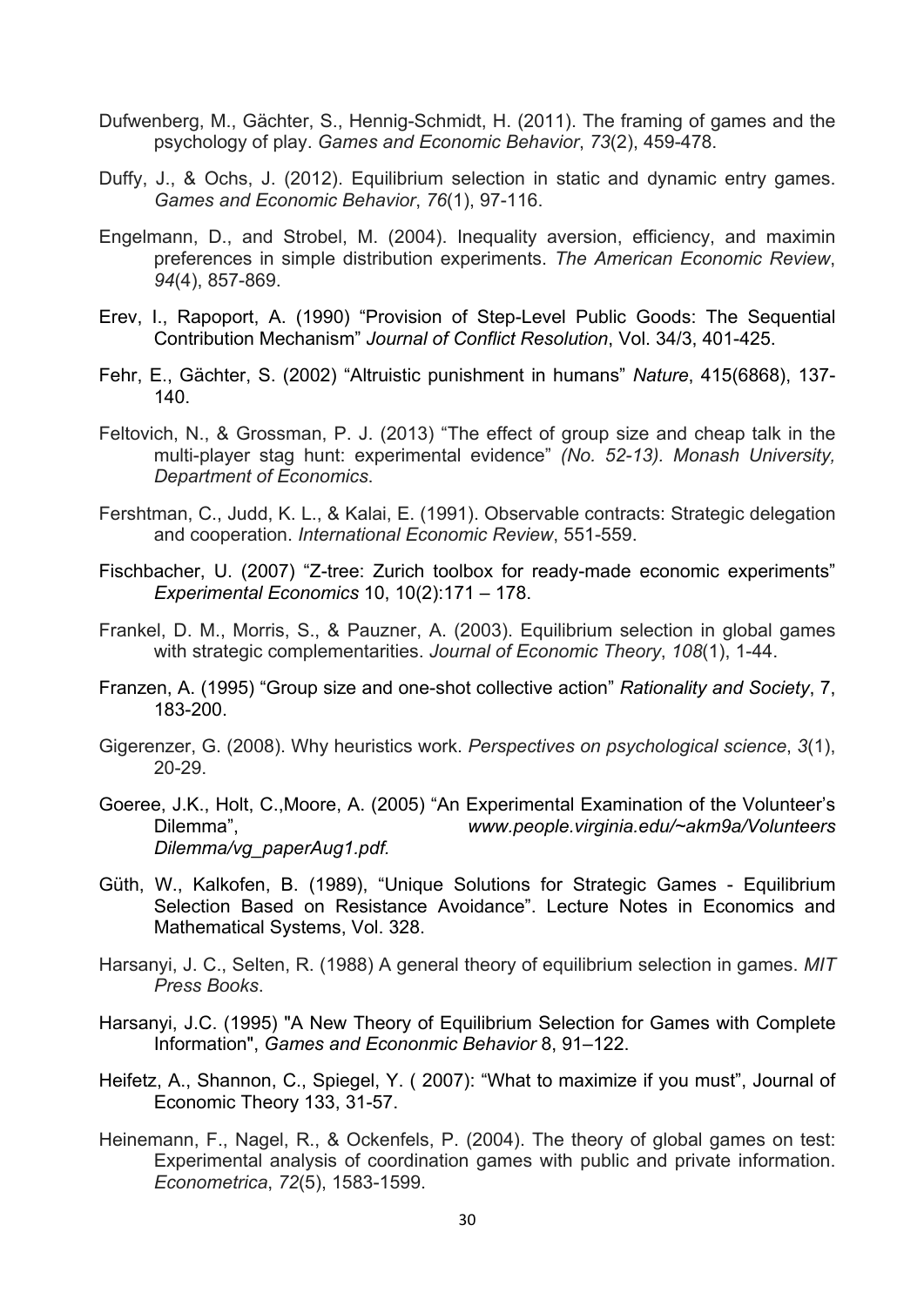Dufwenberg, M., Gächter, S., Hennig-Schmidt, H. (2011). The framing of games and the psychology of play. *Games and Economic Behavior*, *73*(2), 459-478.

Duffy, J., & Ochs, J. (2012). Equilibrium selection in static and dynamic entry games. *Games and Economic Behavior*, *76*(1), 97-116.

Engelmann, D., and Strobel, M. (2004). Inequality aversion, efficiency, and maximin preferences in simple distribution experiments. *The American Economic Review*, *94*(4), 857-869.

Erev, I., Rapoport, A. (1990) "Provision of Step-Level Public Goods: The Sequential Contribution Mechanism" *Journal of Conflict Resolution*, Vol. 34/3, 401-425.

Fehr, E., Gächter, S. (2002) "Altruistic punishment in humans" *Nature*, 415(6868), 137-140.

Feltovich, N., & Grossman, P. J. (2013) "The effect of group size and cheap talk in the multi-player stag hunt: experimental evidence" *(No. 52-13). Monash University, Department of Economics*.

Fershtman, C., Judd, K. L., & Kalai, E. (1991). Observable contracts: Strategic delegation and cooperation. *International Economic Review*, 551-559.

Fischbacher, U. (2007) "Z-tree: Zurich toolbox for ready-made economic experiments" *Experimental Economics* 10, 10(2):171 – 178.

Frankel, D. M., Morris, S., & Pauzner, A. (2003). Equilibrium selection in global games with strategic complementarities. *Journal of Economic Theory*, *108*(1), 1-44.

Franzen, A. (1995) "Group size and one-shot collective action" *Rationality and Society*, 7, 183-200.

Gigerenzer, G. (2008). Why heuristics work. *Perspectives on psychological science*, *3*(1), 20-29.

Goeree, J.K., Holt, C.,Moore, A. (2005) "An Experimental Examination of the Volunteer's Dilemma", *www.people.virginia.edu/~akm9a/Volunteers Dilemma/vg_paperAug1.pdf.*

Güth, W., Kalkofen, B. (1989), "Unique Solutions for Strategic Games - Equilibrium Selection Based on Resistance Avoidance". Lecture Notes in Economics and Mathematical Systems, Vol. 328.

Harsanyi, J. C., Selten, R. (1988) A general theory of equilibrium selection in games. *MIT Press Books*.

Harsanyi, J.C. (1995) "A New Theory of Equilibrium Selection for Games with Complete Information", *Games and Econonmic Behavior* 8, 91–122.

Heifetz, A., Shannon, C., Spiegel, Y. ( 2007): "What to maximize if you must", Journal of Economic Theory 133, 31-57.

Heinemann, F., Nagel, R., & Ockenfels, P. (2004). The theory of global games on test: Experimental analysis of coordination games with public and private information. *Econometrica*, *72*(5), 1583-1599.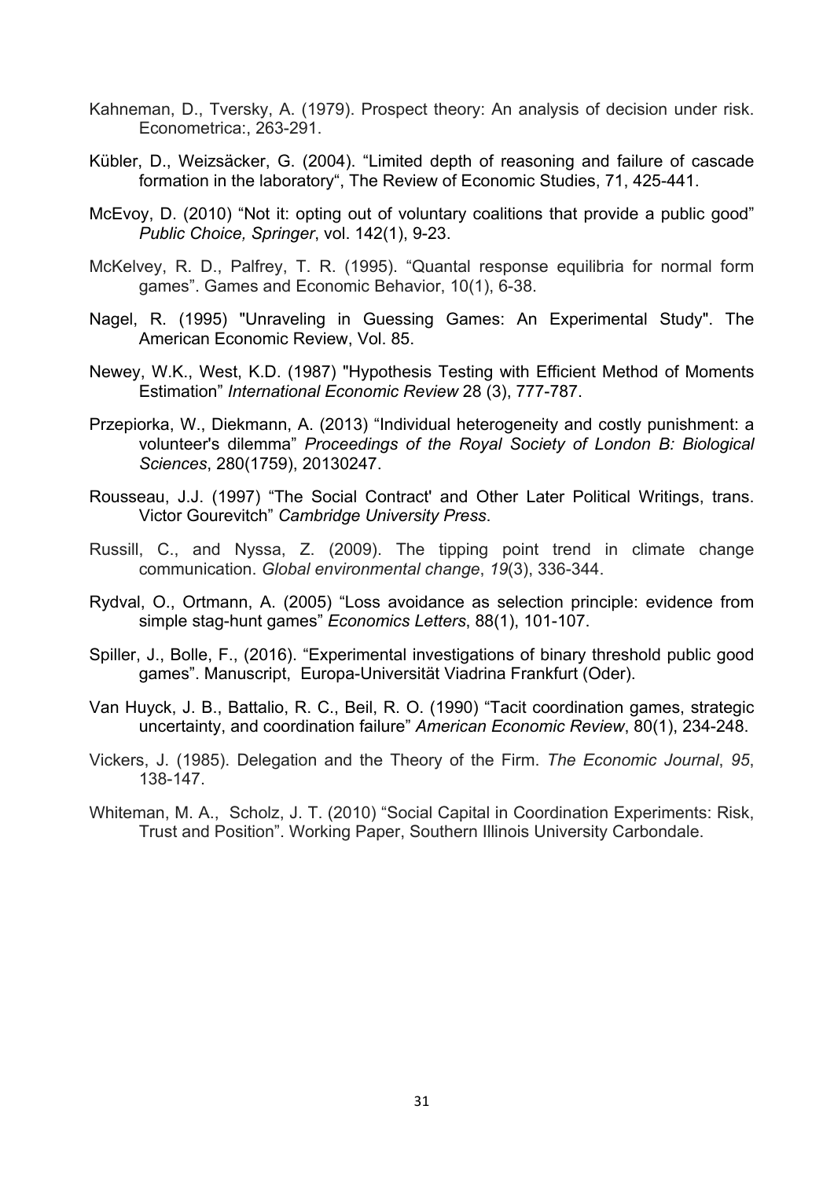Kahneman, D., Tversky, A. (1979). Prospect theory: An analysis of decision under risk. Econometrica:, 263-291.

Kübler, D., Weizsäcker, G. (2004). "Limited depth of reasoning and failure of cascade formation in the laboratory", The Review of Economic Studies, 71, 425-441.

McEvoy, D. (2010) "Not it: opting out of voluntary coalitions that provide a public good" *Public Choice, Springer*, vol. 142(1), 9-23.

McKelvey, R. D., Palfrey, T. R. (1995). "Quantal response equilibria for normal form games". Games and Economic Behavior, 10(1), 6-38.

Nagel, R. (1995) "Unraveling in Guessing Games: An Experimental Study". The American Economic Review, Vol. 85.

Newey, W.K., West, K.D. (1987) "Hypothesis Testing with Efficient Method of Moments Estimation" *International Economic Review* 28 (3), 777-787.

Przepiorka, W., Diekmann, A. (2013) "Individual heterogeneity and costly punishment: a volunteer's dilemma" *Proceedings of the Royal Society of London B: Biological Sciences*, 280(1759), 20130247.

Rousseau, J.J. (1997) "The Social Contract' and Other Later Political Writings, trans. Victor Gourevitch" *Cambridge University Press*.

Russill, C., and Nyssa, Z. (2009). The tipping point trend in climate change communication. *Global environmental change*, *19*(3), 336-344.

Rydval, O., Ortmann, A. (2005) "Loss avoidance as selection principle: evidence from simple stag-hunt games" *Economics Letters*, 88(1), 101-107.

Spiller, J., Bolle, F., (2016). "Experimental investigations of binary threshold public good games". Manuscript, Europa-Universität Viadrina Frankfurt (Oder).

Van Huyck, J. B., Battalio, R. C., Beil, R. O. (1990) "Tacit coordination games, strategic uncertainty, and coordination failure" *American Economic Review*, 80(1), 234-248.

Vickers, J. (1985). Delegation and the Theory of the Firm. *The Economic Journal*, *95*, 138-147.

Whiteman, M. A., Scholz, J. T. (2010) "Social Capital in Coordination Experiments: Risk, Trust and Position". Working Paper, Southern Illinois University Carbondale.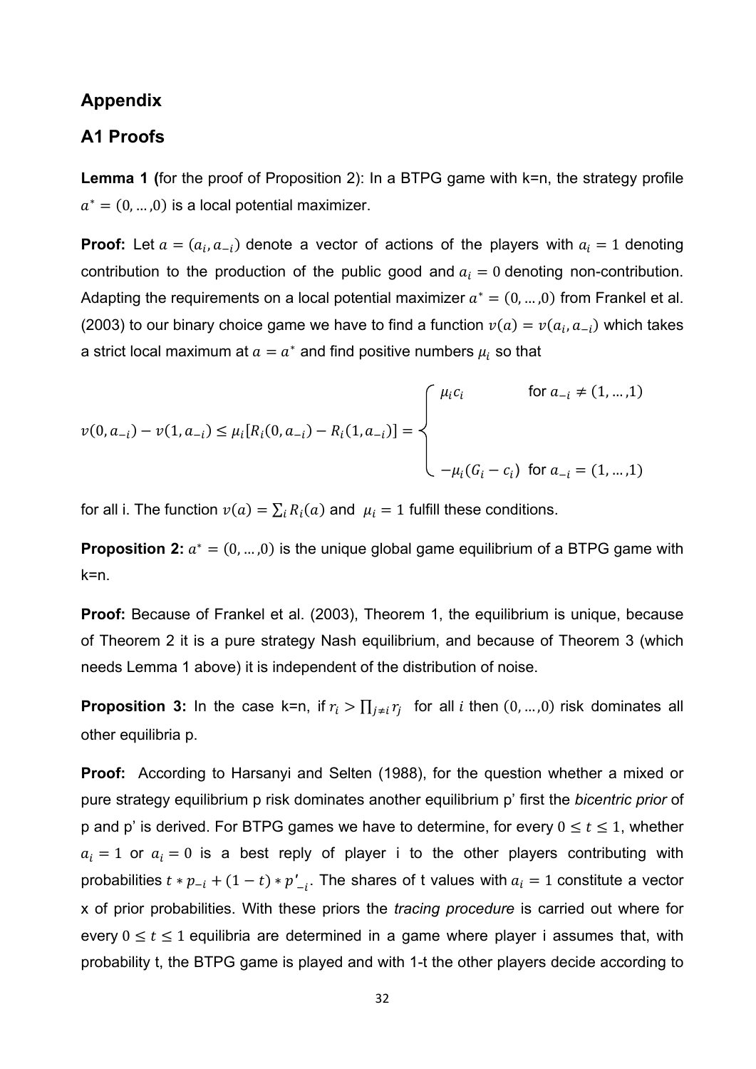## Appendix

## A1 Proofs

**Lemma 1 (**for the proof of Proposition 2): In a BTPG game with k=n, the strategy profile $a^* = (0, \dots, 0)$ is a local potential maximizer.

**Proof:** Let $a = (a_i, a_{-i})$ denote a vector of actions of the players with $a_i = 1$ denoting contribution to the production of the public good and $a_i = 0$ denoting non-contribution. Adapting the requirements on a local potential maximizer $a^* = (0, \dots, 0)$ from Frankel et al. (2003) to our binary choice game we have to find a function $v(a) = v(a_i, a_{-i})$ which takes a strict local maximum at $a = a^*$ and find positive numbers $\mu_i$ so that

$$v(0, a_{-i}) - v(1, a_{-i}) \leq \mu_i [R_i(0, a_{-i}) - R_i(1, a_{-i})] = \begin{cases} \mu_i c_i & \text{for } a_{-i} \neq (1, \dots, 1) \\ \\ -\mu_i (G_i - c_i) & \text{for } a_{-i} = (1, \dots, 1) \end{cases}$$

for all i. The function $v(a) = \sum_i R_i(a)$ and $\mu_i = 1$ fulfill these conditions.

**Proposition 2:** $a^* = (0, \dots, 0)$ is the unique global game equilibrium of a BTPG game with k=n.

**Proof:** Because of Frankel et al. (2003), Theorem 1, the equilibrium is unique, because of Theorem 2 it is a pure strategy Nash equilibrium, and because of Theorem 3 (which needs Lemma 1 above) it is independent of the distribution of noise.

**Proposition 3:** In the case k=n, if $r_i > \prod_{j \neq i} r_j$ for all $i$ then $(0, \dots, 0)$ risk dominates all other equilibria p.

**Proof:** According to Harsanyi and Selten (1988), for the question whether a mixed or pure strategy equilibrium p risk dominates another equilibrium p' first the *bicentric prior* of p and p' is derived. For BTPG games we have to determine, for every $0 \leq t \leq 1$, whether $a_i = 1$ or $a_i = 0$ is a best reply of player i to the other players contributing with probabilities $t * p_{-i} + (1 - t) * p'_{-i}$. The shares of t values with $a_i = 1$ constitute a vector x of prior probabilities. With these priors the *tracing procedure* is carried out where for every $0 \leq t \leq 1$ equilibria are determined in a game where player i assumes that, with probability t, the BTPG game is played and with 1-t the other players decide according to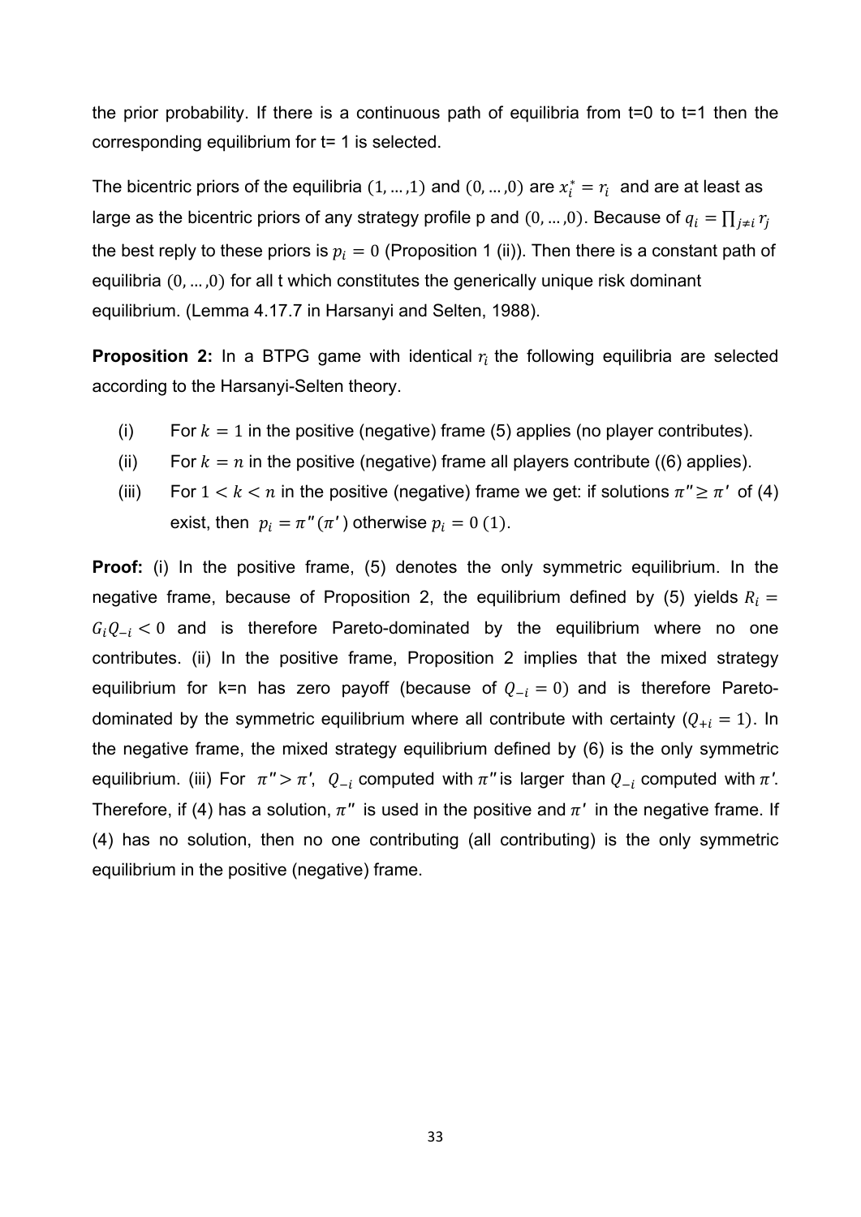the prior probability. If there is a continuous path of equilibria from t=0 to t=1 then the corresponding equilibrium for t= 1 is selected.

The bicentric priors of the equilibria $(1, \dots, 1)$ and $(0, \dots, 0)$ are $x_i^* = r_i$ and are at least as large as the bicentric priors of any strategy profile p and $(0, \dots, 0)$. Because of $q_i = \prod_{j \neq i} r_j$ the best reply to these priors is $p_i = 0$ (Proposition 1 (ii)). Then there is a constant path of equilibria $(0, \dots, 0)$ for all t which constitutes the generically unique risk dominant equilibrium. (Lemma 4.17.7 in Harsanyi and Selten, 1988).

**Proposition 2:** In a BTPG game with identical $r_i$ the following equilibria are selected according to the Harsanyi-Selten theory.

(i) For $k = 1$ in the positive (negative) frame (5) applies (no player contributes).

(ii) For $k = n$ in the positive (negative) frame all players contribute ((6) applies).

(iii) For $1 < k < n$ in the positive (negative) frame we get: if solutions $\pi'' \geq \pi'$ of (4) exist, then $p_i = \pi''(\pi')$ otherwise $p_i = 0\ (1)$.

**Proof:** (i) In the positive frame, (5) denotes the only symmetric equilibrium. In the negative frame, because of Proposition 2, the equilibrium defined by (5) yields $R_i = G_i Q_{-i} < 0$ and is therefore Pareto-dominated by the equilibrium where no one contributes. (ii) In the positive frame, Proposition 2 implies that the mixed strategy equilibrium for k=n has zero payoff (because of $Q_{-i} = 0$) and is therefore Pareto-dominated by the symmetric equilibrium where all contribute with certainty ($Q_{+i} = 1$). In the negative frame, the mixed strategy equilibrium defined by (6) is the only symmetric equilibrium. (iii) For $\pi'' > \pi'$, $Q_{-i}$ computed with $\pi''$ is larger than $Q_{-i}$ computed with $\pi'$. Therefore, if (4) has a solution, $\pi''$ is used in the positive and $\pi'$ in the negative frame. If (4) has no solution, then no one contributing (all contributing) is the only symmetric equilibrium in the positive (negative) frame.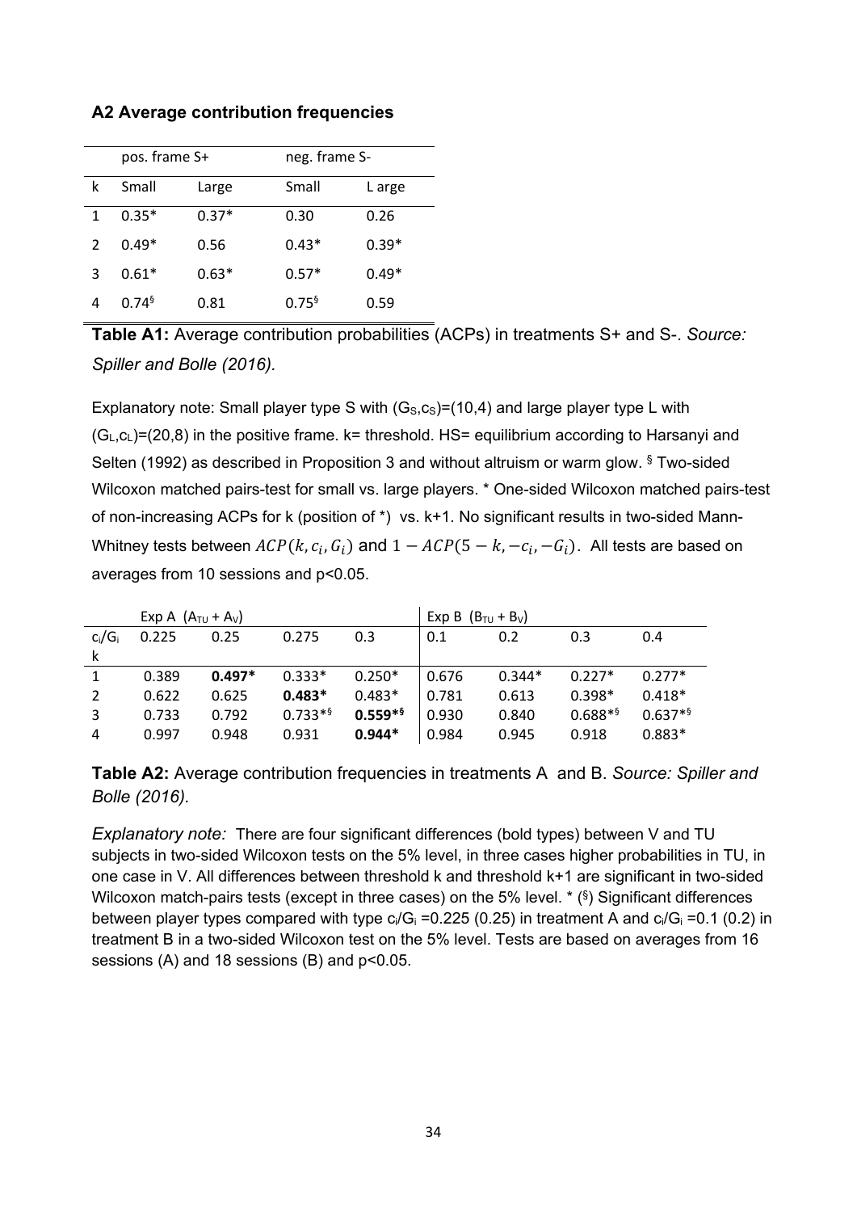### A2 Average contribution frequencies

| | pos. frame S+ | | neg. frame S- | |
|---|---|---|---|---|
| k | Small | Large | Small | L arge |
| 1 | 0.35* | 0.37* | 0.30 | 0.26 |
| 2 | 0.49* | 0.56 | 0.43* | 0.39* |
| 3 | 0.61* | 0.63* | 0.57* | 0.49* |
| 4 | 0.74[§] | 0.81 | 0.75[§] | 0.59 |

**Table A1:** Average contribution probabilities (ACPs) in treatments S+ and S-. *Source: Spiller and Bolle (2016).*

Explanatory note: Small player type S with $(G_S,c_S)$=(10,4) and large player type L with $(G_L,c_L)$=(20,8) in the positive frame. k= threshold. HS= equilibrium according to Harsanyi and Selten (1992) as described in Proposition 3 and without altruism or warm glow. [§] Two-sided Wilcoxon matched pairs-test for small vs. large players. * One-sided Wilcoxon matched pairs-test of non-increasing ACPs for k (position of *) vs. k+1. No significant results in two-sided Mann-Whitney tests between $ACP(k, c_i, G_i)$ and $1 - ACP(5 - k, -c_i, -G_i)$. All tests are based on averages from 10 sessions and p<0.05.

| | Exp A ($A_{TU}$ + $A_V$) | | | | Exp B ($B_{TU}$ + $B_V$) | | | |
|---|---|---|---|---|---|---|---|---|
| $c_i/G_i$ | 0.225 | 0.25 | 0.275 | 0.3 | 0.1 | 0.2 | 0.3 | 0.4 |
| k | | | | | | | | |
| 1 | 0.389 | **0.497*** | 0.333* | 0.250* | 0.676 | 0.344* | 0.227* | 0.277* |
| 2 | 0.622 | 0.625 | **0.483*** | 0.483* | 0.781 | 0.613 | 0.398* | 0.418* |
| 3 | 0.733 | 0.792 | 0.733*[§] | **0.559***[§] | 0.930 | 0.840 | 0.688*[§] | 0.637*[§] |
| 4 | 0.997 | 0.948 | 0.931 | **0.944*** | 0.984 | 0.945 | 0.918 | 0.883* |

**Table A2:** Average contribution frequencies in treatments A and B. *Source: Spiller and Bolle (2016).*

*Explanatory note:* There are four significant differences (bold types) between V and TU subjects in two-sided Wilcoxon tests on the 5% level, in three cases higher probabilities in TU, in one case in V. All differences between threshold k and threshold k+1 are significant in two-sided Wilcoxon match-pairs tests (except in three cases) on the 5% level. * ([§]) Significant differences between player types compared with type $c_i/G_i$ =0.225 (0.25) in treatment A and $c_i/G_i$ =0.1 (0.2) in treatment B in a two-sided Wilcoxon test on the 5% level. Tests are based on averages from 16 sessions (A) and 18 sessions (B) and p<0.05.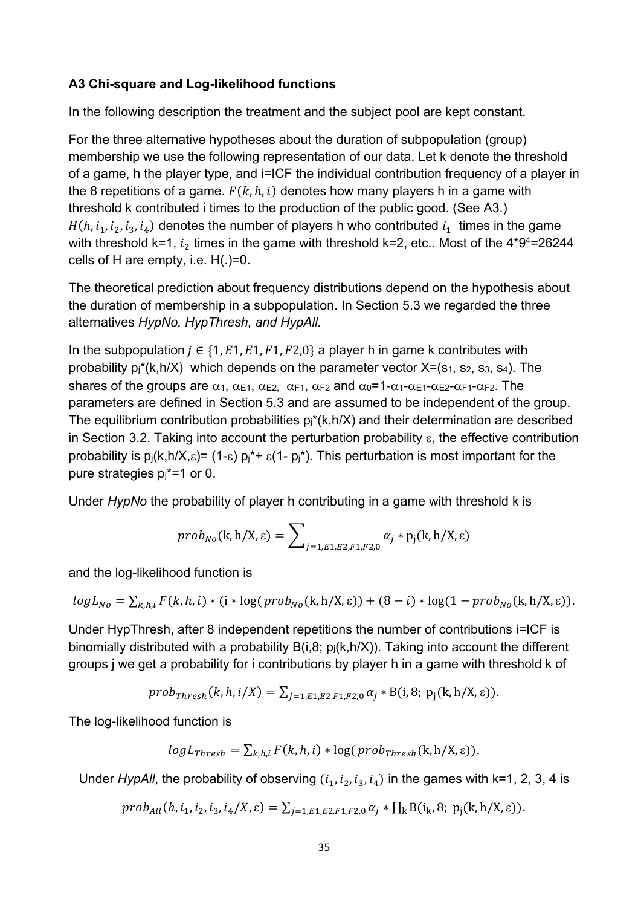### A3 Chi-square and Log-likelihood functions

In the following description the treatment and the subject pool are kept constant.

For the three alternative hypotheses about the duration of subpopulation (group) membership we use the following representation of our data. Let k denote the threshold of a game, h the player type, and i=ICF the individual contribution frequency of a player in the 8 repetitions of a game. $F(k, h, i)$ denotes how many players h in a game with threshold k contributed i times to the production of the public good. (See A3.) $H(h, i_1, i_2, i_3, i_4)$ denotes the number of players h who contributed $i_1$ times in the game with threshold k=1, $i_2$ times in the game with threshold k=2, etc.. Most of the $4*9^4$=26244 cells of H are empty, i.e. H(.)=0.

The theoretical prediction about frequency distributions depend on the hypothesis about the duration of membership in a subpopulation. In Section 5.3 we regarded the three alternatives *HypNo, HypThresh, and HypAll.*

In the subpopulation $j \in \{1, E1, E1, F1, F2, 0\}$ a player h in game k contributes with probability $p_j^*(k,h/X)$ which depends on the parameter vector $X=(s_1, s_2, s_3, s_4)$. The shares of the groups are $\alpha_1$, $\alpha_{E1}$, $\alpha_{E2}$, $\alpha_{F1}$, $\alpha_{F2}$ and $\alpha_0=1-\alpha_1-\alpha_{E1}-\alpha_{E2}-\alpha_{F1}-\alpha_{F2}$. The parameters are defined in Section 5.3 and are assumed to be independent of the group. The equilibrium contribution probabilities $p_j^*(k,h/X)$ and their determination are described in Section 3.2. Taking into account the perturbation probability $\varepsilon$, the effective contribution probability is $p_j(k,h/X,\varepsilon)= (1-\varepsilon)\, p_j^* + \varepsilon(1- p_j^*)$. This perturbation is most important for the pure strategies $p_j^*$=1 or 0.

Under *HypNo* the probability of player h contributing in a game with threshold k is

$$prob_{No}(\mathrm{k}, \mathrm{h}/\mathrm{X}, \varepsilon) = \sum\nolimits_{j=1,E1,E2,F1,F2,0} \alpha_j * \mathrm{p_j}(\mathrm{k}, \mathrm{h}/\mathrm{X}, \varepsilon)$$

and the log-likelihood function is

$$logL_{No} = \sum_{k,h,i} F(k,h,i) * (\mathrm{i} * \log(prob_{No}(\mathrm{k}, \mathrm{h}/\mathrm{X}, \varepsilon)) + (8-i) * \log(1 - prob_{No}(\mathrm{k}, \mathrm{h}/\mathrm{X}, \varepsilon)).$$

Under HypThresh, after 8 independent repetitions the number of contributions i=ICF is binomially distributed with a probability $B(i,8;\, p_j(k,h/X))$. Taking into account the different groups j we get a probability for i contributions by player h in a game with threshold k of

$$prob_{Thresh}(k,h,i/X) = \sum\nolimits_{j=1,E1,E2,F1,F2,0} \alpha_j * \mathrm{B}(\mathrm{i}, 8;\ \mathrm{p_j}(\mathrm{k}, \mathrm{h}/\mathrm{X}, \varepsilon)).$$

The log-likelihood function is

$$logL_{Thresh} = \sum\nolimits_{k,h,i} F(k,h,i) * \log(prob_{Thresh}(\mathrm{k}, \mathrm{h}/\mathrm{X}, \varepsilon)).$$

Under *HypAll*, the probability of observing $(i_1, i_2, i_3, i_4)$ in the games with k=1, 2, 3, 4 is

$$prob_{All}(h, i_1, i_2, i_3, i_4/X, \varepsilon) = \sum\nolimits_{j=1,E1,E2,F1,F2,0} \alpha_j * \prod\nolimits_{\mathrm{k}} \mathrm{B}(\mathrm{i_k}, 8;\ \mathrm{p_j}(\mathrm{k}, \mathrm{h}/\mathrm{X}, \varepsilon)).$$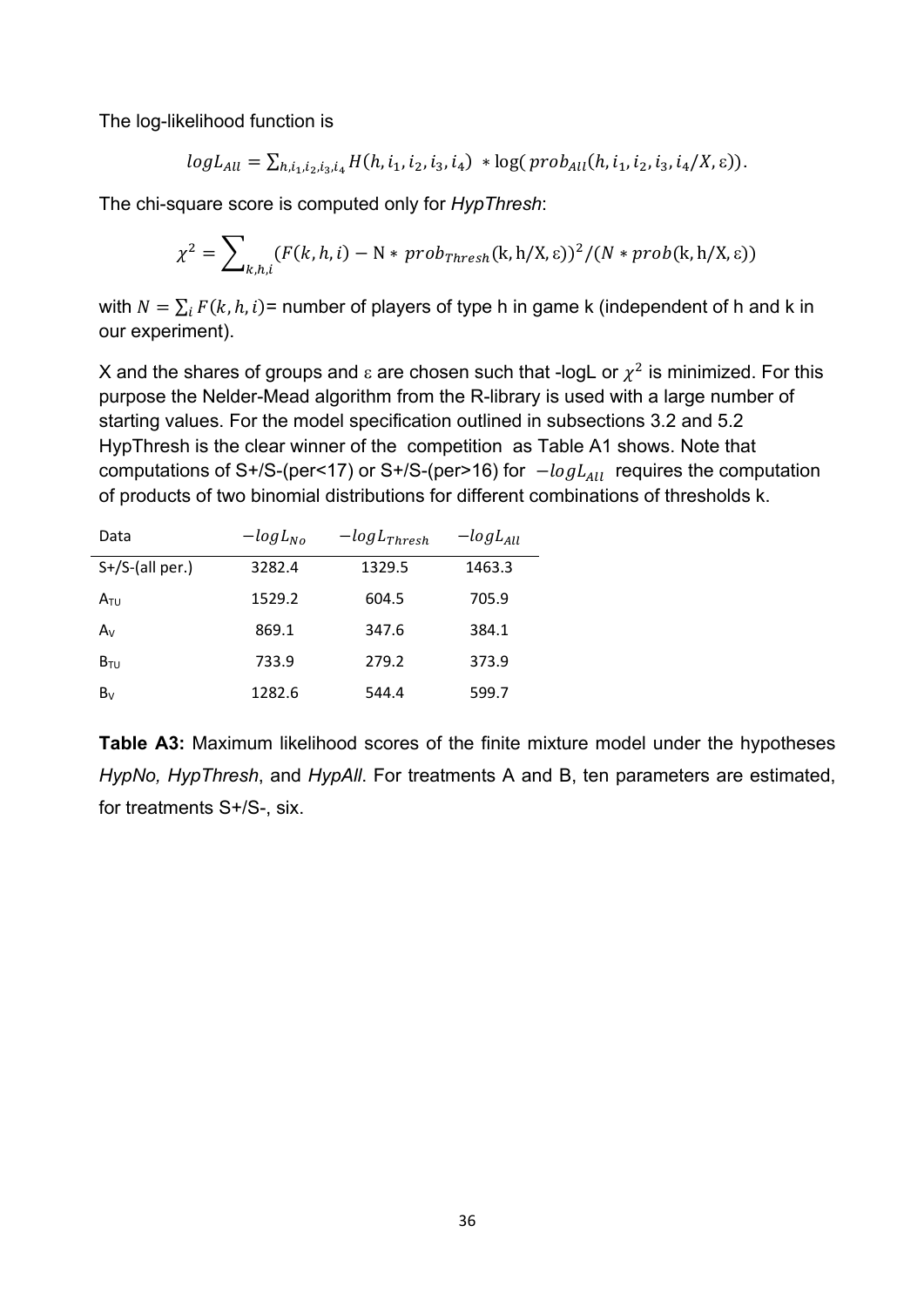The log-likelihood function is

$$logL_{All} = \sum_{h,i_1,i_2,i_3,i_4} H(h, i_1, i_2, i_3, i_4) \ * \log(\ prob_{All}(h, i_1, i_2, i_3, i_4/X, \varepsilon)).$$

The chi-square score is computed only for *HypThresh*:

$$\chi^2 = \sum\nolimits_{k,h,i} (F(k,h,i) - \mathrm{N} * prob_{Thresh}(\mathrm{k, h/X, \varepsilon}))^2/(N * prob(\mathrm{k, h/X, \varepsilon}))$$

with $N = \sum_i F(k,h,i)$= number of players of type h in game k (independent of h and k in our experiment).

X and the shares of groups and $\varepsilon$ are chosen such that -logL or $\chi^2$ is minimized. For this purpose the Nelder-Mead algorithm from the R-library is used with a large number of starting values. For the model specification outlined in subsections 3.2 and 5.2 HypThresh is the clear winner of the competition as Table A1 shows. Note that computations of S+/S-(per<17) or S+/S-(per>16) for $-logL_{All}$ requires the computation of products of two binomial distributions for different combinations of thresholds k.

| Data | $-logL_{No}$ | $-logL_{Thresh}$ | $-logL_{All}$ |
|---|---|---|---|
| S+/S-(all per.) | 3282.4 | 1329.5 | 1463.3 |
| $A_{TU}$ | 1529.2 | 604.5 | 705.9 |
| $A_V$ | 869.1 | 347.6 | 384.1 |
| $B_{TU}$ | 733.9 | 279.2 | 373.9 |
| $B_V$ | 1282.6 | 544.4 | 599.7 |

**Table A3:** Maximum likelihood scores of the finite mixture model under the hypotheses *HypNo, HypThresh*, and *HypAll*. For treatments A and B, ten parameters are estimated, for treatments S+/S-, six.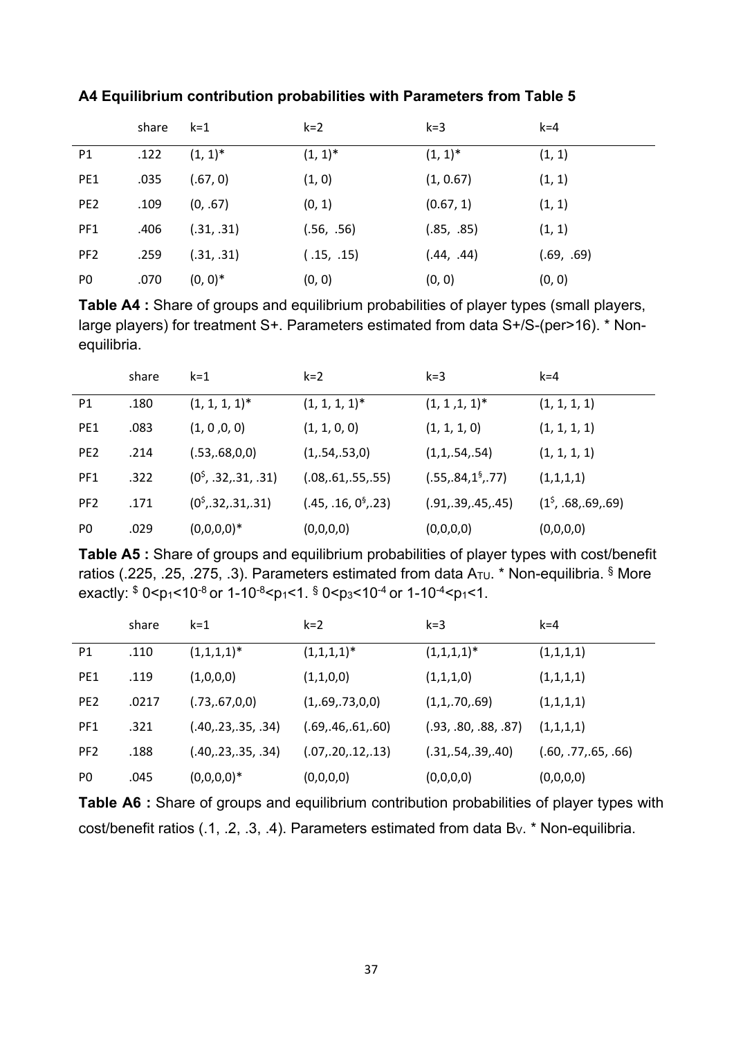### A4 Equilibrium contribution probabilities with Parameters from Table 5

| | share | k=1 | k=2 | k=3 | k=4 |
|---|---|---|---|---|---|
| P1 | .122 | (1, 1)* | (1, 1)* | (1, 1)* | (1, 1) |
| PE1 | .035 | (.67, 0) | (1, 0) | (1, 0.67) | (1, 1) |
| PE2 | .109 | (0, .67) | (0, 1) | (0.67, 1) | (1, 1) |
| PF1 | .406 | (.31, .31) | (.56, .56) | (.85, .85) | (1, 1) |
| PF2 | .259 | (.31, .31) | ( .15, .15) | (.44, .44) | (.69, .69) |
| P0 | .070 | (0, 0)* | (0, 0) | (0, 0) | (0, 0) |

**Table A4 :** Share of groups and equilibrium probabilities of player types (small players, large players) for treatment S+. Parameters estimated from data S+/S-(per>16). * Non-equilibria.

| | share | k=1 | k=2 | k=3 | k=4 |
|---|---|---|---|---|---|
| P1 | .180 | (1, 1, 1, 1)* | (1, 1, 1, 1)* | (1, 1 ,1, 1)* | (1, 1, 1, 1) |
| PE1 | .083 | (1, 0 ,0, 0) | (1, 1, 0, 0) | (1, 1, 1, 0) | (1, 1, 1, 1) |
| PE2 | .214 | (.53,.68,0,0) | (1,.54,.53,0) | (1,1,.54,.54) | (1, 1, 1, 1) |
| PF1 | .322 | ($0^\$$, .32,.31, .31) | (.08,.61,.55,.55) | (.55,.84,$1^§$,.77) | (1,1,1,1) |
| PF2 | .171 | ($0^\$$,.32,.31,.31) | (.45, .16, $0^§$,.23) | (.91,.39,.45,.45) | ($1^\$$, .68,.69,.69) |
| P0 | .029 | (0,0,0,0)* | (0,0,0,0) | (0,0,0,0) | (0,0,0,0) |

**Table A5 :** Share of groups and equilibrium probabilities of player types with cost/benefit ratios (.225, .25, .275, .3). Parameters estimated from data $A_{TU}$. * Non-equilibria. § More exactly: $ $0<p_1<10^{-8}$ or $1-10^{-8}<p_1<1$. § $0<p_3<10^{-4}$ or $1-10^{-4}<p_1<1$.

| | share | k=1 | k=2 | k=3 | k=4 |
|---|---|---|---|---|---|
| P1 | .110 | (1,1,1,1)* | (1,1,1,1)* | (1,1,1,1)* | (1,1,1,1) |
| PE1 | .119 | (1,0,0,0) | (1,1,0,0) | (1,1,1,0) | (1,1,1,1) |
| PE2 | .0217 | (.73,.67,0,0) | (1,.69,.73,0,0) | (1,1,.70,.69) | (1,1,1,1) |
| PF1 | .321 | (.40,.23,.35, .34) | (.69,.46,.61,.60) | (.93, .80, .88, .87) | (1,1,1,1) |
| PF2 | .188 | (.40,.23,.35, .34) | (.07,.20,.12,.13) | (.31,.54,.39,.40) | (.60, .77,.65, .66) |
| P0 | .045 | (0,0,0,0)* | (0,0,0,0) | (0,0,0,0) | (0,0,0,0) |

**Table A6 :** Share of groups and equilibrium contribution probabilities of player types with cost/benefit ratios (.1, .2, .3, .4). Parameters estimated from data $B_V$. * Non-equilibria.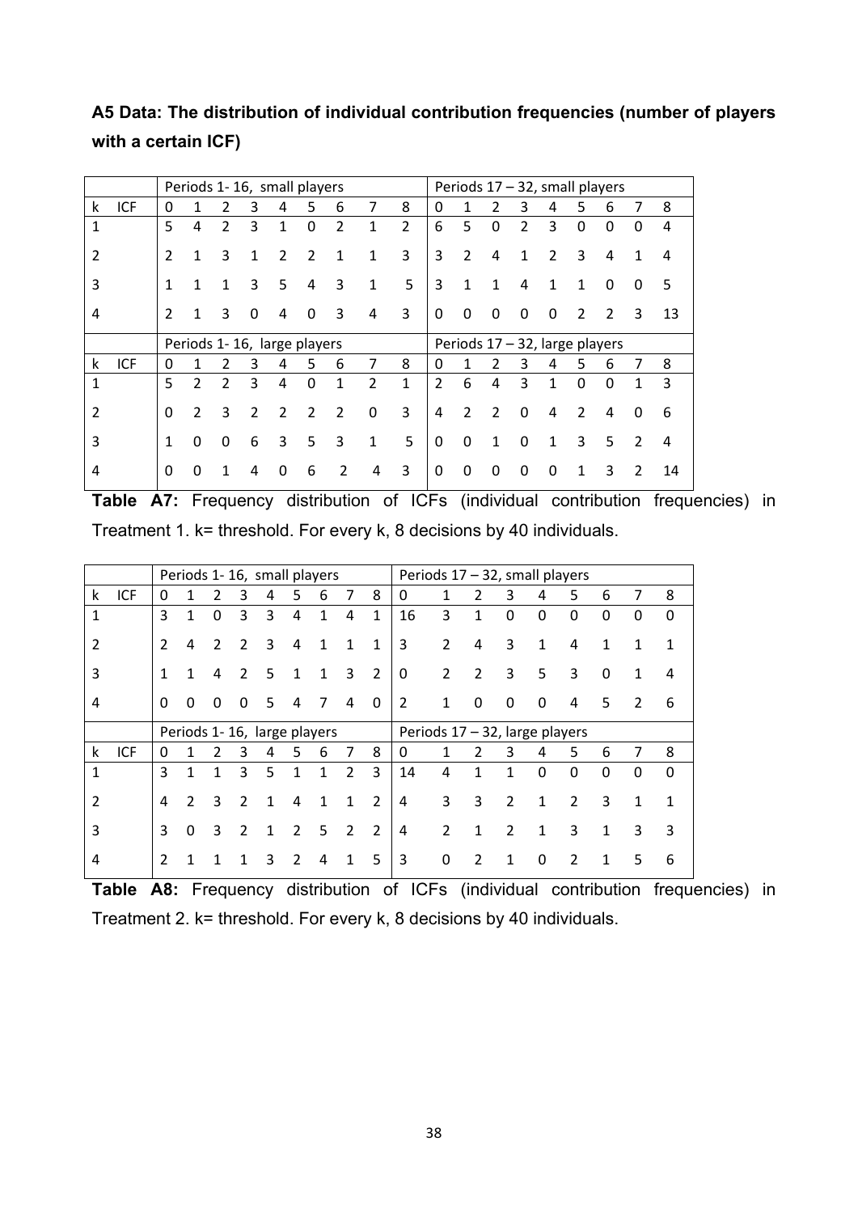**A5 Data: The distribution of individual contribution frequencies (number of players with a certain ICF)**

| | | Periods 1- 16, small players | | | | | | | | | Periods 17 – 32, small players | | | | | | | | |
|---|---|---|---|---|---|---|---|---|---|---|---|---|---|---|---|---|---|---|---|
| k | ICF | 0 | 1 | 2 | 3 | 4 | 5 | 6 | 7 | 8 | 0 | 1 | 2 | 3 | 4 | 5 | 6 | 7 | 8 |
| 1 | | 5 | 4 | 2 | 3 | 1 | 0 | 2 | 1 | 2 | 6 | 5 | 0 | 2 | 3 | 0 | 0 | 0 | 4 |
| 2 | | 2 | 1 | 3 | 1 | 2 | 2 | 1 | 1 | 3 | 3 | 2 | 4 | 1 | 2 | 3 | 4 | 1 | 4 |
| 3 | | 1 | 1 | 1 | 3 | 5 | 4 | 3 | 1 | 5 | 3 | 1 | 1 | 4 | 1 | 1 | 0 | 0 | 5 |
| 4 | | 2 | 1 | 3 | 0 | 4 | 0 | 3 | 4 | 3 | 0 | 0 | 0 | 0 | 0 | 2 | 2 | 3 | 13 |
| | | Periods 1- 16, large players | | | | | | | | | Periods 17 – 32, large players | | | | | | | | |
| k | ICF | 0 | 1 | 2 | 3 | 4 | 5 | 6 | 7 | 8 | 0 | 1 | 2 | 3 | 4 | 5 | 6 | 7 | 8 |
| 1 | | 5 | 2 | 2 | 3 | 4 | 0 | 1 | 2 | 1 | 2 | 6 | 4 | 3 | 1 | 0 | 0 | 1 | 3 |
| 2 | | 0 | 2 | 3 | 2 | 2 | 2 | 2 | 0 | 3 | 4 | 2 | 2 | 0 | 4 | 2 | 4 | 0 | 6 |
| 3 | | 1 | 0 | 0 | 6 | 3 | 5 | 3 | 1 | 5 | 0 | 0 | 1 | 0 | 1 | 3 | 5 | 2 | 4 |
| 4 | | 0 | 0 | 1 | 4 | 0 | 6 | 2 | 4 | 3 | 0 | 0 | 0 | 0 | 0 | 1 | 3 | 2 | 14 |

**Table A7:** Frequency distribution of ICFs (individual contribution frequencies) in Treatment 1. k= threshold. For every k, 8 decisions by 40 individuals.

| | | Periods 1- 16, small players | | | | | | | | | Periods 17 – 32, small players | | | | | | | | |
|---|---|---|---|---|---|---|---|---|---|---|---|---|---|---|---|---|---|---|---|
| k | ICF | 0 | 1 | 2 | 3 | 4 | 5 | 6 | 7 | 8 | 0 | 1 | 2 | 3 | 4 | 5 | 6 | 7 | 8 |
| 1 | | 3 | 1 | 0 | 3 | 3 | 4 | 1 | 4 | 1 | 16 | 3 | 1 | 0 | 0 | 0 | 0 | 0 | 0 |
| 2 | | 2 | 4 | 2 | 2 | 3 | 4 | 1 | 1 | 1 | 3 | 2 | 4 | 3 | 1 | 4 | 1 | 1 | 1 |
| 3 | | 1 | 1 | 4 | 2 | 5 | 1 | 1 | 3 | 2 | 0 | 2 | 2 | 3 | 5 | 3 | 0 | 1 | 4 |
| 4 | | 0 | 0 | 0 | 0 | 5 | 4 | 7 | 4 | 0 | 2 | 1 | 0 | 0 | 0 | 4 | 5 | 2 | 6 |
| | | Periods 1- 16, large players | | | | | | | | | Periods 17 – 32, large players | | | | | | | | |
| k | ICF | 0 | 1 | 2 | 3 | 4 | 5 | 6 | 7 | 8 | 0 | 1 | 2 | 3 | 4 | 5 | 6 | 7 | 8 |
| 1 | | 3 | 1 | 1 | 3 | 5 | 1 | 1 | 2 | 3 | 14 | 4 | 1 | 1 | 0 | 0 | 0 | 0 | 0 |
| 2 | | 4 | 2 | 3 | 2 | 1 | 4 | 1 | 1 | 2 | 4 | 3 | 3 | 2 | 1 | 2 | 3 | 1 | 1 |
| 3 | | 3 | 0 | 3 | 2 | 1 | 2 | 5 | 2 | 2 | 4 | 2 | 1 | 2 | 1 | 3 | 1 | 3 | 3 |
| 4 | | 2 | 1 | 1 | 1 | 3 | 2 | 4 | 1 | 5 | 3 | 0 | 2 | 1 | 0 | 2 | 1 | 5 | 6 |

**Table A8:** Frequency distribution of ICFs (individual contribution frequencies) in Treatment 2. k= threshold. For every k, 8 decisions by 40 individuals.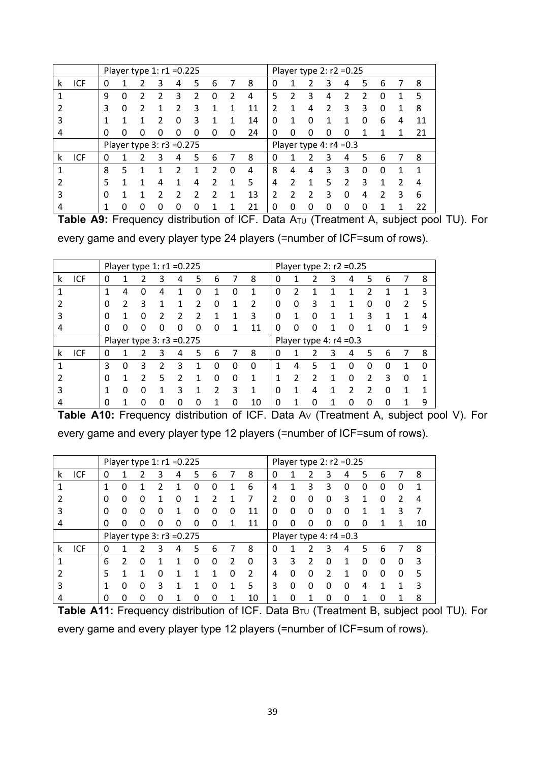| | | Player type 1: r1 =0.225 | | | | | | | | | Player type 2: r2 =0.25 | | | | | | | | |
|---|---|---|---|---|---|---|---|---|---|---|---|---|---|---|---|---|---|---|---|
| k | ICF | 0 | 1 | 2 | 3 | 4 | 5 | 6 | 7 | 8 | 0 | 1 | 2 | 3 | 4 | 5 | 6 | 7 | 8 |
| 1 | | 9 | 0 | 2 | 2 | 3 | 2 | 0 | 2 | 4 | 5 | 2 | 3 | 4 | 2 | 2 | 0 | 1 | 5 |
| 2 | | 3 | 0 | 2 | 1 | 2 | 3 | 1 | 1 | 11 | 2 | 1 | 4 | 2 | 3 | 3 | 0 | 1 | 8 |
| 3 | | 1 | 1 | 1 | 2 | 0 | 3 | 1 | 1 | 14 | 0 | 1 | 0 | 1 | 1 | 0 | 6 | 4 | 11 |
| 4 | | 0 | 0 | 0 | 0 | 0 | 0 | 0 | 0 | 24 | 0 | 0 | 0 | 0 | 0 | 1 | 1 | 1 | 21 |
| | | Player type 3: r3 =0.275 | | | | | | | | | Player type 4: r4 =0.3 | | | | | | | | |
| k | ICF | 0 | 1 | 2 | 3 | 4 | 5 | 6 | 7 | 8 | 0 | 1 | 2 | 3 | 4 | 5 | 6 | 7 | 8 |
| 1 | | 8 | 5 | 1 | 1 | 2 | 1 | 2 | 0 | 4 | 8 | 4 | 4 | 3 | 3 | 0 | 0 | 1 | 1 |
| 2 | | 5 | 1 | 1 | 4 | 1 | 4 | 2 | 1 | 5 | 4 | 2 | 1 | 5 | 2 | 3 | 1 | 2 | 4 |
| 3 | | 0 | 1 | 1 | 2 | 2 | 2 | 2 | 1 | 13 | 2 | 2 | 2 | 3 | 0 | 4 | 2 | 3 | 6 |
| 4 | | 1 | 0 | 0 | 0 | 0 | 0 | 1 | 1 | 21 | 0 | 0 | 0 | 0 | 0 | 0 | 1 | 1 | 22 |

**Table A9:** Frequency distribution of ICF. Data $A_{TU}$ (Treatment A, subject pool TU). For every game and every player type 24 players (=number of ICF=sum of rows).

| | | Player type 1: r1 =0.225 | | | | | | | | | Player type 2: r2 =0.25 | | | | | | | | |
|---|---|---|---|---|---|---|---|---|---|---|---|---|---|---|---|---|---|---|---|
| k | ICF | 0 | 1 | 2 | 3 | 4 | 5 | 6 | 7 | 8 | 0 | 1 | 2 | 3 | 4 | 5 | 6 | 7 | 8 |
| 1 | | 1 | 4 | 0 | 4 | 1 | 0 | 1 | 0 | 1 | 0 | 2 | 1 | 1 | 1 | 2 | 1 | 1 | 3 |
| 2 | | 0 | 2 | 3 | 1 | 1 | 2 | 0 | 1 | 2 | 0 | 0 | 3 | 1 | 1 | 0 | 0 | 2 | 5 |
| 3 | | 0 | 1 | 0 | 2 | 2 | 2 | 1 | 1 | 3 | 0 | 1 | 0 | 1 | 1 | 3 | 1 | 1 | 4 |
| 4 | | 0 | 0 | 0 | 0 | 0 | 0 | 0 | 1 | 11 | 0 | 0 | 0 | 1 | 0 | 1 | 0 | 1 | 9 |
| | | Player type 3: r3 =0.275 | | | | | | | | | Player type 4: r4 =0.3 | | | | | | | | |
| k | ICF | 0 | 1 | 2 | 3 | 4 | 5 | 6 | 7 | 8 | 0 | 1 | 2 | 3 | 4 | 5 | 6 | 7 | 8 |
| 1 | | 3 | 0 | 3 | 2 | 3 | 1 | 0 | 0 | 0 | 1 | 4 | 5 | 1 | 0 | 0 | 0 | 1 | 0 |
| 2 | | 0 | 1 | 2 | 5 | 2 | 1 | 0 | 0 | 1 | 1 | 2 | 2 | 1 | 0 | 2 | 3 | 0 | 1 |
| 3 | | 1 | 0 | 0 | 1 | 3 | 1 | 2 | 3 | 1 | 0 | 1 | 4 | 1 | 2 | 2 | 0 | 1 | 1 |
| 4 | | 0 | 1 | 0 | 0 | 0 | 0 | 1 | 0 | 10 | 0 | 1 | 0 | 1 | 0 | 0 | 0 | 1 | 9 |

**Table A10:** Frequency distribution of ICF. Data $A_V$ (Treatment A, subject pool V). For every game and every player type 12 players (=number of ICF=sum of rows).

| | | Player type 1: r1 =0.225 | | | | | | | | | Player type 2: r2 =0.25 | | | | | | | | |
|---|---|---|---|---|---|---|---|---|---|---|---|---|---|---|---|---|---|---|---|
| k | ICF | 0 | 1 | 2 | 3 | 4 | 5 | 6 | 7 | 8 | 0 | 1 | 2 | 3 | 4 | 5 | 6 | 7 | 8 |
| 1 | | 1 | 0 | 1 | 2 | 1 | 0 | 0 | 1 | 6 | 4 | 1 | 3 | 3 | 0 | 0 | 0 | 0 | 1 |
| 2 | | 0 | 0 | 0 | 1 | 0 | 1 | 2 | 1 | 7 | 2 | 0 | 0 | 0 | 3 | 1 | 0 | 2 | 4 |
| 3 | | 0 | 0 | 0 | 0 | 1 | 0 | 0 | 0 | 11 | 0 | 0 | 0 | 0 | 0 | 1 | 1 | 3 | 7 |
| 4 | | 0 | 0 | 0 | 0 | 0 | 0 | 0 | 1 | 11 | 0 | 0 | 0 | 0 | 0 | 0 | 1 | 1 | 10 |
| | | Player type 3: r3 =0.275 | | | | | | | | | Player type 4: r4 =0.3 | | | | | | | | |
| k | ICF | 0 | 1 | 2 | 3 | 4 | 5 | 6 | 7 | 8 | 0 | 1 | 2 | 3 | 4 | 5 | 6 | 7 | 8 |
| 1 | | 6 | 2 | 0 | 1 | 1 | 0 | 0 | 2 | 0 | 3 | 3 | 2 | 0 | 1 | 0 | 0 | 0 | 3 |
| 2 | | 5 | 1 | 1 | 0 | 1 | 1 | 1 | 0 | 2 | 4 | 0 | 0 | 2 | 1 | 0 | 0 | 0 | 5 |
| 3 | | 1 | 0 | 0 | 3 | 1 | 1 | 0 | 1 | 5 | 3 | 0 | 0 | 0 | 0 | 4 | 1 | 1 | 3 |
| 4 | | 0 | 0 | 0 | 0 | 1 | 0 | 0 | 1 | 10 | 1 | 0 | 1 | 0 | 0 | 1 | 0 | 1 | 8 |

**Table A11:** Frequency distribution of ICF. Data $B_{TU}$ (Treatment B, subject pool TU). For every game and every player type 12 players (=number of ICF=sum of rows).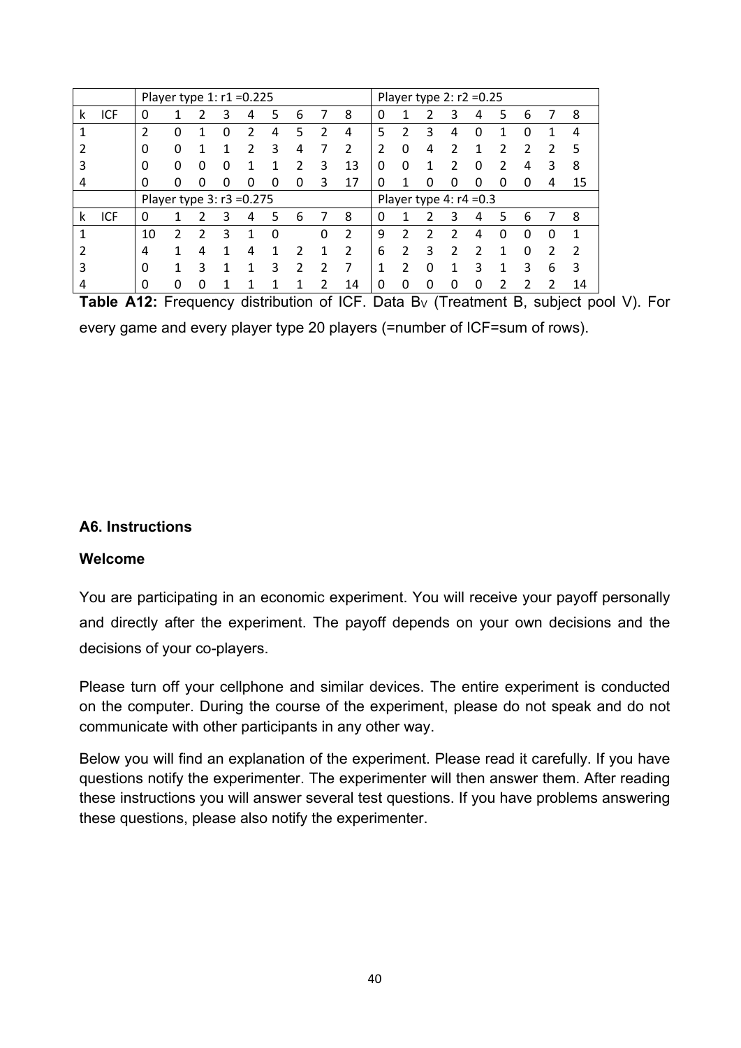| | | Player type 1: r1 =0.225 | | | | | | | | | Player type 2: r2 =0.25 | | | | | | | | |
|---|---|---|---|---|---|---|---|---|---|---|---|---|---|---|---|---|---|---|---|
| k | ICF | 0 | 1 | 2 | 3 | 4 | 5 | 6 | 7 | 8 | 0 | 1 | 2 | 3 | 4 | 5 | 6 | 7 | 8 |
| 1 | | 2 | 0 | 1 | 0 | 2 | 4 | 5 | 2 | 4 | 5 | 2 | 3 | 4 | 0 | 1 | 0 | 1 | 4 |
| 2 | | 0 | 0 | 1 | 1 | 2 | 3 | 4 | 7 | 2 | 2 | 0 | 4 | 2 | 1 | 2 | 2 | 2 | 5 |
| 3 | | 0 | 0 | 0 | 0 | 1 | 1 | 2 | 3 | 13 | 0 | 0 | 1 | 2 | 0 | 2 | 4 | 3 | 8 |
| 4 | | 0 | 0 | 0 | 0 | 0 | 0 | 0 | 3 | 17 | 0 | 1 | 0 | 0 | 0 | 0 | 0 | 4 | 15 |
| | | Player type 3: r3 =0.275 | | | | | | | | | Player type 4: r4 =0.3 | | | | | | | | |
| k | ICF | 0 | 1 | 2 | 3 | 4 | 5 | 6 | 7 | 8 | 0 | 1 | 2 | 3 | 4 | 5 | 6 | 7 | 8 |
| 1 | | 10 | 2 | 2 | 3 | 1 | 0 | | 0 | 2 | 9 | 2 | 2 | 2 | 4 | 0 | 0 | 0 | 1 |
| 2 | | 4 | 1 | 4 | 1 | 4 | 1 | 2 | 1 | 2 | 6 | 2 | 3 | 2 | 2 | 1 | 0 | 2 | 2 |
| 3 | | 0 | 1 | 3 | 1 | 1 | 3 | 2 | 2 | 7 | 1 | 2 | 0 | 1 | 3 | 1 | 3 | 6 | 3 |
| 4 | | 0 | 0 | 0 | 1 | 1 | 1 | 1 | 2 | 14 | 0 | 0 | 0 | 0 | 0 | 2 | 2 | 2 | 14 |

**Table A12:** Frequency distribution of ICF. Data $B_V$ (Treatment B, subject pool V). For every game and every player type 20 players (=number of ICF=sum of rows).

## A6. Instructions

### Welcome

You are participating in an economic experiment. You will receive your payoff personally and directly after the experiment. The payoff depends on your own decisions and the decisions of your co-players.

Please turn off your cellphone and similar devices. The entire experiment is conducted on the computer. During the course of the experiment, please do not speak and do not communicate with other participants in any other way.

Below you will find an explanation of the experiment. Please read it carefully. If you have questions notify the experimenter. The experimenter will then answer them. After reading these instructions you will answer several test questions. If you have problems answering these questions, please also notify the experimenter.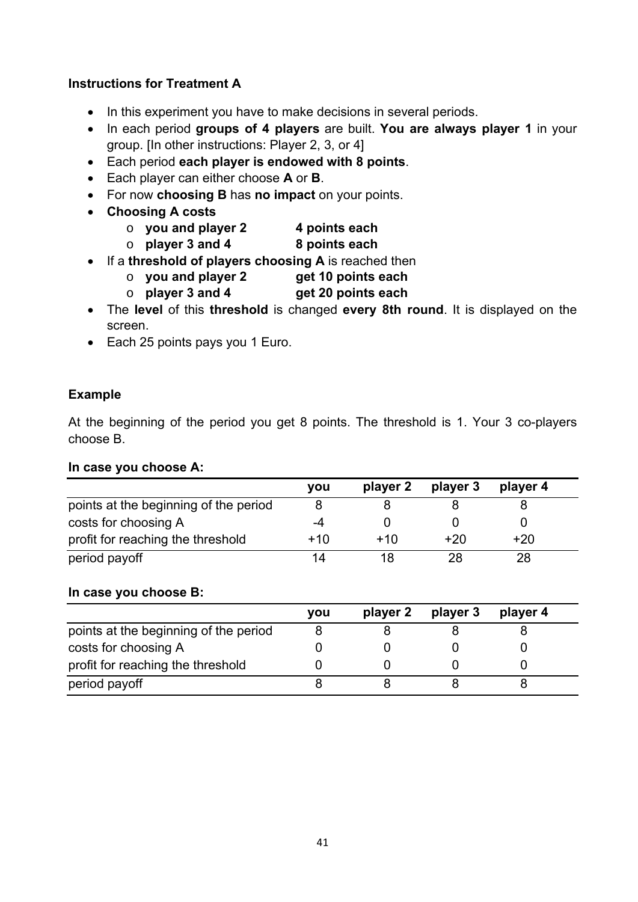**Instructions for Treatment A**

- In this experiment you have to make decisions in several periods.
- In each period **groups of 4 players** are built. **You are always player 1** in your group. [In other instructions: Player 2, 3, or 4]
- Each period **each player is endowed with 8 points**.
- Each player can either choose **A** or **B**.
- For now **choosing B** has **no impact** on your points.
- **Choosing A costs**
  - **you and player 2** **4 points each**
  - **player 3 and 4** **8 points each**
- If a **threshold of players choosing A** is reached then
  - **you and player 2** **get 10 points each**
  - **player 3 and 4** **get 20 points each**
- The **level** of this **threshold** is changed **every 8th round**. It is displayed on the screen.
- Each 25 points pays you 1 Euro.

**Example**

At the beginning of the period you get 8 points. The threshold is 1. Your 3 co-players choose B.

**In case you choose A:**

| | you | player 2 | player 3 | player 4 |
|---|---|---|---|---|
| points at the beginning of the period | 8 | 8 | 8 | 8 |
| costs for choosing A | -4 | 0 | 0 | 0 |
| profit for reaching the threshold | +10 | +10 | +20 | +20 |
| period payoff | 14 | 18 | 28 | 28 |

**In case you choose B:**

| | you | player 2 | player 3 | player 4 |
|---|---|---|---|---|
| points at the beginning of the period | 8 | 8 | 8 | 8 |
| costs for choosing A | 0 | 0 | 0 | 0 |
| profit for reaching the threshold | 0 | 0 | 0 | 0 |
| period payoff | 8 | 8 | 8 | 8 |